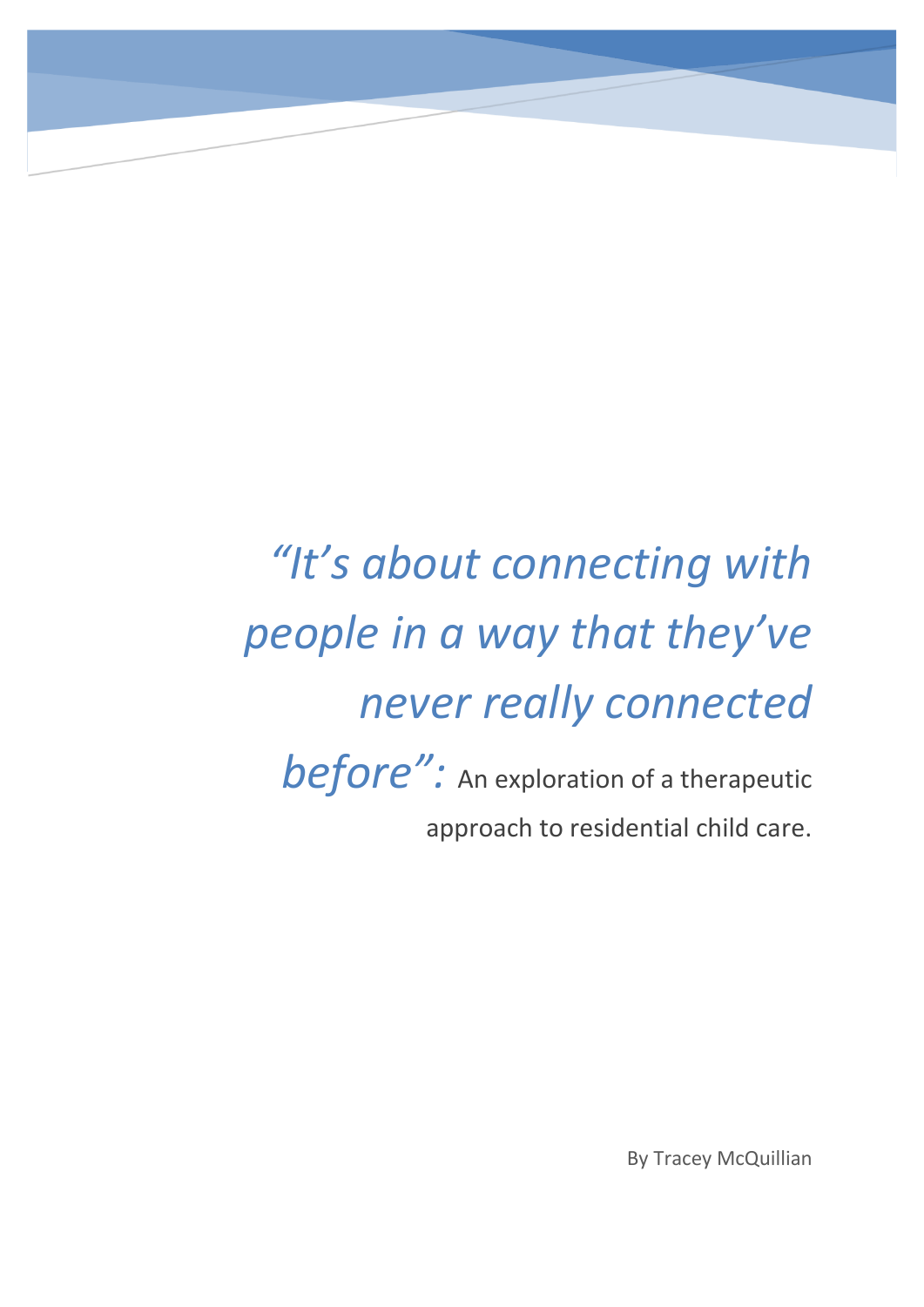# *"It's about connecting with people in a way that they've never really connected before":* An exploration of a therapeutic approach to residential child care.

By Tracey McQuillian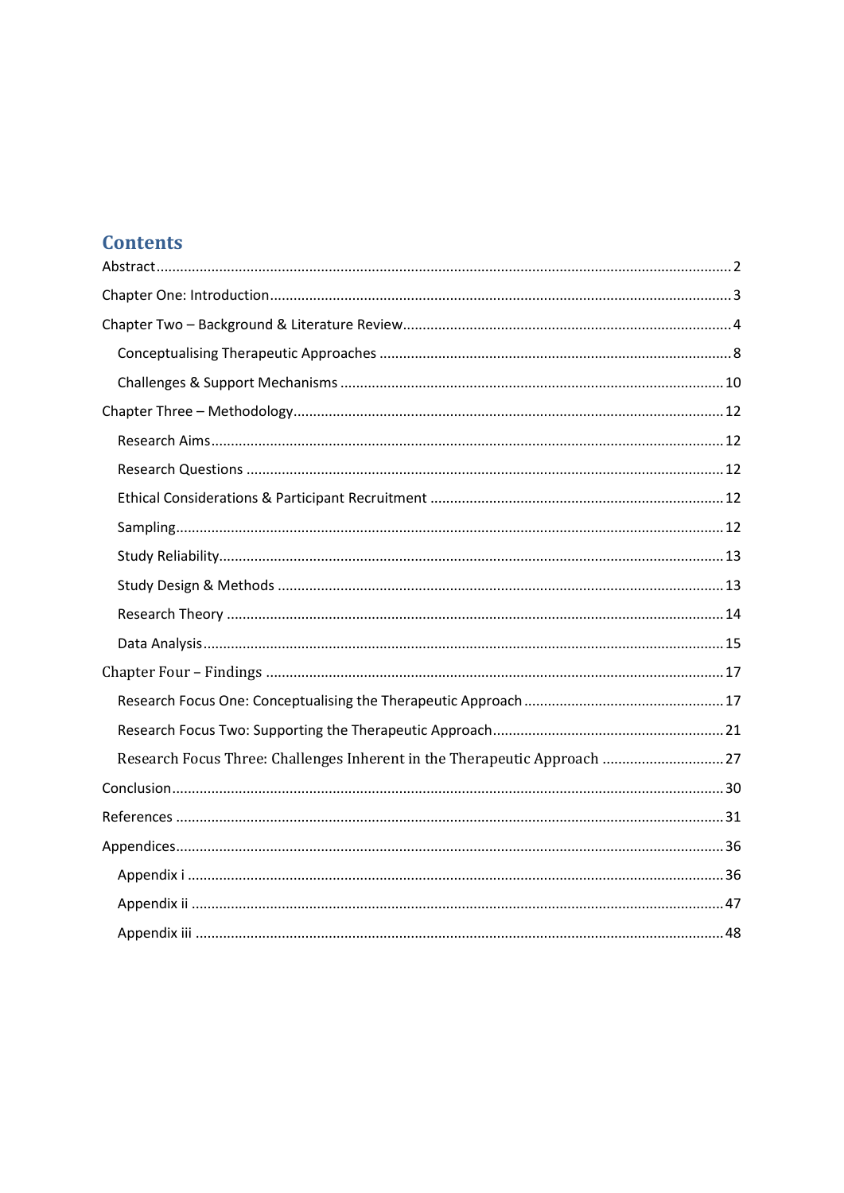# Contents

- Abstract .......... 2
- Chapter One: Introduction .......... 3
- Chapter Two – Background & Literature Review .......... 4
  - Conceptualising Therapeutic Approaches .......... 8
  - Challenges & Support Mechanisms .......... 10
- Chapter Three – Methodology .......... 12
  - Research Aims .......... 12
  - Research Questions .......... 12
  - Ethical Considerations & Participant Recruitment .......... 12
  - Sampling .......... 12
  - Study Reliability .......... 13
  - Study Design & Methods .......... 13
  - Research Theory .......... 14
  - Data Analysis .......... 15
- Chapter Four – Findings .......... 17
  - Research Focus One: Conceptualising the Therapeutic Approach .......... 17
  - Research Focus Two: Supporting the Therapeutic Approach .......... 21
  - Research Focus Three: Challenges Inherent in the Therapeutic Approach .......... 27
- Conclusion .......... 30
- References .......... 31
- Appendices .......... 36
  - Appendix i .......... 36
  - Appendix ii .......... 47
  - Appendix iii .......... 48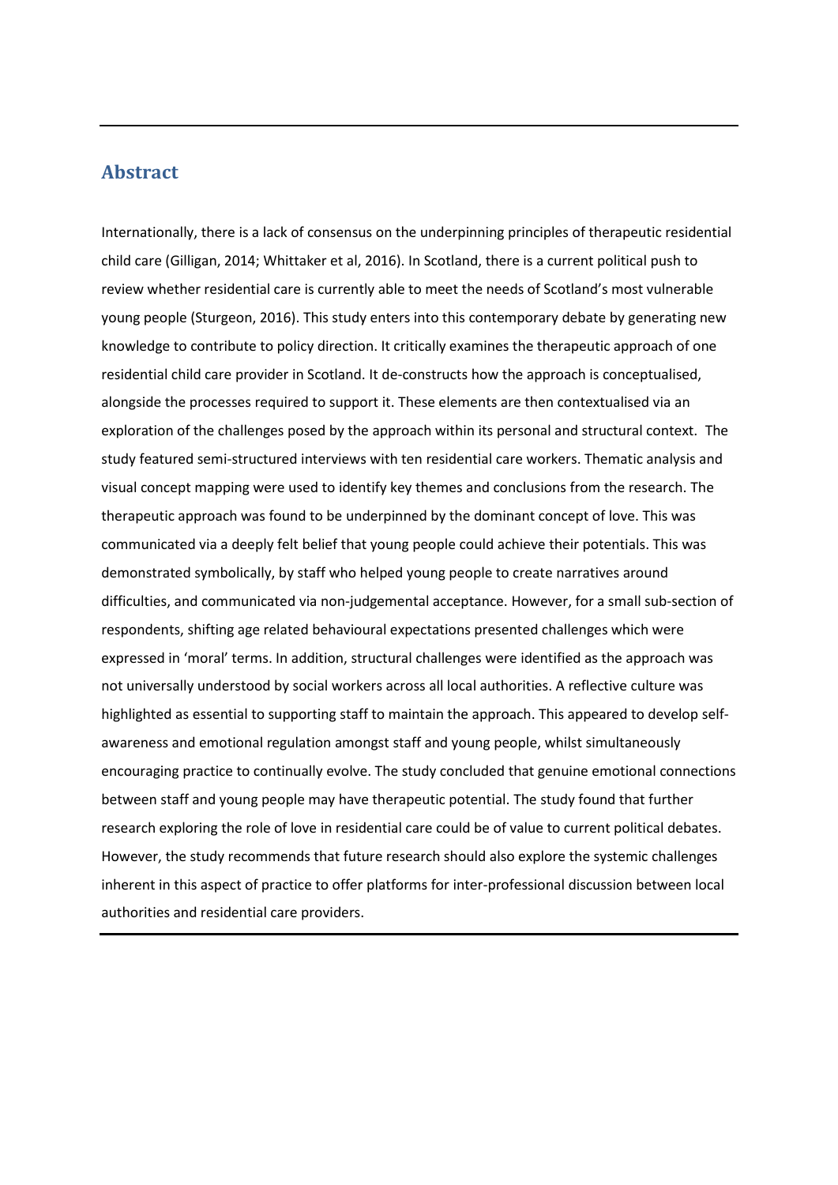## Abstract

Internationally, there is a lack of consensus on the underpinning principles of therapeutic residential child care (Gilligan, 2014; Whittaker et al, 2016). In Scotland, there is a current political push to review whether residential care is currently able to meet the needs of Scotland's most vulnerable young people (Sturgeon, 2016). This study enters into this contemporary debate by generating new knowledge to contribute to policy direction. It critically examines the therapeutic approach of one residential child care provider in Scotland. It de-constructs how the approach is conceptualised, alongside the processes required to support it. These elements are then contextualised via an exploration of the challenges posed by the approach within its personal and structural context. The study featured semi-structured interviews with ten residential care workers. Thematic analysis and visual concept mapping were used to identify key themes and conclusions from the research. The therapeutic approach was found to be underpinned by the dominant concept of love. This was communicated via a deeply felt belief that young people could achieve their potentials. This was demonstrated symbolically, by staff who helped young people to create narratives around difficulties, and communicated via non-judgemental acceptance. However, for a small sub-section of respondents, shifting age related behavioural expectations presented challenges which were expressed in 'moral' terms. In addition, structural challenges were identified as the approach was not universally understood by social workers across all local authorities. A reflective culture was highlighted as essential to supporting staff to maintain the approach. This appeared to develop self-awareness and emotional regulation amongst staff and young people, whilst simultaneously encouraging practice to continually evolve. The study concluded that genuine emotional connections between staff and young people may have therapeutic potential. The study found that further research exploring the role of love in residential care could be of value to current political debates. However, the study recommends that future research should also explore the systemic challenges inherent in this aspect of practice to offer platforms for inter-professional discussion between local authorities and residential care providers.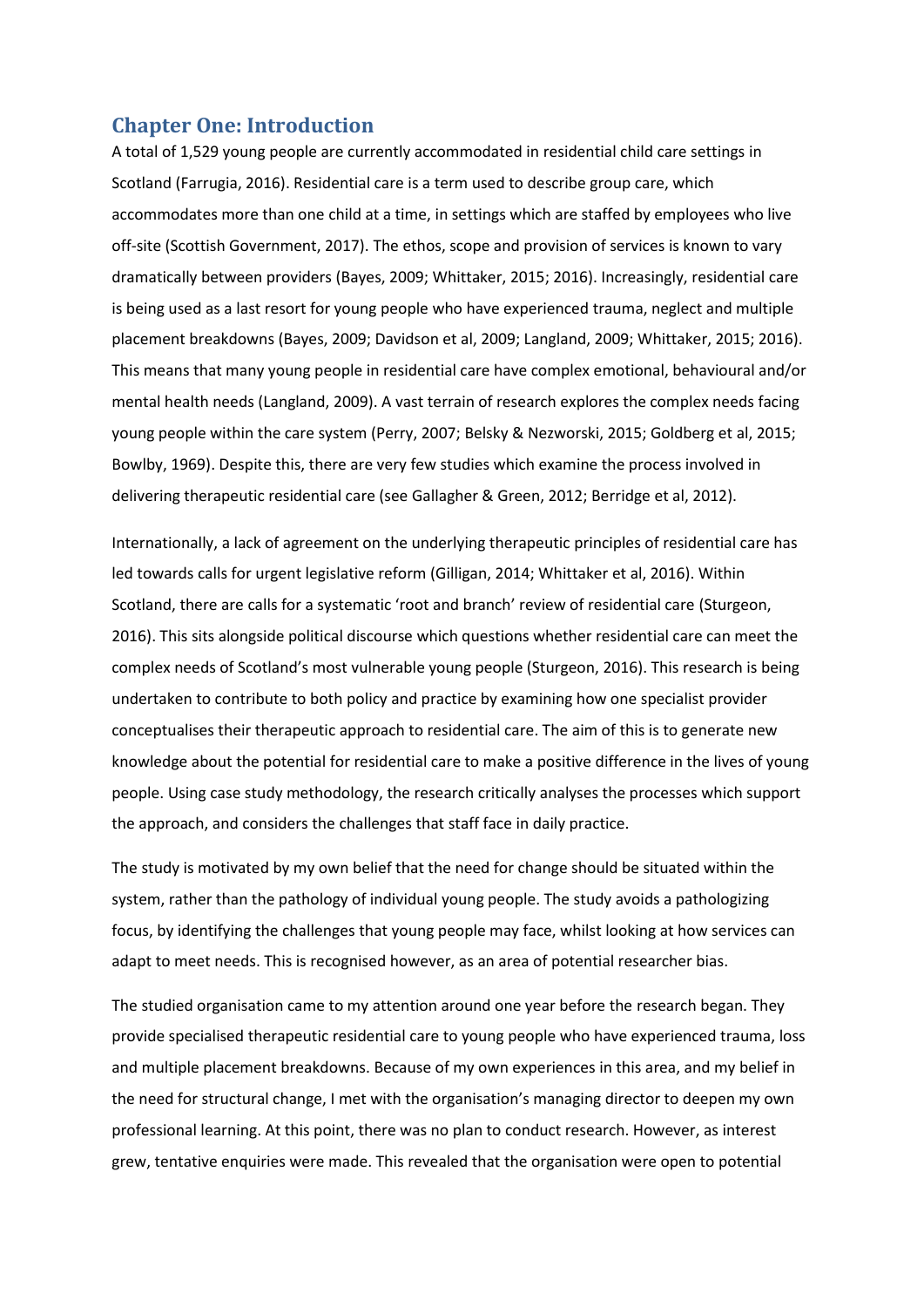## Chapter One: Introduction

A total of 1,529 young people are currently accommodated in residential child care settings in Scotland (Farrugia, 2016). Residential care is a term used to describe group care, which accommodates more than one child at a time, in settings which are staffed by employees who live off-site (Scottish Government, 2017). The ethos, scope and provision of services is known to vary dramatically between providers (Bayes, 2009; Whittaker, 2015; 2016). Increasingly, residential care is being used as a last resort for young people who have experienced trauma, neglect and multiple placement breakdowns (Bayes, 2009; Davidson et al, 2009; Langland, 2009; Whittaker, 2015; 2016). This means that many young people in residential care have complex emotional, behavioural and/or mental health needs (Langland, 2009). A vast terrain of research explores the complex needs facing young people within the care system (Perry, 2007; Belsky & Nezworski, 2015; Goldberg et al, 2015; Bowlby, 1969). Despite this, there are very few studies which examine the process involved in delivering therapeutic residential care (see Gallagher & Green, 2012; Berridge et al, 2012).

Internationally, a lack of agreement on the underlying therapeutic principles of residential care has led towards calls for urgent legislative reform (Gilligan, 2014; Whittaker et al, 2016). Within Scotland, there are calls for a systematic 'root and branch' review of residential care (Sturgeon, 2016). This sits alongside political discourse which questions whether residential care can meet the complex needs of Scotland's most vulnerable young people (Sturgeon, 2016). This research is being undertaken to contribute to both policy and practice by examining how one specialist provider conceptualises their therapeutic approach to residential care. The aim of this is to generate new knowledge about the potential for residential care to make a positive difference in the lives of young people. Using case study methodology, the research critically analyses the processes which support the approach, and considers the challenges that staff face in daily practice.

The study is motivated by my own belief that the need for change should be situated within the system, rather than the pathology of individual young people. The study avoids a pathologizing focus, by identifying the challenges that young people may face, whilst looking at how services can adapt to meet needs. This is recognised however, as an area of potential researcher bias.

The studied organisation came to my attention around one year before the research began. They provide specialised therapeutic residential care to young people who have experienced trauma, loss and multiple placement breakdowns. Because of my own experiences in this area, and my belief in the need for structural change, I met with the organisation's managing director to deepen my own professional learning. At this point, there was no plan to conduct research. However, as interest grew, tentative enquiries were made. This revealed that the organisation were open to potential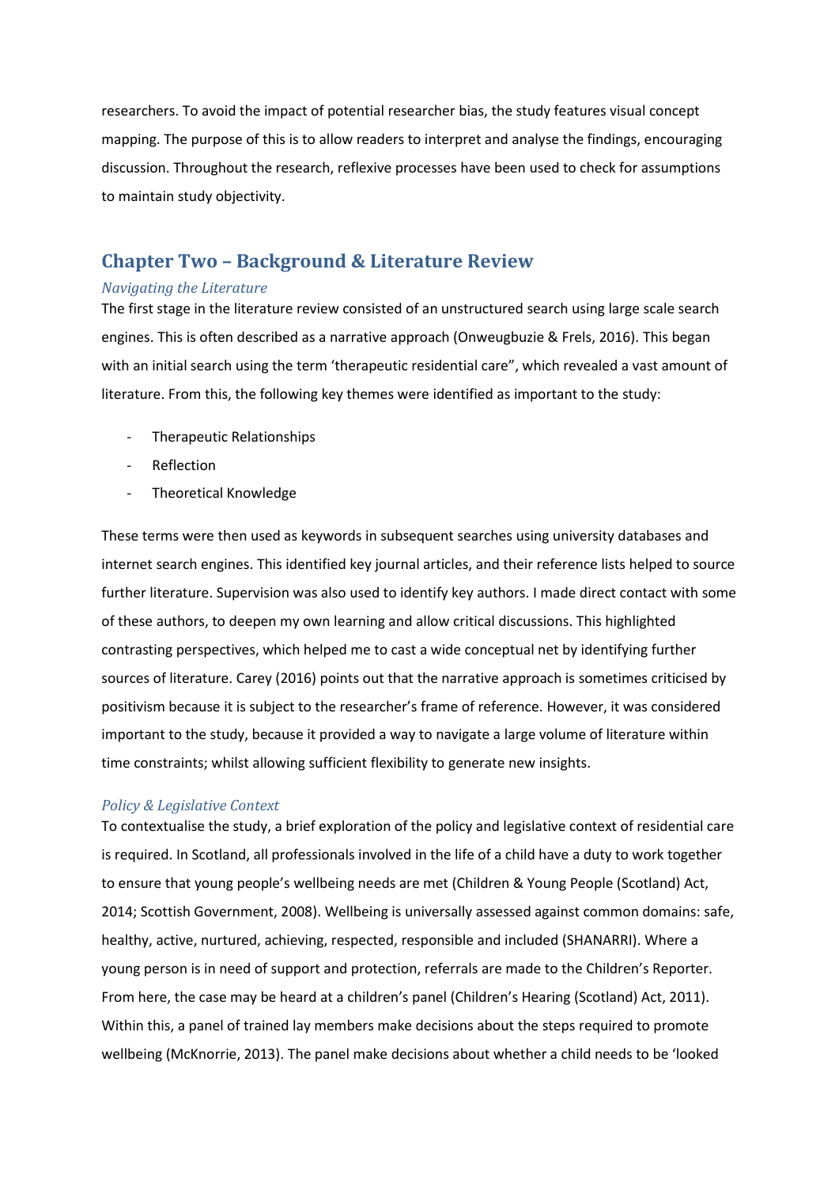researchers. To avoid the impact of potential researcher bias, the study features visual concept mapping. The purpose of this is to allow readers to interpret and analyse the findings, encouraging discussion. Throughout the research, reflexive processes have been used to check for assumptions to maintain study objectivity.

## Chapter Two – Background & Literature Review

### *Navigating the Literature*

The first stage in the literature review consisted of an unstructured search using large scale search engines. This is often described as a narrative approach (Onweugbuzie & Frels, 2016). This began with an initial search using the term 'therapeutic residential care", which revealed a vast amount of literature. From this, the following key themes were identified as important to the study:

- Therapeutic Relationships
- Reflection
- Theoretical Knowledge

These terms were then used as keywords in subsequent searches using university databases and internet search engines. This identified key journal articles, and their reference lists helped to source further literature. Supervision was also used to identify key authors. I made direct contact with some of these authors, to deepen my own learning and allow critical discussions. This highlighted contrasting perspectives, which helped me to cast a wide conceptual net by identifying further sources of literature. Carey (2016) points out that the narrative approach is sometimes criticised by positivism because it is subject to the researcher's frame of reference. However, it was considered important to the study, because it provided a way to navigate a large volume of literature within time constraints; whilst allowing sufficient flexibility to generate new insights.

### *Policy & Legislative Context*

To contextualise the study, a brief exploration of the policy and legislative context of residential care is required. In Scotland, all professionals involved in the life of a child have a duty to work together to ensure that young people's wellbeing needs are met (Children & Young People (Scotland) Act, 2014; Scottish Government, 2008). Wellbeing is universally assessed against common domains: safe, healthy, active, nurtured, achieving, respected, responsible and included (SHANARRI). Where a young person is in need of support and protection, referrals are made to the Children's Reporter. From here, the case may be heard at a children's panel (Children's Hearing (Scotland) Act, 2011). Within this, a panel of trained lay members make decisions about the steps required to promote wellbeing (McKnorrie, 2013). The panel make decisions about whether a child needs to be 'looked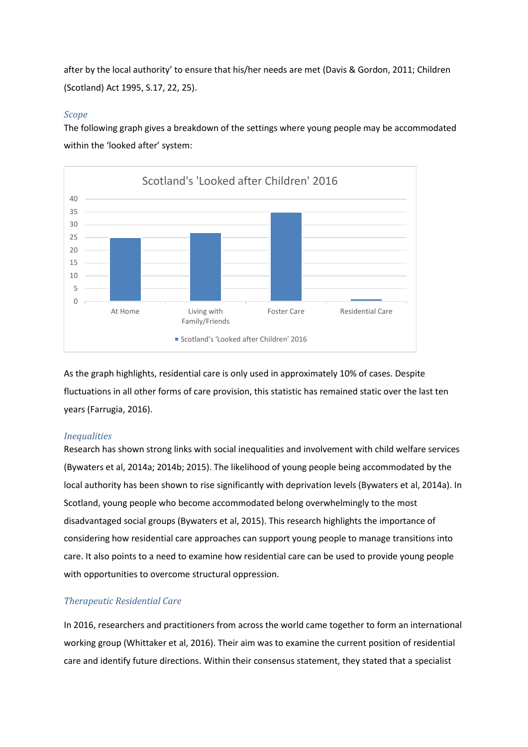after by the local authority' to ensure that his/her needs are met (Davis & Gordon, 2011; Children (Scotland) Act 1995, S.17, 22, 25).

### *Scope*

The following graph gives a breakdown of the settings where young people may be accommodated within the 'looked after' system:

**Scotland's 'Looked after Children' 2016**

| Setting | Value (approx., read from chart) |
|---|---|
| At Home | 25 |
| Living with Family/Friends | 27 |
| Foster Care | 35 |
| Residential Care | 1 |

As the graph highlights, residential care is only used in approximately 10% of cases. Despite fluctuations in all other forms of care provision, this statistic has remained static over the last ten years (Farrugia, 2016).

### *Inequalities*

Research has shown strong links with social inequalities and involvement with child welfare services (Bywaters et al, 2014a; 2014b; 2015). The likelihood of young people being accommodated by the local authority has been shown to rise significantly with deprivation levels (Bywaters et al, 2014a). In Scotland, young people who become accommodated belong overwhelmingly to the most disadvantaged social groups (Bywaters et al, 2015). This research highlights the importance of considering how residential care approaches can support young people to manage transitions into care. It also points to a need to examine how residential care can be used to provide young people with opportunities to overcome structural oppression.

### *Therapeutic Residential Care*

In 2016, researchers and practitioners from across the world came together to form an international working group (Whittaker et al, 2016). Their aim was to examine the current position of residential care and identify future directions. Within their consensus statement, they stated that a specialist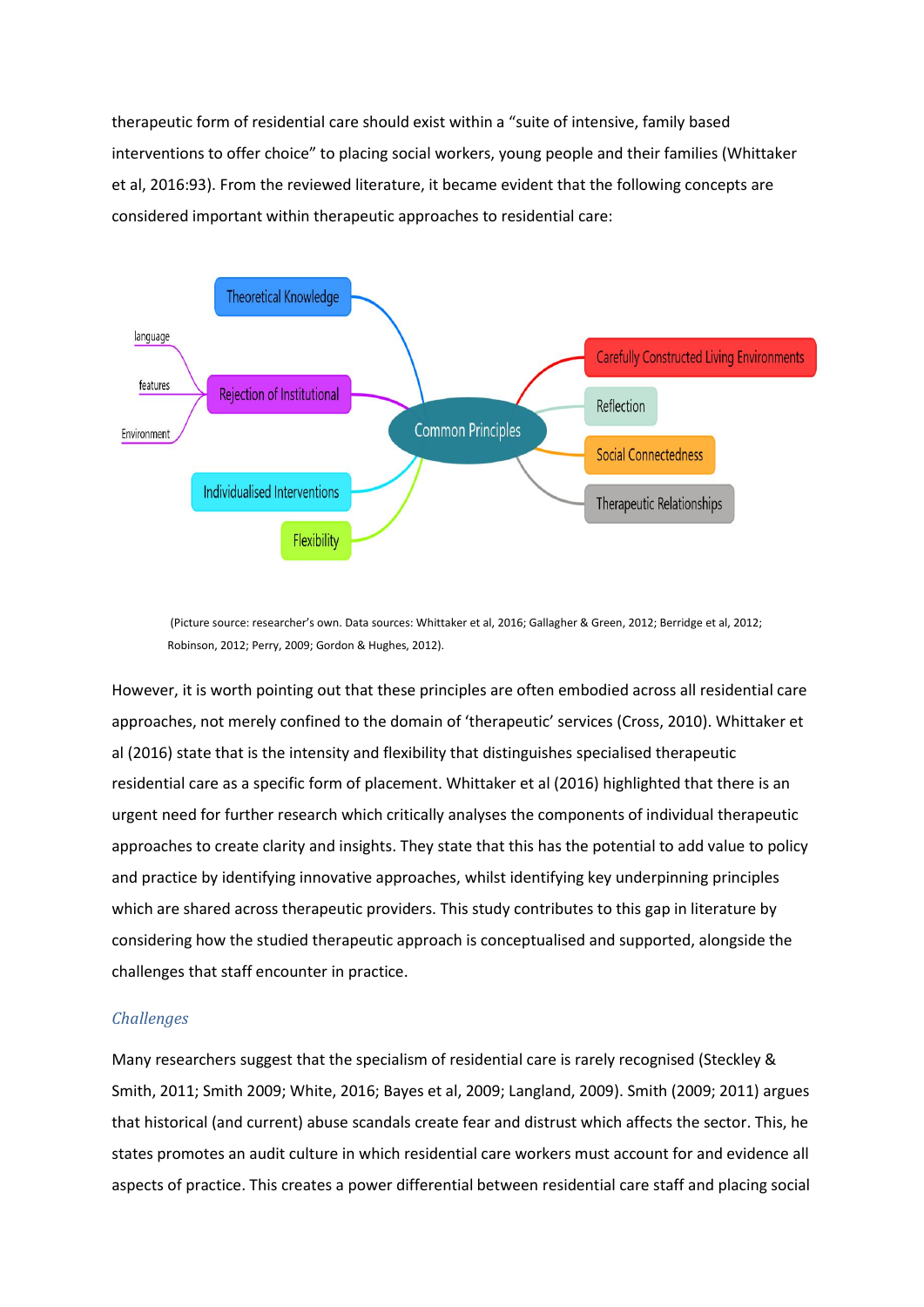therapeutic form of residential care should exist within a "suite of intensive, family based interventions to offer choice" to placing social workers, young people and their families (Whittaker et al, 2016:93). From the reviewed literature, it became evident that the following concepts are considered important within therapeutic approaches to residential care:

- **Common Principles**
  - Theoretical Knowledge
  - Rejection of Institutional
    - language
    - features
    - Environment
  - Individualised Interventions
  - Flexibility
  - Carefully Constructed Living Environments
  - Reflection
  - Social Connectedness
  - Therapeutic Relationships

(Picture source: researcher's own. Data sources: Whittaker et al, 2016; Gallagher & Green, 2012; Berridge et al, 2012; Robinson, 2012; Perry, 2009; Gordon & Hughes, 2012).

However, it is worth pointing out that these principles are often embodied across all residential care approaches, not merely confined to the domain of 'therapeutic' services (Cross, 2010). Whittaker et al (2016) state that is the intensity and flexibility that distinguishes specialised therapeutic residential care as a specific form of placement. Whittaker et al (2016) highlighted that there is an urgent need for further research which critically analyses the components of individual therapeutic approaches to create clarity and insights. They state that this has the potential to add value to policy and practice by identifying innovative approaches, whilst identifying key underpinning principles which are shared across therapeutic providers. This study contributes to this gap in literature by considering how the studied therapeutic approach is conceptualised and supported, alongside the challenges that staff encounter in practice.

### *Challenges*

Many researchers suggest that the specialism of residential care is rarely recognised (Steckley & Smith, 2011; Smith 2009; White, 2016; Bayes et al, 2009; Langland, 2009). Smith (2009; 2011) argues that historical (and current) abuse scandals create fear and distrust which affects the sector. This, he states promotes an audit culture in which residential care workers must account for and evidence all aspects of practice. This creates a power differential between residential care staff and placing social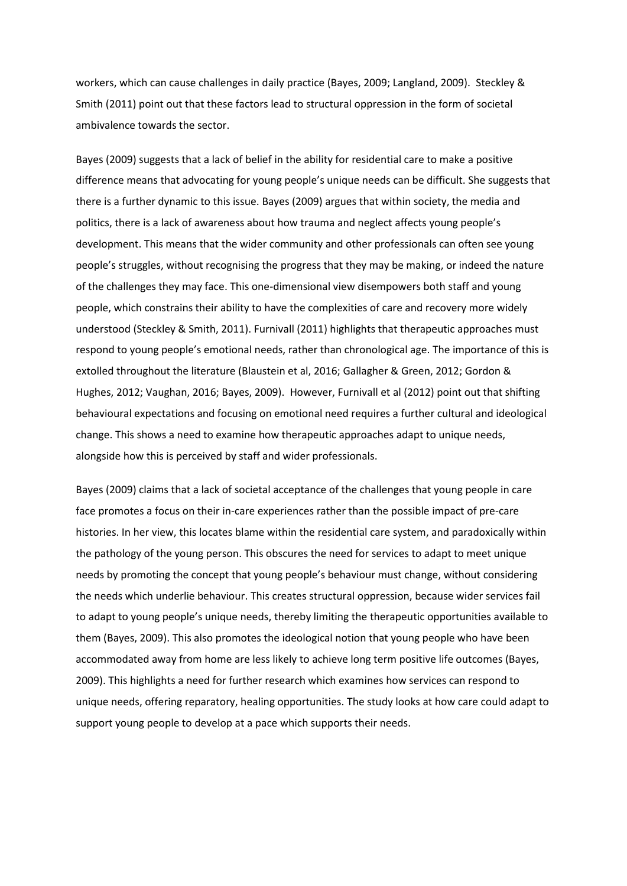workers, which can cause challenges in daily practice (Bayes, 2009; Langland, 2009). Steckley & Smith (2011) point out that these factors lead to structural oppression in the form of societal ambivalence towards the sector.

Bayes (2009) suggests that a lack of belief in the ability for residential care to make a positive difference means that advocating for young people's unique needs can be difficult. She suggests that there is a further dynamic to this issue. Bayes (2009) argues that within society, the media and politics, there is a lack of awareness about how trauma and neglect affects young people's development. This means that the wider community and other professionals can often see young people's struggles, without recognising the progress that they may be making, or indeed the nature of the challenges they may face. This one-dimensional view disempowers both staff and young people, which constrains their ability to have the complexities of care and recovery more widely understood (Steckley & Smith, 2011). Furnivall (2011) highlights that therapeutic approaches must respond to young people's emotional needs, rather than chronological age. The importance of this is extolled throughout the literature (Blaustein et al, 2016; Gallagher & Green, 2012; Gordon & Hughes, 2012; Vaughan, 2016; Bayes, 2009). However, Furnivall et al (2012) point out that shifting behavioural expectations and focusing on emotional need requires a further cultural and ideological change. This shows a need to examine how therapeutic approaches adapt to unique needs, alongside how this is perceived by staff and wider professionals.

Bayes (2009) claims that a lack of societal acceptance of the challenges that young people in care face promotes a focus on their in-care experiences rather than the possible impact of pre-care histories. In her view, this locates blame within the residential care system, and paradoxically within the pathology of the young person. This obscures the need for services to adapt to meet unique needs by promoting the concept that young people's behaviour must change, without considering the needs which underlie behaviour. This creates structural oppression, because wider services fail to adapt to young people's unique needs, thereby limiting the therapeutic opportunities available to them (Bayes, 2009). This also promotes the ideological notion that young people who have been accommodated away from home are less likely to achieve long term positive life outcomes (Bayes, 2009). This highlights a need for further research which examines how services can respond to unique needs, offering reparatory, healing opportunities. The study looks at how care could adapt to support young people to develop at a pace which supports their needs.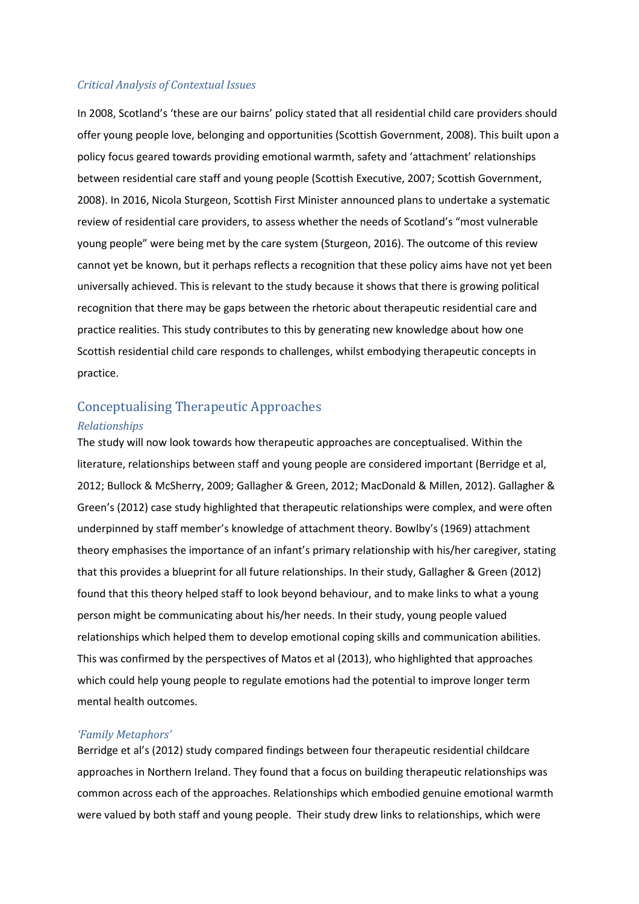### *Critical Analysis of Contextual Issues*

In 2008, Scotland's 'these are our bairns' policy stated that all residential child care providers should offer young people love, belonging and opportunities (Scottish Government, 2008). This built upon a policy focus geared towards providing emotional warmth, safety and 'attachment' relationships between residential care staff and young people (Scottish Executive, 2007; Scottish Government, 2008). In 2016, Nicola Sturgeon, Scottish First Minister announced plans to undertake a systematic review of residential care providers, to assess whether the needs of Scotland's "most vulnerable young people" were being met by the care system (Sturgeon, 2016). The outcome of this review cannot yet be known, but it perhaps reflects a recognition that these policy aims have not yet been universally achieved. This is relevant to the study because it shows that there is growing political recognition that there may be gaps between the rhetoric about therapeutic residential care and practice realities. This study contributes to this by generating new knowledge about how one Scottish residential child care responds to challenges, whilst embodying therapeutic concepts in practice.

## Conceptualising Therapeutic Approaches

### *Relationships*

The study will now look towards how therapeutic approaches are conceptualised. Within the literature, relationships between staff and young people are considered important (Berridge et al, 2012; Bullock & McSherry, 2009; Gallagher & Green, 2012; MacDonald & Millen, 2012). Gallagher & Green's (2012) case study highlighted that therapeutic relationships were complex, and were often underpinned by staff member's knowledge of attachment theory. Bowlby's (1969) attachment theory emphasises the importance of an infant's primary relationship with his/her caregiver, stating that this provides a blueprint for all future relationships. In their study, Gallagher & Green (2012) found that this theory helped staff to look beyond behaviour, and to make links to what a young person might be communicating about his/her needs. In their study, young people valued relationships which helped them to develop emotional coping skills and communication abilities. This was confirmed by the perspectives of Matos et al (2013), who highlighted that approaches which could help young people to regulate emotions had the potential to improve longer term mental health outcomes.

### *'Family Metaphors'*

Berridge et al's (2012) study compared findings between four therapeutic residential childcare approaches in Northern Ireland. They found that a focus on building therapeutic relationships was common across each of the approaches. Relationships which embodied genuine emotional warmth were valued by both staff and young people. Their study drew links to relationships, which were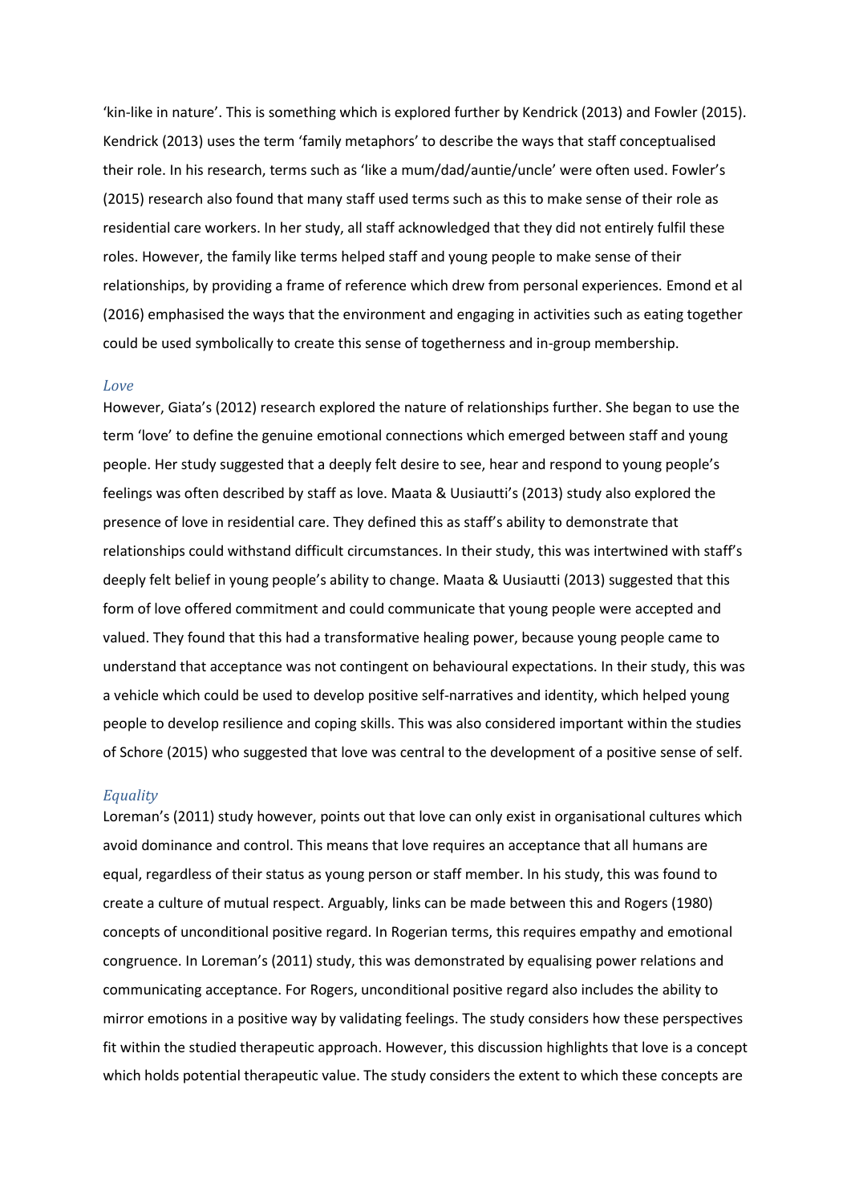'kin-like in nature'. This is something which is explored further by Kendrick (2013) and Fowler (2015). Kendrick (2013) uses the term 'family metaphors' to describe the ways that staff conceptualised their role. In his research, terms such as 'like a mum/dad/auntie/uncle' were often used. Fowler's (2015) research also found that many staff used terms such as this to make sense of their role as residential care workers. In her study, all staff acknowledged that they did not entirely fulfil these roles. However, the family like terms helped staff and young people to make sense of their relationships, by providing a frame of reference which drew from personal experiences. Emond et al (2016) emphasised the ways that the environment and engaging in activities such as eating together could be used symbolically to create this sense of togetherness and in-group membership.

### *Love*

However, Giata's (2012) research explored the nature of relationships further. She began to use the term 'love' to define the genuine emotional connections which emerged between staff and young people. Her study suggested that a deeply felt desire to see, hear and respond to young people's feelings was often described by staff as love. Maata & Uusiautti's (2013) study also explored the presence of love in residential care. They defined this as staff's ability to demonstrate that relationships could withstand difficult circumstances. In their study, this was intertwined with staff's deeply felt belief in young people's ability to change. Maata & Uusiautti (2013) suggested that this form of love offered commitment and could communicate that young people were accepted and valued. They found that this had a transformative healing power, because young people came to understand that acceptance was not contingent on behavioural expectations. In their study, this was a vehicle which could be used to develop positive self-narratives and identity, which helped young people to develop resilience and coping skills. This was also considered important within the studies of Schore (2015) who suggested that love was central to the development of a positive sense of self.

### *Equality*

Loreman's (2011) study however, points out that love can only exist in organisational cultures which avoid dominance and control. This means that love requires an acceptance that all humans are equal, regardless of their status as young person or staff member. In his study, this was found to create a culture of mutual respect. Arguably, links can be made between this and Rogers (1980) concepts of unconditional positive regard. In Rogerian terms, this requires empathy and emotional congruence. In Loreman's (2011) study, this was demonstrated by equalising power relations and communicating acceptance. For Rogers, unconditional positive regard also includes the ability to mirror emotions in a positive way by validating feelings. The study considers how these perspectives fit within the studied therapeutic approach. However, this discussion highlights that love is a concept which holds potential therapeutic value. The study considers the extent to which these concepts are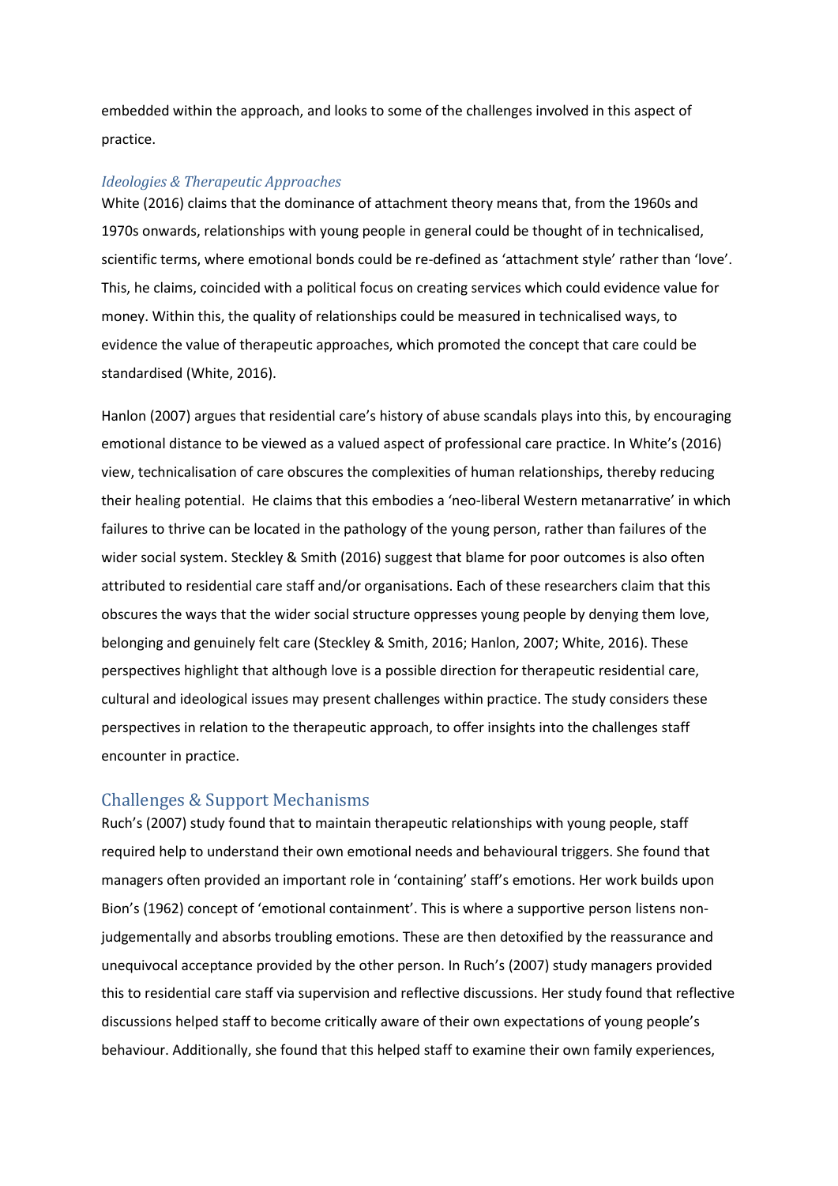embedded within the approach, and looks to some of the challenges involved in this aspect of practice.

### *Ideologies & Therapeutic Approaches*

White (2016) claims that the dominance of attachment theory means that, from the 1960s and 1970s onwards, relationships with young people in general could be thought of in technicalised, scientific terms, where emotional bonds could be re-defined as 'attachment style' rather than 'love'. This, he claims, coincided with a political focus on creating services which could evidence value for money. Within this, the quality of relationships could be measured in technicalised ways, to evidence the value of therapeutic approaches, which promoted the concept that care could be standardised (White, 2016).

Hanlon (2007) argues that residential care's history of abuse scandals plays into this, by encouraging emotional distance to be viewed as a valued aspect of professional care practice. In White's (2016) view, technicalisation of care obscures the complexities of human relationships, thereby reducing their healing potential. He claims that this embodies a 'neo-liberal Western metanarrative' in which failures to thrive can be located in the pathology of the young person, rather than failures of the wider social system. Steckley & Smith (2016) suggest that blame for poor outcomes is also often attributed to residential care staff and/or organisations. Each of these researchers claim that this obscures the ways that the wider social structure oppresses young people by denying them love, belonging and genuinely felt care (Steckley & Smith, 2016; Hanlon, 2007; White, 2016). These perspectives highlight that although love is a possible direction for therapeutic residential care, cultural and ideological issues may present challenges within practice. The study considers these perspectives in relation to the therapeutic approach, to offer insights into the challenges staff encounter in practice.

## Challenges & Support Mechanisms

Ruch's (2007) study found that to maintain therapeutic relationships with young people, staff required help to understand their own emotional needs and behavioural triggers. She found that managers often provided an important role in 'containing' staff's emotions. Her work builds upon Bion's (1962) concept of 'emotional containment'. This is where a supportive person listens non-judgementally and absorbs troubling emotions. These are then detoxified by the reassurance and unequivocal acceptance provided by the other person. In Ruch's (2007) study managers provided this to residential care staff via supervision and reflective discussions. Her study found that reflective discussions helped staff to become critically aware of their own expectations of young people's behaviour. Additionally, she found that this helped staff to examine their own family experiences,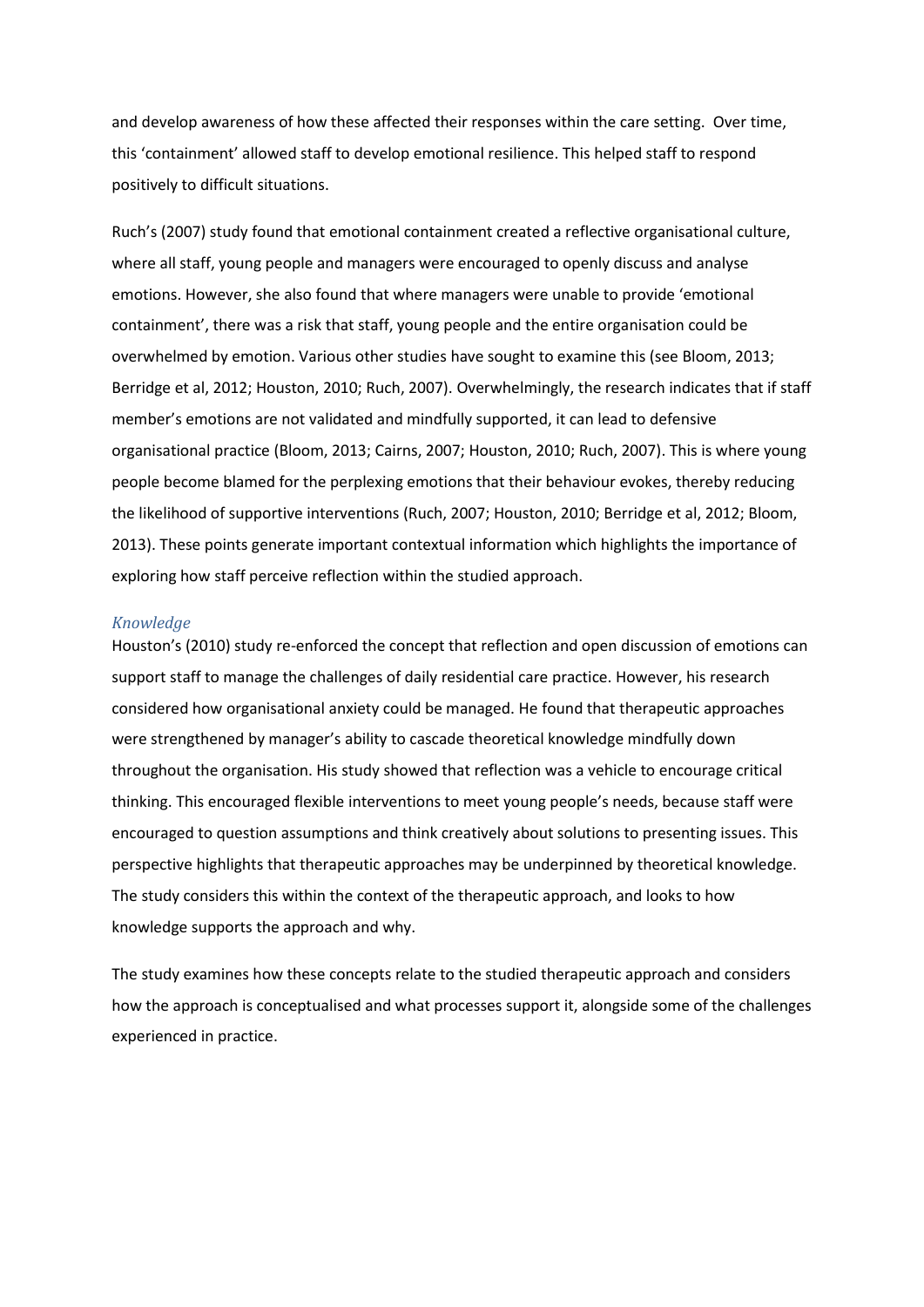and develop awareness of how these affected their responses within the care setting. Over time, this 'containment' allowed staff to develop emotional resilience. This helped staff to respond positively to difficult situations.

Ruch's (2007) study found that emotional containment created a reflective organisational culture, where all staff, young people and managers were encouraged to openly discuss and analyse emotions. However, she also found that where managers were unable to provide 'emotional containment', there was a risk that staff, young people and the entire organisation could be overwhelmed by emotion. Various other studies have sought to examine this (see Bloom, 2013; Berridge et al, 2012; Houston, 2010; Ruch, 2007). Overwhelmingly, the research indicates that if staff member's emotions are not validated and mindfully supported, it can lead to defensive organisational practice (Bloom, 2013; Cairns, 2007; Houston, 2010; Ruch, 2007). This is where young people become blamed for the perplexing emotions that their behaviour evokes, thereby reducing the likelihood of supportive interventions (Ruch, 2007; Houston, 2010; Berridge et al, 2012; Bloom, 2013). These points generate important contextual information which highlights the importance of exploring how staff perceive reflection within the studied approach.

### *Knowledge*

Houston's (2010) study re-enforced the concept that reflection and open discussion of emotions can support staff to manage the challenges of daily residential care practice. However, his research considered how organisational anxiety could be managed. He found that therapeutic approaches were strengthened by manager's ability to cascade theoretical knowledge mindfully down throughout the organisation. His study showed that reflection was a vehicle to encourage critical thinking. This encouraged flexible interventions to meet young people's needs, because staff were encouraged to question assumptions and think creatively about solutions to presenting issues. This perspective highlights that therapeutic approaches may be underpinned by theoretical knowledge. The study considers this within the context of the therapeutic approach, and looks to how knowledge supports the approach and why.

The study examines how these concepts relate to the studied therapeutic approach and considers how the approach is conceptualised and what processes support it, alongside some of the challenges experienced in practice.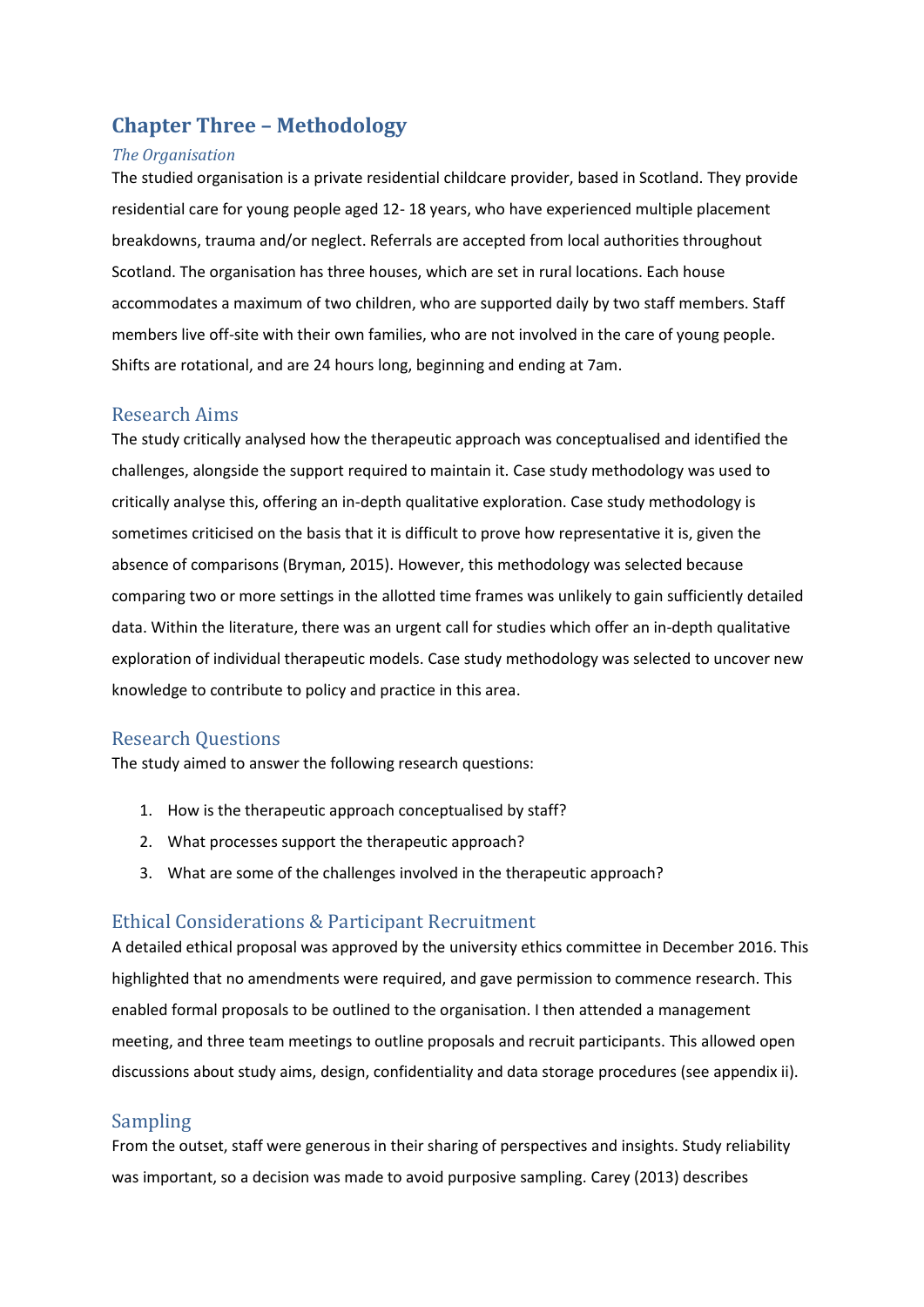# Chapter Three – Methodology

### *The Organisation*

The studied organisation is a private residential childcare provider, based in Scotland. They provide residential care for young people aged 12- 18 years, who have experienced multiple placement breakdowns, trauma and/or neglect. Referrals are accepted from local authorities throughout Scotland. The organisation has three houses, which are set in rural locations. Each house accommodates a maximum of two children, who are supported daily by two staff members. Staff members live off-site with their own families, who are not involved in the care of young people. Shifts are rotational, and are 24 hours long, beginning and ending at 7am.

## Research Aims

The study critically analysed how the therapeutic approach was conceptualised and identified the challenges, alongside the support required to maintain it. Case study methodology was used to critically analyse this, offering an in-depth qualitative exploration. Case study methodology is sometimes criticised on the basis that it is difficult to prove how representative it is, given the absence of comparisons (Bryman, 2015). However, this methodology was selected because comparing two or more settings in the allotted time frames was unlikely to gain sufficiently detailed data. Within the literature, there was an urgent call for studies which offer an in-depth qualitative exploration of individual therapeutic models. Case study methodology was selected to uncover new knowledge to contribute to policy and practice in this area.

## Research Questions

The study aimed to answer the following research questions:

1. How is the therapeutic approach conceptualised by staff?
2. What processes support the therapeutic approach?
3. What are some of the challenges involved in the therapeutic approach?

## Ethical Considerations & Participant Recruitment

A detailed ethical proposal was approved by the university ethics committee in December 2016. This highlighted that no amendments were required, and gave permission to commence research. This enabled formal proposals to be outlined to the organisation. I then attended a management meeting, and three team meetings to outline proposals and recruit participants. This allowed open discussions about study aims, design, confidentiality and data storage procedures (see appendix ii).

## Sampling

From the outset, staff were generous in their sharing of perspectives and insights. Study reliability was important, so a decision was made to avoid purposive sampling. Carey (2013) describes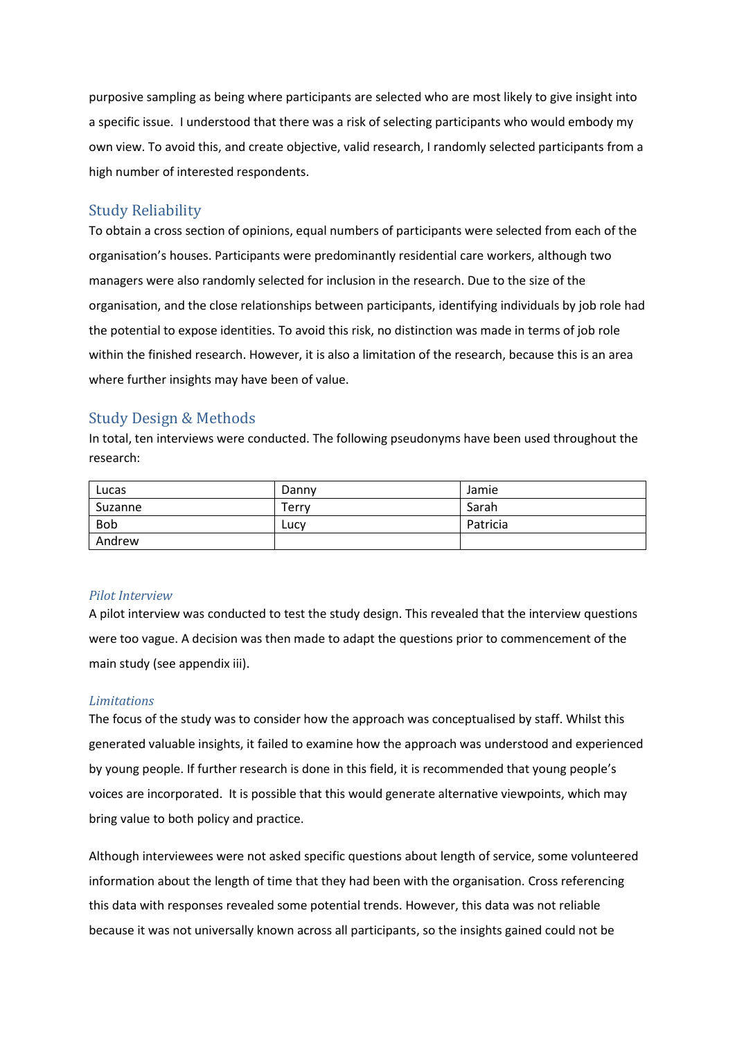purposive sampling as being where participants are selected who are most likely to give insight into a specific issue. I understood that there was a risk of selecting participants who would embody my own view. To avoid this, and create objective, valid research, I randomly selected participants from a high number of interested respondents.

## Study Reliability

To obtain a cross section of opinions, equal numbers of participants were selected from each of the organisation's houses. Participants were predominantly residential care workers, although two managers were also randomly selected for inclusion in the research. Due to the size of the organisation, and the close relationships between participants, identifying individuals by job role had the potential to expose identities. To avoid this risk, no distinction was made in terms of job role within the finished research. However, it is also a limitation of the research, because this is an area where further insights may have been of value.

## Study Design & Methods

In total, ten interviews were conducted. The following pseudonyms have been used throughout the research:

| | | |
|---|---|---|
| Lucas | Danny | Jamie |
| Suzanne | Terry | Sarah |
| Bob | Lucy | Patricia |
| Andrew | | |

### *Pilot Interview*

A pilot interview was conducted to test the study design. This revealed that the interview questions were too vague. A decision was then made to adapt the questions prior to commencement of the main study (see appendix iii).

### *Limitations*

The focus of the study was to consider how the approach was conceptualised by staff. Whilst this generated valuable insights, it failed to examine how the approach was understood and experienced by young people. If further research is done in this field, it is recommended that young people's voices are incorporated. It is possible that this would generate alternative viewpoints, which may bring value to both policy and practice.

Although interviewees were not asked specific questions about length of service, some volunteered information about the length of time that they had been with the organisation. Cross referencing this data with responses revealed some potential trends. However, this data was not reliable because it was not universally known across all participants, so the insights gained could not be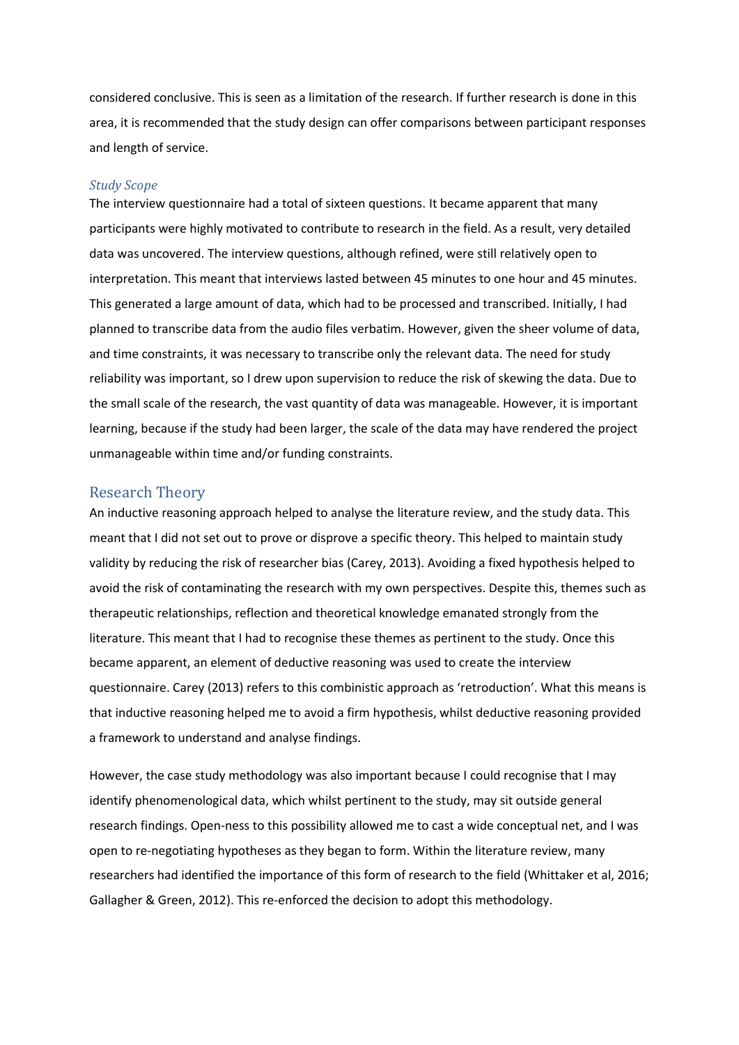considered conclusive. This is seen as a limitation of the research. If further research is done in this area, it is recommended that the study design can offer comparisons between participant responses and length of service.

### *Study Scope*

The interview questionnaire had a total of sixteen questions. It became apparent that many participants were highly motivated to contribute to research in the field. As a result, very detailed data was uncovered. The interview questions, although refined, were still relatively open to interpretation. This meant that interviews lasted between 45 minutes to one hour and 45 minutes. This generated a large amount of data, which had to be processed and transcribed. Initially, I had planned to transcribe data from the audio files verbatim. However, given the sheer volume of data, and time constraints, it was necessary to transcribe only the relevant data. The need for study reliability was important, so I drew upon supervision to reduce the risk of skewing the data. Due to the small scale of the research, the vast quantity of data was manageable. However, it is important learning, because if the study had been larger, the scale of the data may have rendered the project unmanageable within time and/or funding constraints.

## Research Theory

An inductive reasoning approach helped to analyse the literature review, and the study data. This meant that I did not set out to prove or disprove a specific theory. This helped to maintain study validity by reducing the risk of researcher bias (Carey, 2013). Avoiding a fixed hypothesis helped to avoid the risk of contaminating the research with my own perspectives. Despite this, themes such as therapeutic relationships, reflection and theoretical knowledge emanated strongly from the literature. This meant that I had to recognise these themes as pertinent to the study. Once this became apparent, an element of deductive reasoning was used to create the interview questionnaire. Carey (2013) refers to this combinistic approach as 'retroduction'. What this means is that inductive reasoning helped me to avoid a firm hypothesis, whilst deductive reasoning provided a framework to understand and analyse findings.

However, the case study methodology was also important because I could recognise that I may identify phenomenological data, which whilst pertinent to the study, may sit outside general research findings. Open-ness to this possibility allowed me to cast a wide conceptual net, and I was open to re-negotiating hypotheses as they began to form. Within the literature review, many researchers had identified the importance of this form of research to the field (Whittaker et al, 2016; Gallagher & Green, 2012). This re-enforced the decision to adopt this methodology.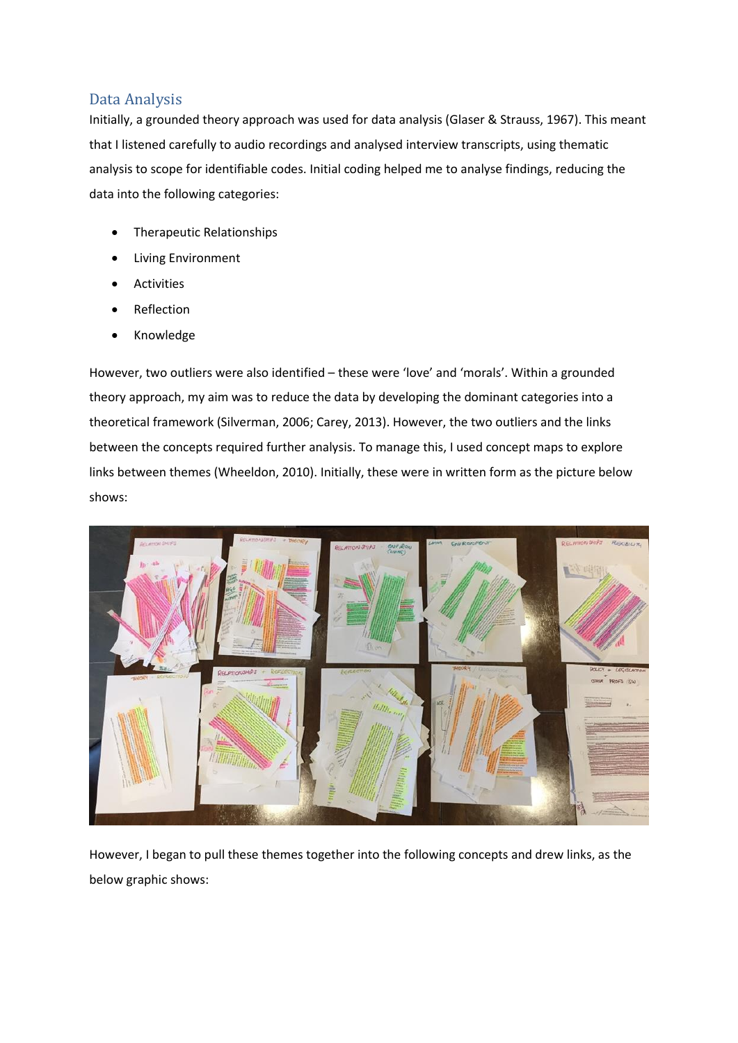## Data Analysis

Initially, a grounded theory approach was used for data analysis (Glaser & Strauss, 1967). This meant that I listened carefully to audio recordings and analysed interview transcripts, using thematic analysis to scope for identifiable codes. Initial coding helped me to analyse findings, reducing the data into the following categories:

- Therapeutic Relationships
- Living Environment
- Activities
- Reflection
- Knowledge

However, two outliers were also identified – these were 'love' and 'morals'. Within a grounded theory approach, my aim was to reduce the data by developing the dominant categories into a theoretical framework (Silverman, 2006; Carey, 2013). However, the two outliers and the links between the concepts required further analysis. To manage this, I used concept maps to explore links between themes (Wheeldon, 2010). Initially, these were in written form as the picture below shows:

However, I began to pull these themes together into the following concepts and drew links, as the below graphic shows: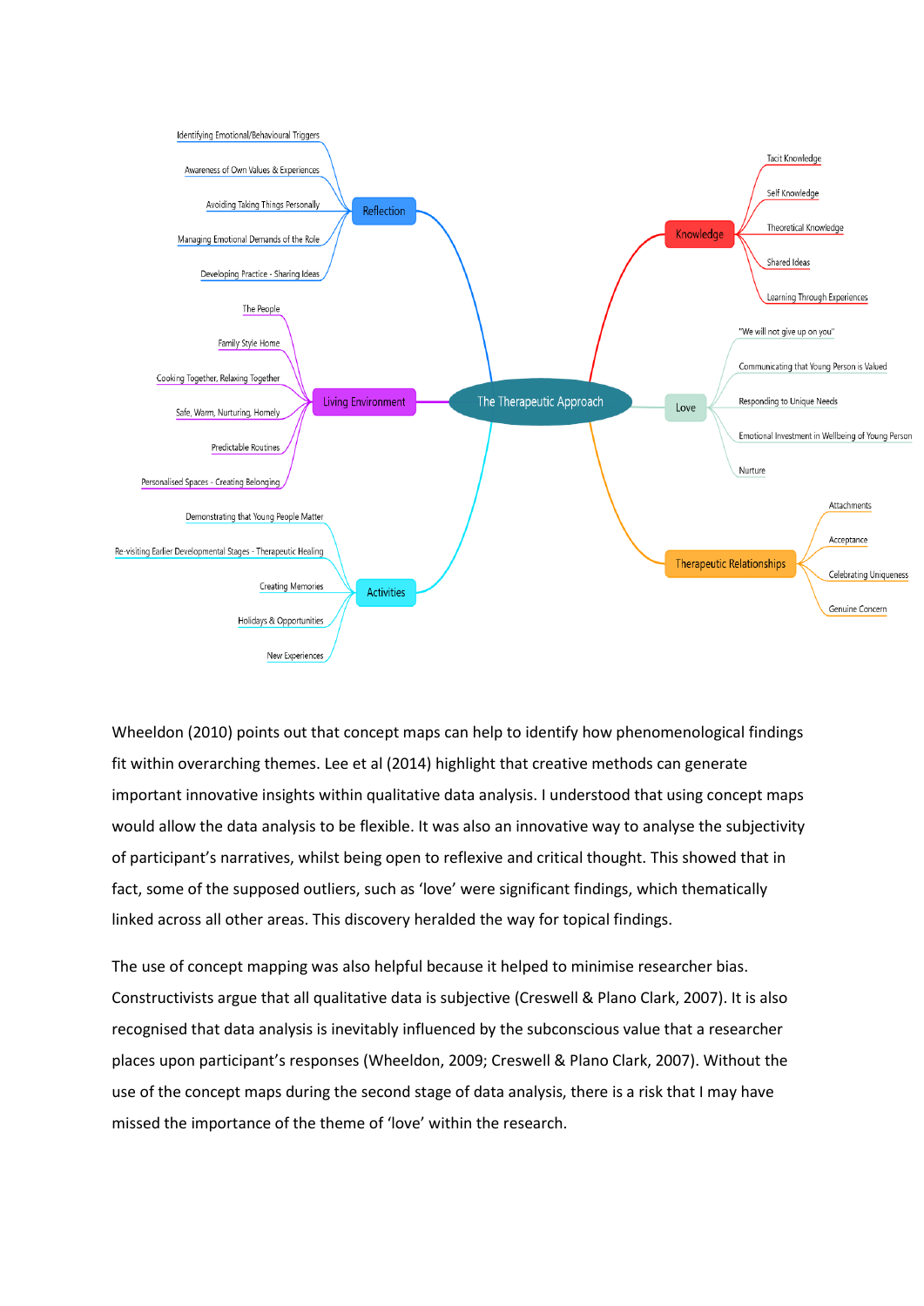- The Therapeutic Approach
  - Reflection
    - Identifying Emotional/Behavioural Triggers
    - Awareness of Own Values & Experiences
    - Avoiding Taking Things Personally
    - Managing Emotional Demands of the Role
    - Developing Practice - Sharing Ideas
  - Living Environment
    - The People
    - Family Style Home
    - Cooking Together, Relaxing Together
    - Safe, Warm, Nurturing, Homely
    - Predictable Routines
    - Personalised Spaces - Creating Belonging
  - Activities
    - Demonstrating that Young People Matter
    - Re-visiting Earlier Developmental Stages - Therapeutic Healing
    - Creating Memories
    - Holidays & Opportunities
    - New Experiences
  - Knowledge
    - Tacit Knowledge
    - Self Knowledge
    - Theoretical Knowledge
    - Shared Ideas
    - Learning Through Experiences
  - Love
    - "We will not give up on you"
    - Communicating that Young Person is Valued
    - Responding to Unique Needs
    - Emotional Investment in Wellbeing of Young Person
    - Nurture
  - Therapeutic Relationships
    - Attachments
    - Acceptance
    - Celebrating Uniqueness
    - Genuine Concern

Wheeldon (2010) points out that concept maps can help to identify how phenomenological findings fit within overarching themes. Lee et al (2014) highlight that creative methods can generate important innovative insights within qualitative data analysis. I understood that using concept maps would allow the data analysis to be flexible. It was also an innovative way to analyse the subjectivity of participant's narratives, whilst being open to reflexive and critical thought. This showed that in fact, some of the supposed outliers, such as 'love' were significant findings, which thematically linked across all other areas. This discovery heralded the way for topical findings.

The use of concept mapping was also helpful because it helped to minimise researcher bias. Constructivists argue that all qualitative data is subjective (Creswell & Plano Clark, 2007). It is also recognised that data analysis is inevitably influenced by the subconscious value that a researcher places upon participant's responses (Wheeldon, 2009; Creswell & Plano Clark, 2007). Without the use of the concept maps during the second stage of data analysis, there is a risk that I may have missed the importance of the theme of 'love' within the research.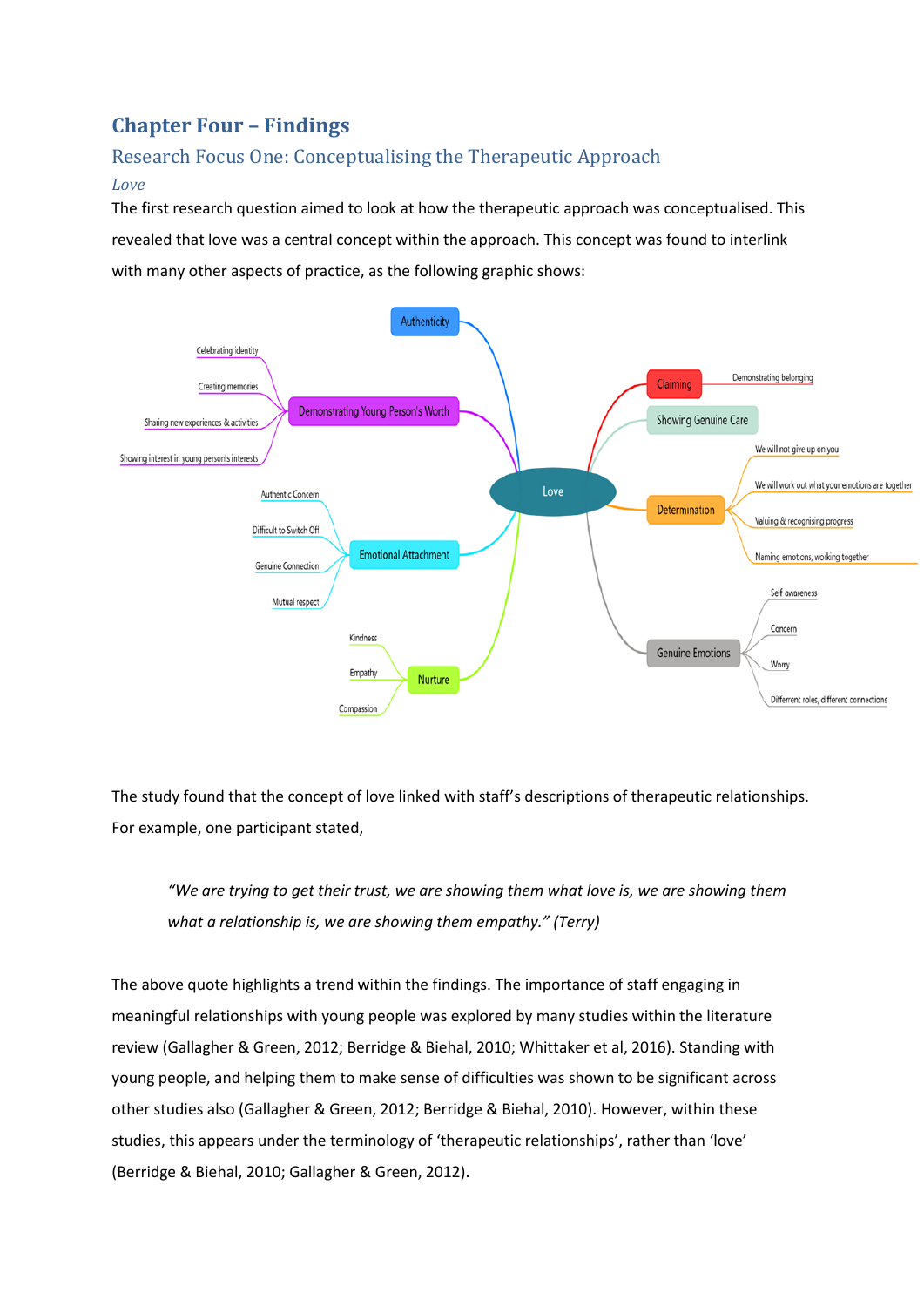# Chapter Four – Findings

## Research Focus One: Conceptualising the Therapeutic Approach

### *Love*

The first research question aimed to look at how the therapeutic approach was conceptualised. This revealed that love was a central concept within the approach. This concept was found to interlink with many other aspects of practice, as the following graphic shows:

- Love
  - Authenticity
  - Demonstrating Young Person's Worth
    - Celebrating identity
    - Creating memories
    - Sharing new experiences & activities
    - Showing interest in young person's interests
  - Emotional Attachment
    - Authentic Concern
    - Difficult to Switch Off
    - Genuine Connection
    - Mutual respect
  - Nurture
    - Kindness
    - Empathy
    - Compassion
  - Claiming
    - Demonstrating belonging
  - Showing Genuine Care
  - Determination
    - We will not give up on you
    - We will work out what your emotions are together
    - Valuing & recognising progress
    - Naming emotions, working together
  - Genuine Emotions
    - Self-awareness
    - Concern
    - Worry
    - Different roles, different connections

The study found that the concept of love linked with staff's descriptions of therapeutic relationships. For example, one participant stated,

> *"We are trying to get their trust, we are showing them what love is, we are showing them what a relationship is, we are showing them empathy." (Terry)*

The above quote highlights a trend within the findings. The importance of staff engaging in meaningful relationships with young people was explored by many studies within the literature review (Gallagher & Green, 2012; Berridge & Biehal, 2010; Whittaker et al, 2016). Standing with young people, and helping them to make sense of difficulties was shown to be significant across other studies also (Gallagher & Green, 2012; Berridge & Biehal, 2010). However, within these studies, this appears under the terminology of 'therapeutic relationships', rather than 'love' (Berridge & Biehal, 2010; Gallagher & Green, 2012).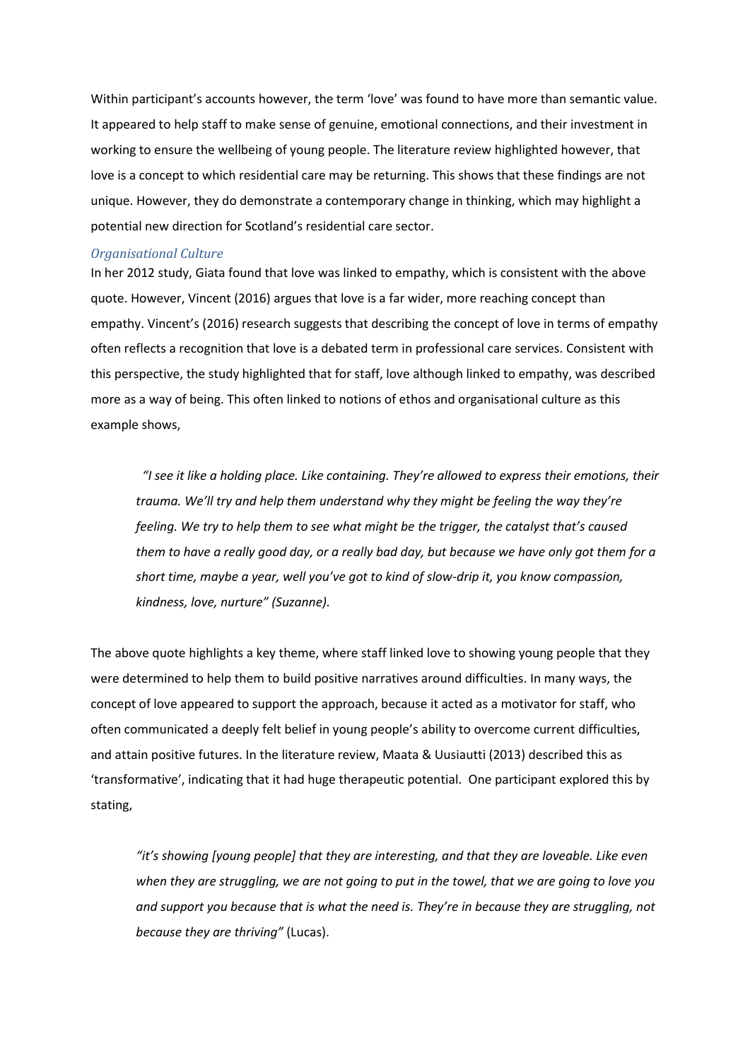Within participant's accounts however, the term 'love' was found to have more than semantic value. It appeared to help staff to make sense of genuine, emotional connections, and their investment in working to ensure the wellbeing of young people. The literature review highlighted however, that love is a concept to which residential care may be returning. This shows that these findings are not unique. However, they do demonstrate a contemporary change in thinking, which may highlight a potential new direction for Scotland's residential care sector.

### *Organisational Culture*

In her 2012 study, Giata found that love was linked to empathy, which is consistent with the above quote. However, Vincent (2016) argues that love is a far wider, more reaching concept than empathy. Vincent's (2016) research suggests that describing the concept of love in terms of empathy often reflects a recognition that love is a debated term in professional care services. Consistent with this perspective, the study highlighted that for staff, love although linked to empathy, was described more as a way of being. This often linked to notions of ethos and organisational culture as this example shows,

> *"I see it like a holding place. Like containing. They're allowed to express their emotions, their trauma. We'll try and help them understand why they might be feeling the way they're feeling. We try to help them to see what might be the trigger, the catalyst that's caused them to have a really good day, or a really bad day, but because we have only got them for a short time, maybe a year, well you've got to kind of slow-drip it, you know compassion, kindness, love, nurture" (Suzanne).*

The above quote highlights a key theme, where staff linked love to showing young people that they were determined to help them to build positive narratives around difficulties. In many ways, the concept of love appeared to support the approach, because it acted as a motivator for staff, who often communicated a deeply felt belief in young people's ability to overcome current difficulties, and attain positive futures. In the literature review, Maata & Uusiautti (2013) described this as 'transformative', indicating that it had huge therapeutic potential. One participant explored this by stating,

> *"it's showing [young people] that they are interesting, and that they are loveable. Like even when they are struggling, we are not going to put in the towel, that we are going to love you and support you because that is what the need is. They're in because they are struggling, not because they are thriving"* (Lucas).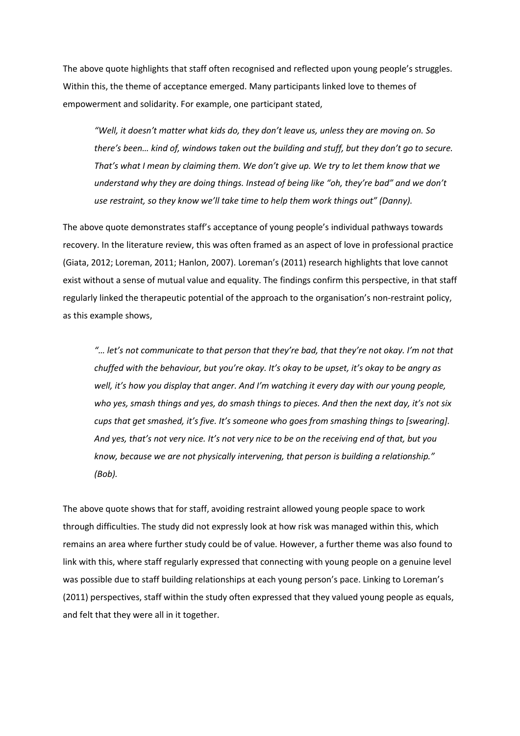The above quote highlights that staff often recognised and reflected upon young people's struggles. Within this, the theme of acceptance emerged. Many participants linked love to themes of empowerment and solidarity. For example, one participant stated,

> *"Well, it doesn't matter what kids do, they don't leave us, unless they are moving on. So there's been… kind of, windows taken out the building and stuff, but they don't go to secure. That's what I mean by claiming them. We don't give up. We try to let them know that we understand why they are doing things. Instead of being like "oh, they're bad" and we don't use restraint, so they know we'll take time to help them work things out" (Danny).*

The above quote demonstrates staff's acceptance of young people's individual pathways towards recovery. In the literature review, this was often framed as an aspect of love in professional practice (Giata, 2012; Loreman, 2011; Hanlon, 2007). Loreman's (2011) research highlights that love cannot exist without a sense of mutual value and equality. The findings confirm this perspective, in that staff regularly linked the therapeutic potential of the approach to the organisation's non-restraint policy, as this example shows,

> *"… let's not communicate to that person that they're bad, that they're not okay. I'm not that chuffed with the behaviour, but you're okay. It's okay to be upset, it's okay to be angry as well, it's how you display that anger. And I'm watching it every day with our young people, who yes, smash things and yes, do smash things to pieces. And then the next day, it's not six cups that get smashed, it's five. It's someone who goes from smashing things to [swearing]. And yes, that's not very nice. It's not very nice to be on the receiving end of that, but you know, because we are not physically intervening, that person is building a relationship." (Bob).*

The above quote shows that for staff, avoiding restraint allowed young people space to work through difficulties. The study did not expressly look at how risk was managed within this, which remains an area where further study could be of value. However, a further theme was also found to link with this, where staff regularly expressed that connecting with young people on a genuine level was possible due to staff building relationships at each young person's pace. Linking to Loreman's (2011) perspectives, staff within the study often expressed that they valued young people as equals, and felt that they were all in it together.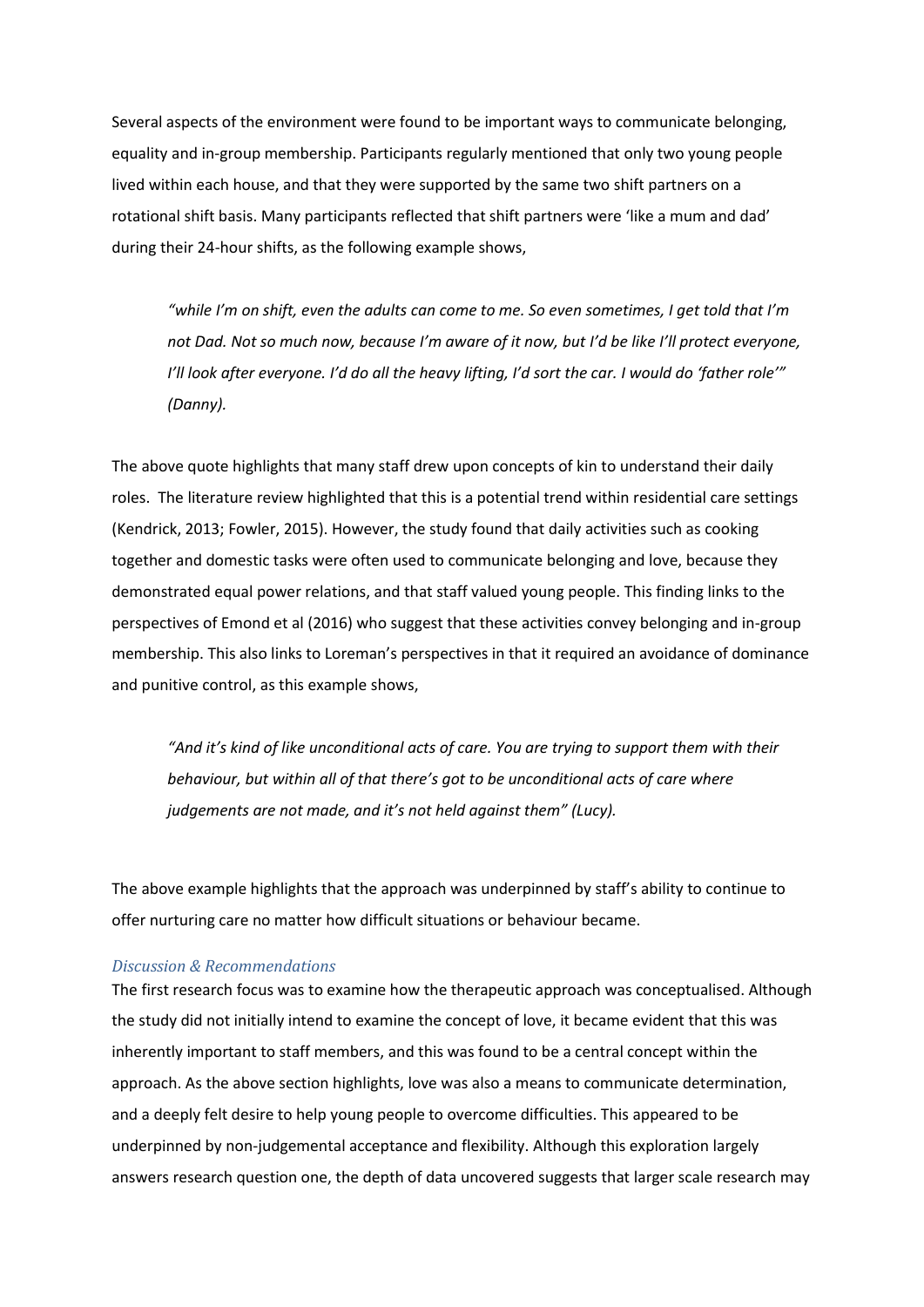Several aspects of the environment were found to be important ways to communicate belonging, equality and in-group membership. Participants regularly mentioned that only two young people lived within each house, and that they were supported by the same two shift partners on a rotational shift basis. Many participants reflected that shift partners were 'like a mum and dad' during their 24-hour shifts, as the following example shows,

> *"while I'm on shift, even the adults can come to me. So even sometimes, I get told that I'm not Dad. Not so much now, because I'm aware of it now, but I'd be like I'll protect everyone, I'll look after everyone. I'd do all the heavy lifting, I'd sort the car. I would do 'father role'" (Danny).*

The above quote highlights that many staff drew upon concepts of kin to understand their daily roles. The literature review highlighted that this is a potential trend within residential care settings (Kendrick, 2013; Fowler, 2015). However, the study found that daily activities such as cooking together and domestic tasks were often used to communicate belonging and love, because they demonstrated equal power relations, and that staff valued young people. This finding links to the perspectives of Emond et al (2016) who suggest that these activities convey belonging and in-group membership. This also links to Loreman's perspectives in that it required an avoidance of dominance and punitive control, as this example shows,

> *"And it's kind of like unconditional acts of care. You are trying to support them with their behaviour, but within all of that there's got to be unconditional acts of care where judgements are not made, and it's not held against them" (Lucy).*

The above example highlights that the approach was underpinned by staff's ability to continue to offer nurturing care no matter how difficult situations or behaviour became.

### *Discussion & Recommendations*

The first research focus was to examine how the therapeutic approach was conceptualised. Although the study did not initially intend to examine the concept of love, it became evident that this was inherently important to staff members, and this was found to be a central concept within the approach. As the above section highlights, love was also a means to communicate determination, and a deeply felt desire to help young people to overcome difficulties. This appeared to be underpinned by non-judgemental acceptance and flexibility. Although this exploration largely answers research question one, the depth of data uncovered suggests that larger scale research may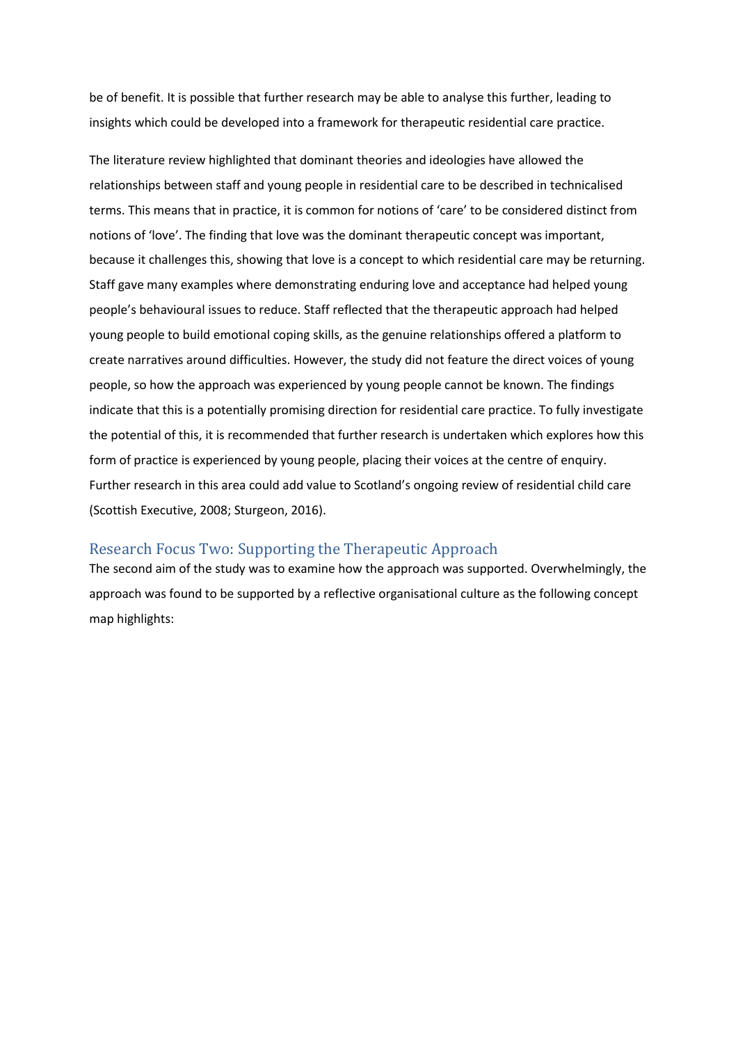be of benefit. It is possible that further research may be able to analyse this further, leading to insights which could be developed into a framework for therapeutic residential care practice.

The literature review highlighted that dominant theories and ideologies have allowed the relationships between staff and young people in residential care to be described in technicalised terms. This means that in practice, it is common for notions of 'care' to be considered distinct from notions of 'love'. The finding that love was the dominant therapeutic concept was important, because it challenges this, showing that love is a concept to which residential care may be returning. Staff gave many examples where demonstrating enduring love and acceptance had helped young people's behavioural issues to reduce. Staff reflected that the therapeutic approach had helped young people to build emotional coping skills, as the genuine relationships offered a platform to create narratives around difficulties. However, the study did not feature the direct voices of young people, so how the approach was experienced by young people cannot be known. The findings indicate that this is a potentially promising direction for residential care practice. To fully investigate the potential of this, it is recommended that further research is undertaken which explores how this form of practice is experienced by young people, placing their voices at the centre of enquiry. Further research in this area could add value to Scotland's ongoing review of residential child care (Scottish Executive, 2008; Sturgeon, 2016).

## Research Focus Two: Supporting the Therapeutic Approach

The second aim of the study was to examine how the approach was supported. Overwhelmingly, the approach was found to be supported by a reflective organisational culture as the following concept map highlights: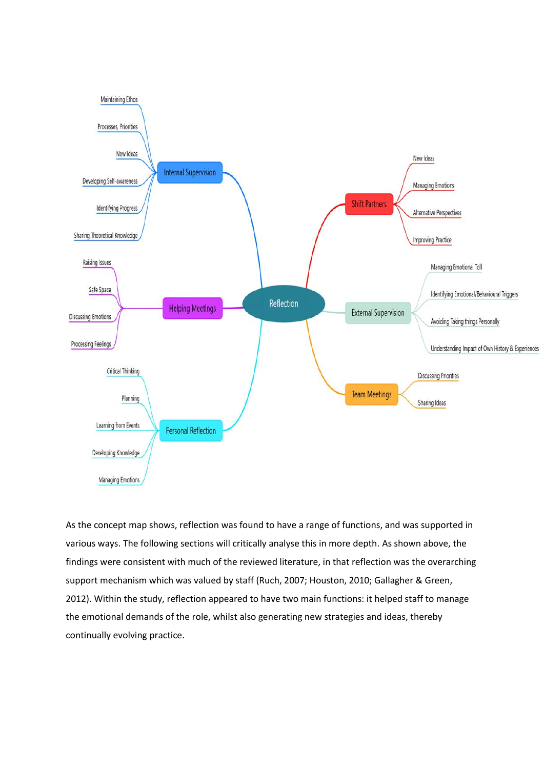- Reflection
  - Internal Supervision
    - Maintaining Ethos
    - Processes, Priorities
    - New Ideas
    - Developing Self-awareness
    - Identifying Progress
    - Sharing Theoretical Knowledge
  - Helping Meetings
    - Raising Issues
    - Safe Space
    - Discussing Emotions
    - Processing Feelings
  - Personal Reflection
    - Critical Thinking
    - Planning
    - Learning from Events
    - Developing Knowledge
    - Managing Emotions
  - Shift Partners
    - New Ideas
    - Managing Emotions
    - Alternative Perspectives
    - Improving Practice
  - External Supervision
    - Managing Emotional Toll
    - Identifying Emotional/Behavioural Triggers
    - Avoiding Taking things Personally
    - Understanding Impact of Own History & Experiences
  - Team Meetings
    - Discussing Priorities
    - Sharing Ideas

As the concept map shows, reflection was found to have a range of functions, and was supported in various ways. The following sections will critically analyse this in more depth. As shown above, the findings were consistent with much of the reviewed literature, in that reflection was the overarching support mechanism which was valued by staff (Ruch, 2007; Houston, 2010; Gallagher & Green, 2012). Within the study, reflection appeared to have two main functions: it helped staff to manage the emotional demands of the role, whilst also generating new strategies and ideas, thereby continually evolving practice.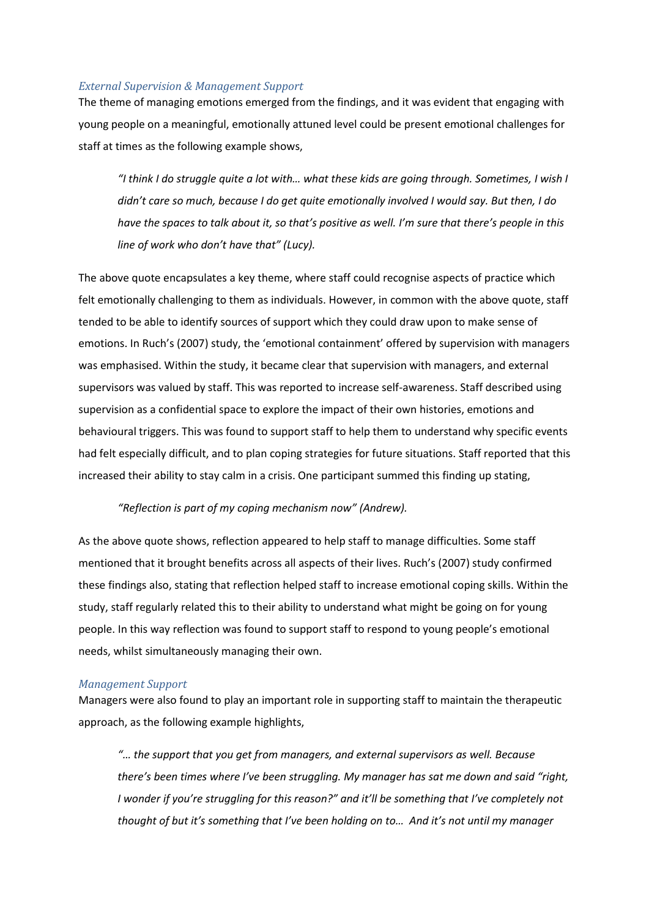### *External Supervision & Management Support*

The theme of managing emotions emerged from the findings, and it was evident that engaging with young people on a meaningful, emotionally attuned level could be present emotional challenges for staff at times as the following example shows,

> *"I think I do struggle quite a lot with… what these kids are going through. Sometimes, I wish I didn't care so much, because I do get quite emotionally involved I would say. But then, I do have the spaces to talk about it, so that's positive as well. I'm sure that there's people in this line of work who don't have that" (Lucy).*

The above quote encapsulates a key theme, where staff could recognise aspects of practice which felt emotionally challenging to them as individuals. However, in common with the above quote, staff tended to be able to identify sources of support which they could draw upon to make sense of emotions. In Ruch's (2007) study, the 'emotional containment' offered by supervision with managers was emphasised. Within the study, it became clear that supervision with managers, and external supervisors was valued by staff. This was reported to increase self-awareness. Staff described using supervision as a confidential space to explore the impact of their own histories, emotions and behavioural triggers. This was found to support staff to help them to understand why specific events had felt especially difficult, and to plan coping strategies for future situations. Staff reported that this increased their ability to stay calm in a crisis. One participant summed this finding up stating,

> *"Reflection is part of my coping mechanism now" (Andrew).*

As the above quote shows, reflection appeared to help staff to manage difficulties. Some staff mentioned that it brought benefits across all aspects of their lives. Ruch's (2007) study confirmed these findings also, stating that reflection helped staff to increase emotional coping skills. Within the study, staff regularly related this to their ability to understand what might be going on for young people. In this way reflection was found to support staff to respond to young people's emotional needs, whilst simultaneously managing their own.

### *Management Support*

Managers were also found to play an important role in supporting staff to maintain the therapeutic approach, as the following example highlights,

> *"… the support that you get from managers, and external supervisors as well. Because there's been times where I've been struggling. My manager has sat me down and said "right, I wonder if you're struggling for this reason?" and it'll be something that I've completely not thought of but it's something that I've been holding on to… And it's not until my manager*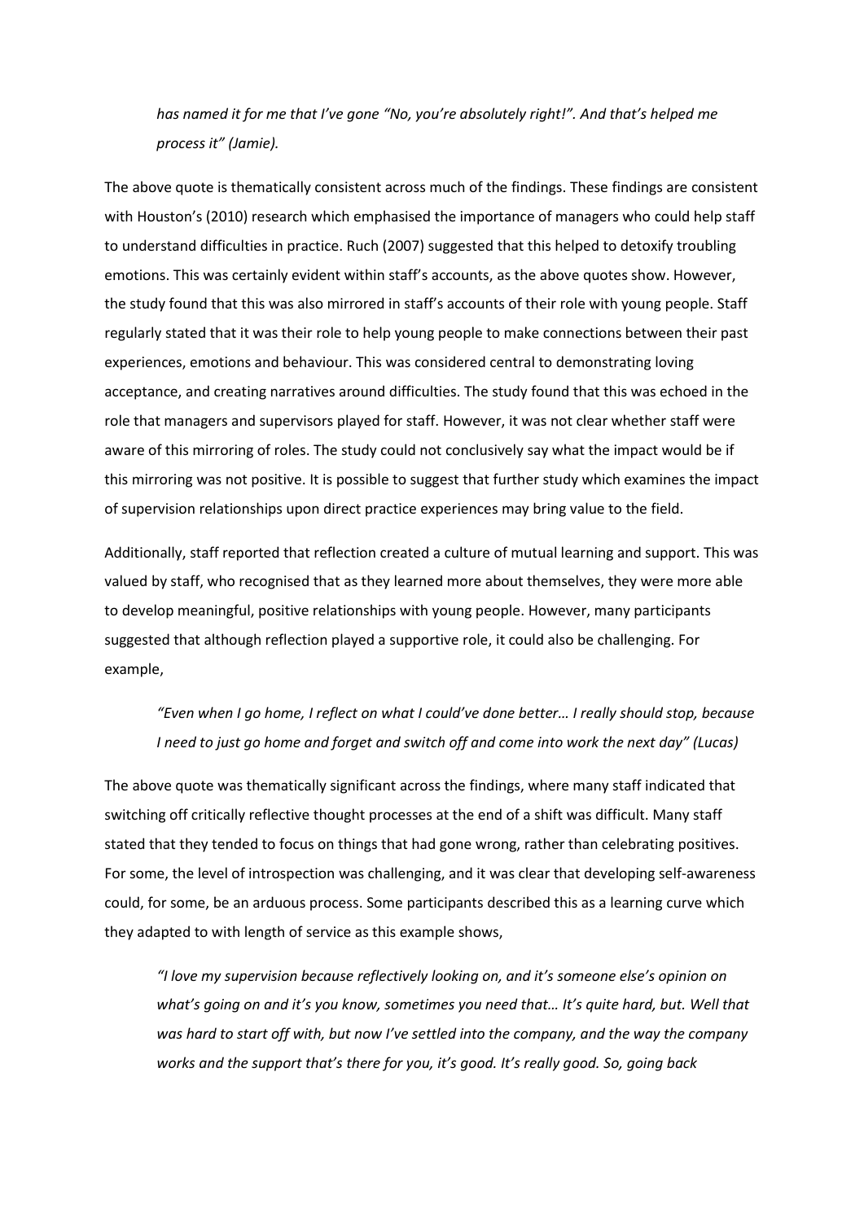*has named it for me that I've gone "No, you're absolutely right!". And that's helped me process it" (Jamie).*

The above quote is thematically consistent across much of the findings. These findings are consistent with Houston's (2010) research which emphasised the importance of managers who could help staff to understand difficulties in practice. Ruch (2007) suggested that this helped to detoxify troubling emotions. This was certainly evident within staff's accounts, as the above quotes show. However, the study found that this was also mirrored in staff's accounts of their role with young people. Staff regularly stated that it was their role to help young people to make connections between their past experiences, emotions and behaviour. This was considered central to demonstrating loving acceptance, and creating narratives around difficulties. The study found that this was echoed in the role that managers and supervisors played for staff. However, it was not clear whether staff were aware of this mirroring of roles. The study could not conclusively say what the impact would be if this mirroring was not positive. It is possible to suggest that further study which examines the impact of supervision relationships upon direct practice experiences may bring value to the field.

Additionally, staff reported that reflection created a culture of mutual learning and support. This was valued by staff, who recognised that as they learned more about themselves, they were more able to develop meaningful, positive relationships with young people. However, many participants suggested that although reflection played a supportive role, it could also be challenging. For example,

> *"Even when I go home, I reflect on what I could've done better… I really should stop, because I need to just go home and forget and switch off and come into work the next day" (Lucas)*

The above quote was thematically significant across the findings, where many staff indicated that switching off critically reflective thought processes at the end of a shift was difficult. Many staff stated that they tended to focus on things that had gone wrong, rather than celebrating positives. For some, the level of introspection was challenging, and it was clear that developing self-awareness could, for some, be an arduous process. Some participants described this as a learning curve which they adapted to with length of service as this example shows,

> *"I love my supervision because reflectively looking on, and it's someone else's opinion on what's going on and it's you know, sometimes you need that… It's quite hard, but. Well that was hard to start off with, but now I've settled into the company, and the way the company works and the support that's there for you, it's good. It's really good. So, going back*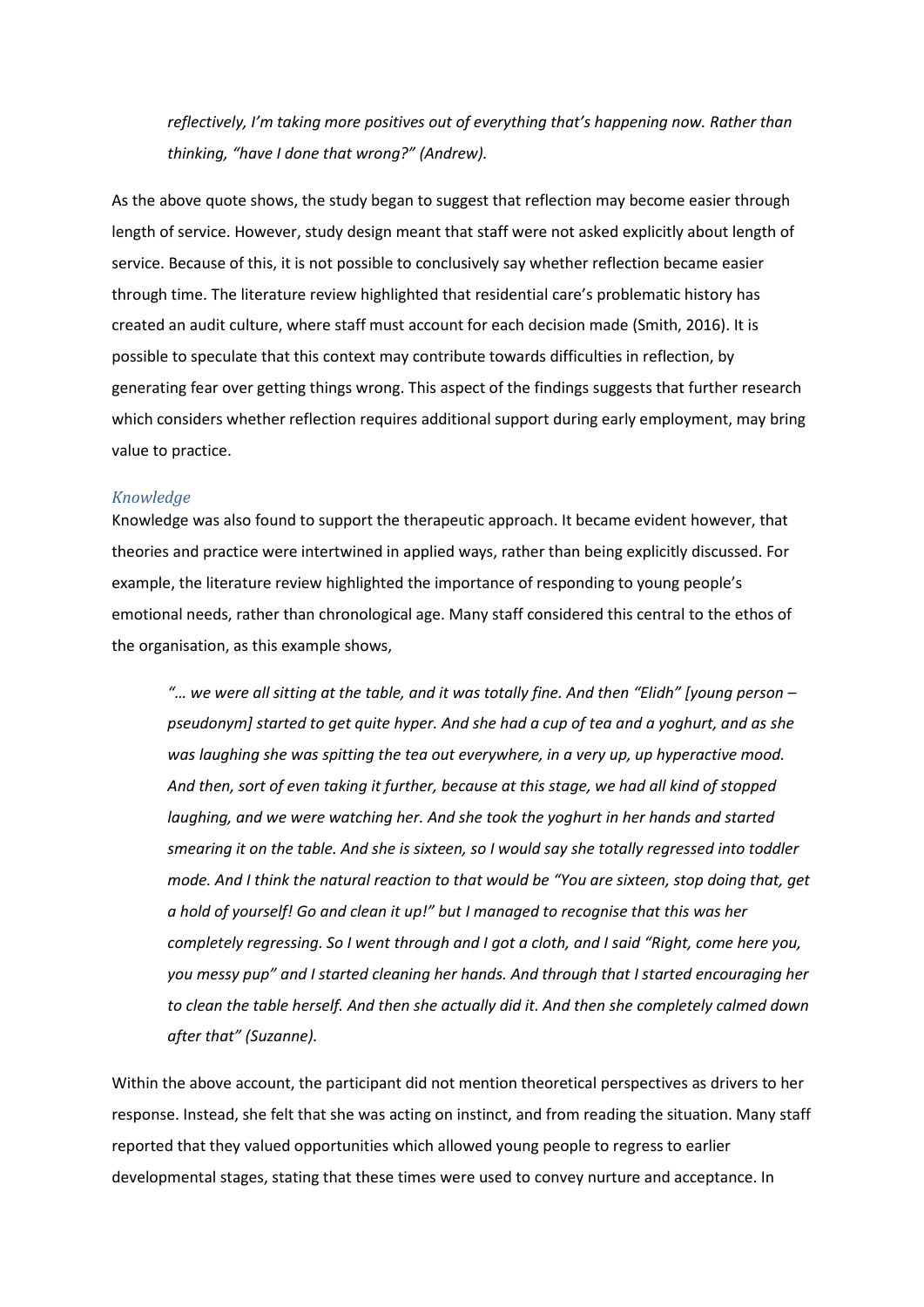*reflectively, I'm taking more positives out of everything that's happening now. Rather than thinking, "have I done that wrong?" (Andrew).*

As the above quote shows, the study began to suggest that reflection may become easier through length of service. However, study design meant that staff were not asked explicitly about length of service. Because of this, it is not possible to conclusively say whether reflection became easier through time. The literature review highlighted that residential care's problematic history has created an audit culture, where staff must account for each decision made (Smith, 2016). It is possible to speculate that this context may contribute towards difficulties in reflection, by generating fear over getting things wrong. This aspect of the findings suggests that further research which considers whether reflection requires additional support during early employment, may bring value to practice.

### *Knowledge*

Knowledge was also found to support the therapeutic approach. It became evident however, that theories and practice were intertwined in applied ways, rather than being explicitly discussed. For example, the literature review highlighted the importance of responding to young people's emotional needs, rather than chronological age. Many staff considered this central to the ethos of the organisation, as this example shows,

> *"… we were all sitting at the table, and it was totally fine. And then "Elidh" [young person – pseudonym] started to get quite hyper. And she had a cup of tea and a yoghurt, and as she was laughing she was spitting the tea out everywhere, in a very up, up hyperactive mood. And then, sort of even taking it further, because at this stage, we had all kind of stopped laughing, and we were watching her. And she took the yoghurt in her hands and started smearing it on the table. And she is sixteen, so I would say she totally regressed into toddler mode. And I think the natural reaction to that would be "You are sixteen, stop doing that, get a hold of yourself! Go and clean it up!" but I managed to recognise that this was her completely regressing. So I went through and I got a cloth, and I said "Right, come here you, you messy pup" and I started cleaning her hands. And through that I started encouraging her to clean the table herself. And then she actually did it. And then she completely calmed down after that" (Suzanne).*

Within the above account, the participant did not mention theoretical perspectives as drivers to her response. Instead, she felt that she was acting on instinct, and from reading the situation. Many staff reported that they valued opportunities which allowed young people to regress to earlier developmental stages, stating that these times were used to convey nurture and acceptance. In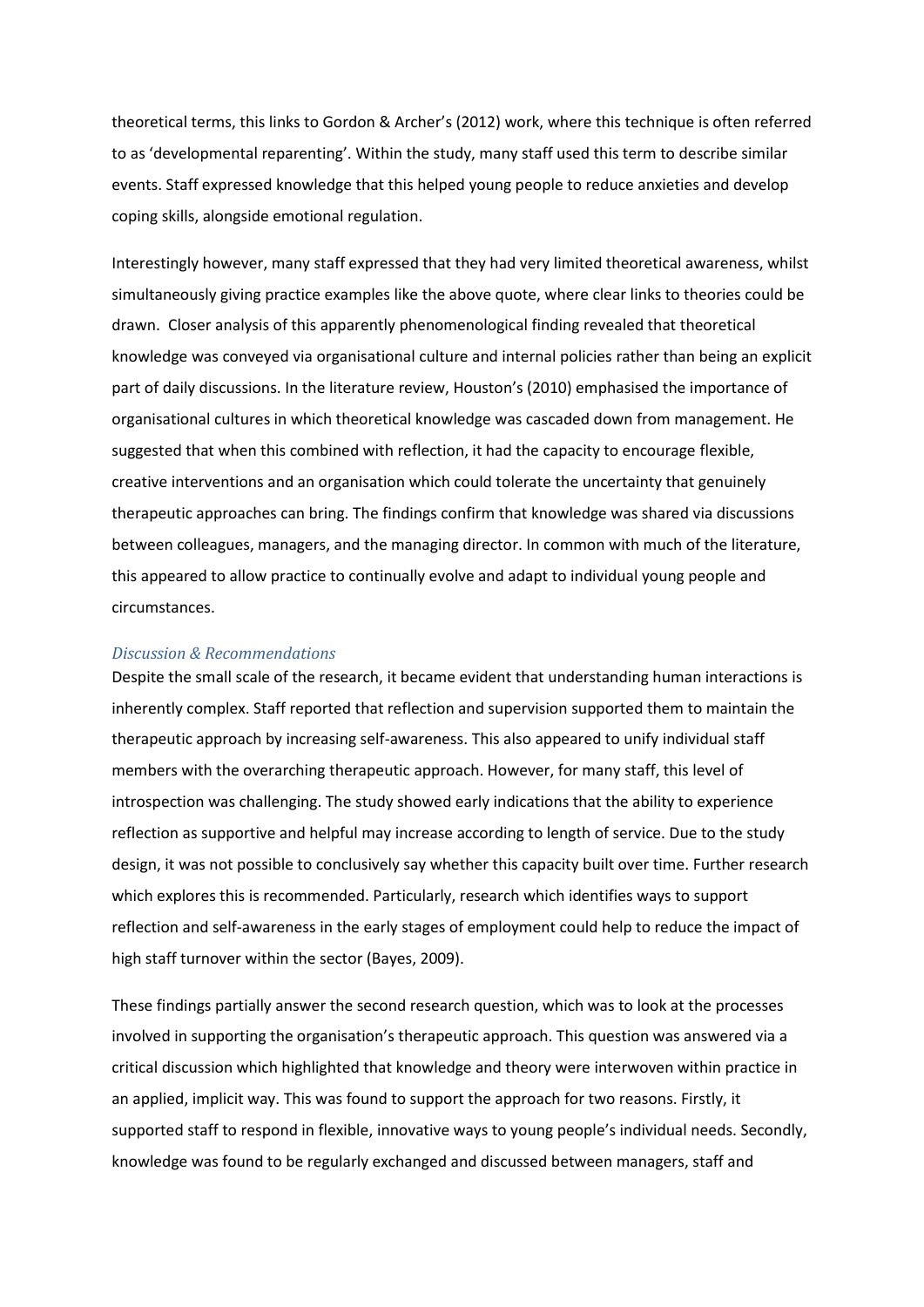theoretical terms, this links to Gordon & Archer's (2012) work, where this technique is often referred to as 'developmental reparenting'. Within the study, many staff used this term to describe similar events. Staff expressed knowledge that this helped young people to reduce anxieties and develop coping skills, alongside emotional regulation.

Interestingly however, many staff expressed that they had very limited theoretical awareness, whilst simultaneously giving practice examples like the above quote, where clear links to theories could be drawn. Closer analysis of this apparently phenomenological finding revealed that theoretical knowledge was conveyed via organisational culture and internal policies rather than being an explicit part of daily discussions. In the literature review, Houston's (2010) emphasised the importance of organisational cultures in which theoretical knowledge was cascaded down from management. He suggested that when this combined with reflection, it had the capacity to encourage flexible, creative interventions and an organisation which could tolerate the uncertainty that genuinely therapeutic approaches can bring. The findings confirm that knowledge was shared via discussions between colleagues, managers, and the managing director. In common with much of the literature, this appeared to allow practice to continually evolve and adapt to individual young people and circumstances.

### *Discussion & Recommendations*

Despite the small scale of the research, it became evident that understanding human interactions is inherently complex. Staff reported that reflection and supervision supported them to maintain the therapeutic approach by increasing self-awareness. This also appeared to unify individual staff members with the overarching therapeutic approach. However, for many staff, this level of introspection was challenging. The study showed early indications that the ability to experience reflection as supportive and helpful may increase according to length of service. Due to the study design, it was not possible to conclusively say whether this capacity built over time. Further research which explores this is recommended. Particularly, research which identifies ways to support reflection and self-awareness in the early stages of employment could help to reduce the impact of high staff turnover within the sector (Bayes, 2009).

These findings partially answer the second research question, which was to look at the processes involved in supporting the organisation's therapeutic approach. This question was answered via a critical discussion which highlighted that knowledge and theory were interwoven within practice in an applied, implicit way. This was found to support the approach for two reasons. Firstly, it supported staff to respond in flexible, innovative ways to young people's individual needs. Secondly, knowledge was found to be regularly exchanged and discussed between managers, staff and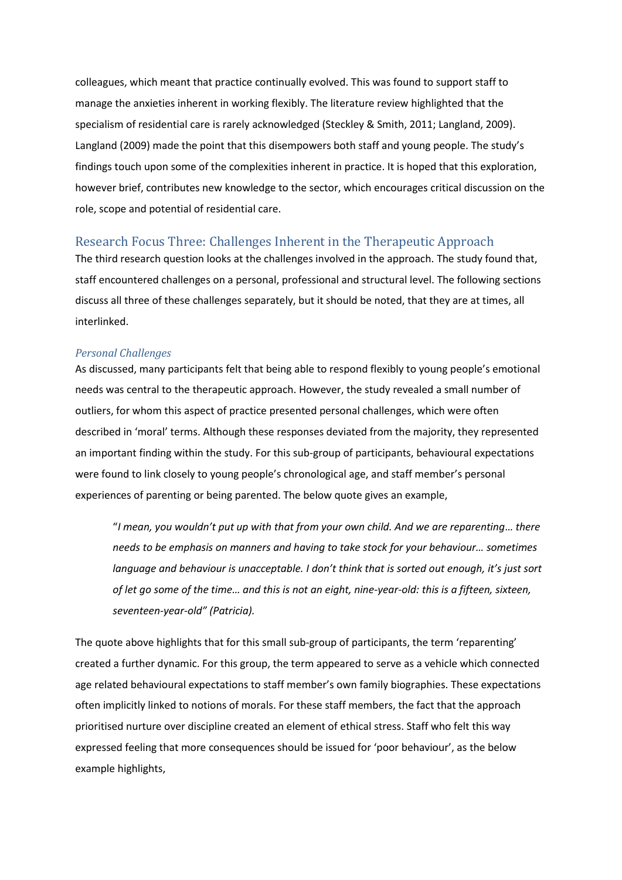colleagues, which meant that practice continually evolved. This was found to support staff to manage the anxieties inherent in working flexibly. The literature review highlighted that the specialism of residential care is rarely acknowledged (Steckley & Smith, 2011; Langland, 2009). Langland (2009) made the point that this disempowers both staff and young people. The study's findings touch upon some of the complexities inherent in practice. It is hoped that this exploration, however brief, contributes new knowledge to the sector, which encourages critical discussion on the role, scope and potential of residential care.

## Research Focus Three: Challenges Inherent in the Therapeutic Approach

The third research question looks at the challenges involved in the approach. The study found that, staff encountered challenges on a personal, professional and structural level. The following sections discuss all three of these challenges separately, but it should be noted, that they are at times, all interlinked.

### *Personal Challenges*

As discussed, many participants felt that being able to respond flexibly to young people's emotional needs was central to the therapeutic approach. However, the study revealed a small number of outliers, for whom this aspect of practice presented personal challenges, which were often described in 'moral' terms. Although these responses deviated from the majority, they represented an important finding within the study. For this sub-group of participants, behavioural expectations were found to link closely to young people's chronological age, and staff member's personal experiences of parenting or being parented. The below quote gives an example,

> "*I mean, you wouldn't put up with that from your own child. And we are reparenting… there needs to be emphasis on manners and having to take stock for your behaviour… sometimes language and behaviour is unacceptable. I don't think that is sorted out enough, it's just sort of let go some of the time… and this is not an eight, nine-year-old: this is a fifteen, sixteen, seventeen-year-old" (Patricia).*

The quote above highlights that for this small sub-group of participants, the term 'reparenting' created a further dynamic. For this group, the term appeared to serve as a vehicle which connected age related behavioural expectations to staff member's own family biographies. These expectations often implicitly linked to notions of morals. For these staff members, the fact that the approach prioritised nurture over discipline created an element of ethical stress. Staff who felt this way expressed feeling that more consequences should be issued for 'poor behaviour', as the below example highlights,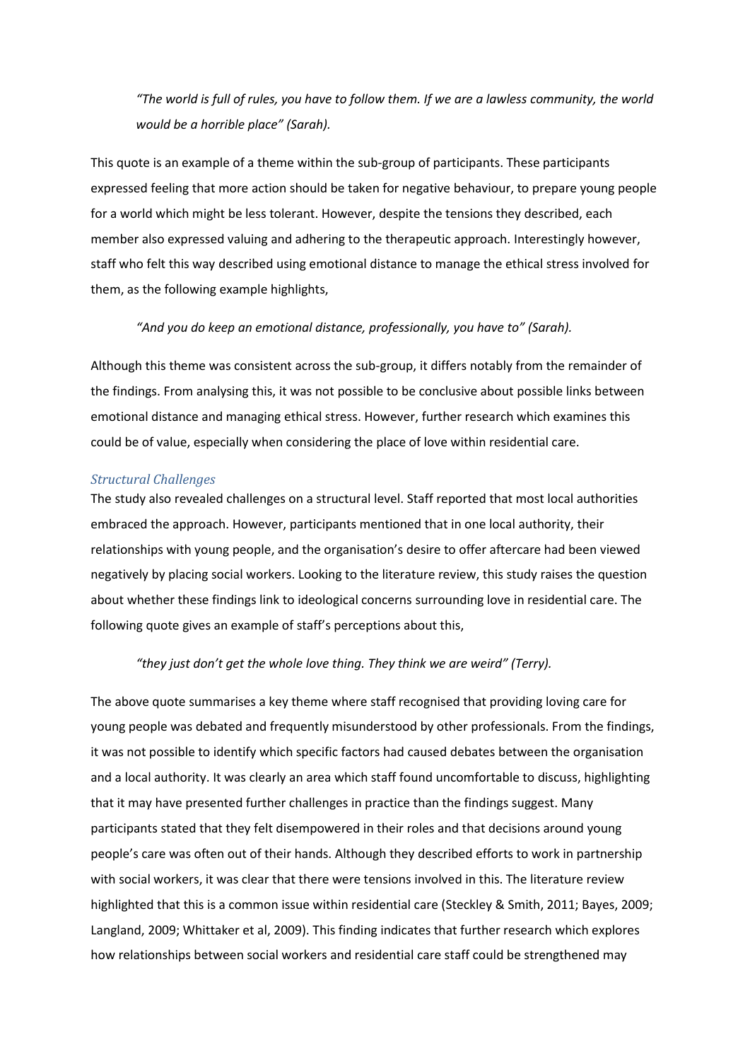> *"The world is full of rules, you have to follow them. If we are a lawless community, the world would be a horrible place" (Sarah).*

This quote is an example of a theme within the sub-group of participants. These participants expressed feeling that more action should be taken for negative behaviour, to prepare young people for a world which might be less tolerant. However, despite the tensions they described, each member also expressed valuing and adhering to the therapeutic approach. Interestingly however, staff who felt this way described using emotional distance to manage the ethical stress involved for them, as the following example highlights,

> *"And you do keep an emotional distance, professionally, you have to" (Sarah).*

Although this theme was consistent across the sub-group, it differs notably from the remainder of the findings. From analysing this, it was not possible to be conclusive about possible links between emotional distance and managing ethical stress. However, further research which examines this could be of value, especially when considering the place of love within residential care.

### *Structural Challenges*

The study also revealed challenges on a structural level. Staff reported that most local authorities embraced the approach. However, participants mentioned that in one local authority, their relationships with young people, and the organisation's desire to offer aftercare had been viewed negatively by placing social workers. Looking to the literature review, this study raises the question about whether these findings link to ideological concerns surrounding love in residential care. The following quote gives an example of staff's perceptions about this,

> *"they just don't get the whole love thing. They think we are weird" (Terry).*

The above quote summarises a key theme where staff recognised that providing loving care for young people was debated and frequently misunderstood by other professionals. From the findings, it was not possible to identify which specific factors had caused debates between the organisation and a local authority. It was clearly an area which staff found uncomfortable to discuss, highlighting that it may have presented further challenges in practice than the findings suggest. Many participants stated that they felt disempowered in their roles and that decisions around young people's care was often out of their hands. Although they described efforts to work in partnership with social workers, it was clear that there were tensions involved in this. The literature review highlighted that this is a common issue within residential care (Steckley & Smith, 2011; Bayes, 2009; Langland, 2009; Whittaker et al, 2009). This finding indicates that further research which explores how relationships between social workers and residential care staff could be strengthened may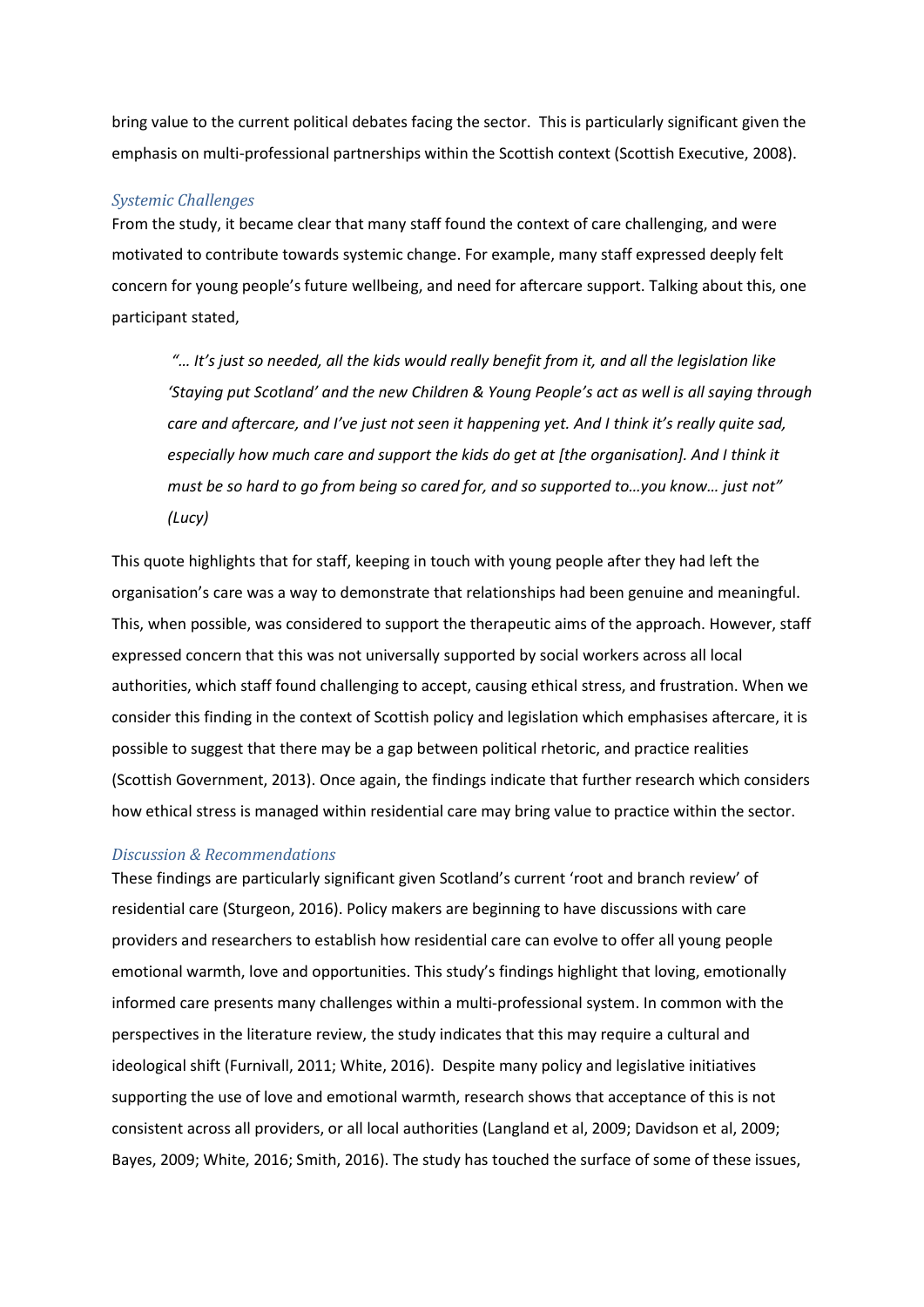bring value to the current political debates facing the sector. This is particularly significant given the emphasis on multi-professional partnerships within the Scottish context (Scottish Executive, 2008).

### *Systemic Challenges*

From the study, it became clear that many staff found the context of care challenging, and were motivated to contribute towards systemic change. For example, many staff expressed deeply felt concern for young people's future wellbeing, and need for aftercare support. Talking about this, one participant stated,

> *"… It's just so needed, all the kids would really benefit from it, and all the legislation like 'Staying put Scotland' and the new Children & Young People's act as well is all saying through care and aftercare, and I've just not seen it happening yet. And I think it's really quite sad, especially how much care and support the kids do get at [the organisation]. And I think it must be so hard to go from being so cared for, and so supported to…you know… just not" (Lucy)*

This quote highlights that for staff, keeping in touch with young people after they had left the organisation's care was a way to demonstrate that relationships had been genuine and meaningful. This, when possible, was considered to support the therapeutic aims of the approach. However, staff expressed concern that this was not universally supported by social workers across all local authorities, which staff found challenging to accept, causing ethical stress, and frustration. When we consider this finding in the context of Scottish policy and legislation which emphasises aftercare, it is possible to suggest that there may be a gap between political rhetoric, and practice realities (Scottish Government, 2013). Once again, the findings indicate that further research which considers how ethical stress is managed within residential care may bring value to practice within the sector.

### *Discussion & Recommendations*

These findings are particularly significant given Scotland's current 'root and branch review' of residential care (Sturgeon, 2016). Policy makers are beginning to have discussions with care providers and researchers to establish how residential care can evolve to offer all young people emotional warmth, love and opportunities. This study's findings highlight that loving, emotionally informed care presents many challenges within a multi-professional system. In common with the perspectives in the literature review, the study indicates that this may require a cultural and ideological shift (Furnivall, 2011; White, 2016). Despite many policy and legislative initiatives supporting the use of love and emotional warmth, research shows that acceptance of this is not consistent across all providers, or all local authorities (Langland et al, 2009; Davidson et al, 2009; Bayes, 2009; White, 2016; Smith, 2016). The study has touched the surface of some of these issues,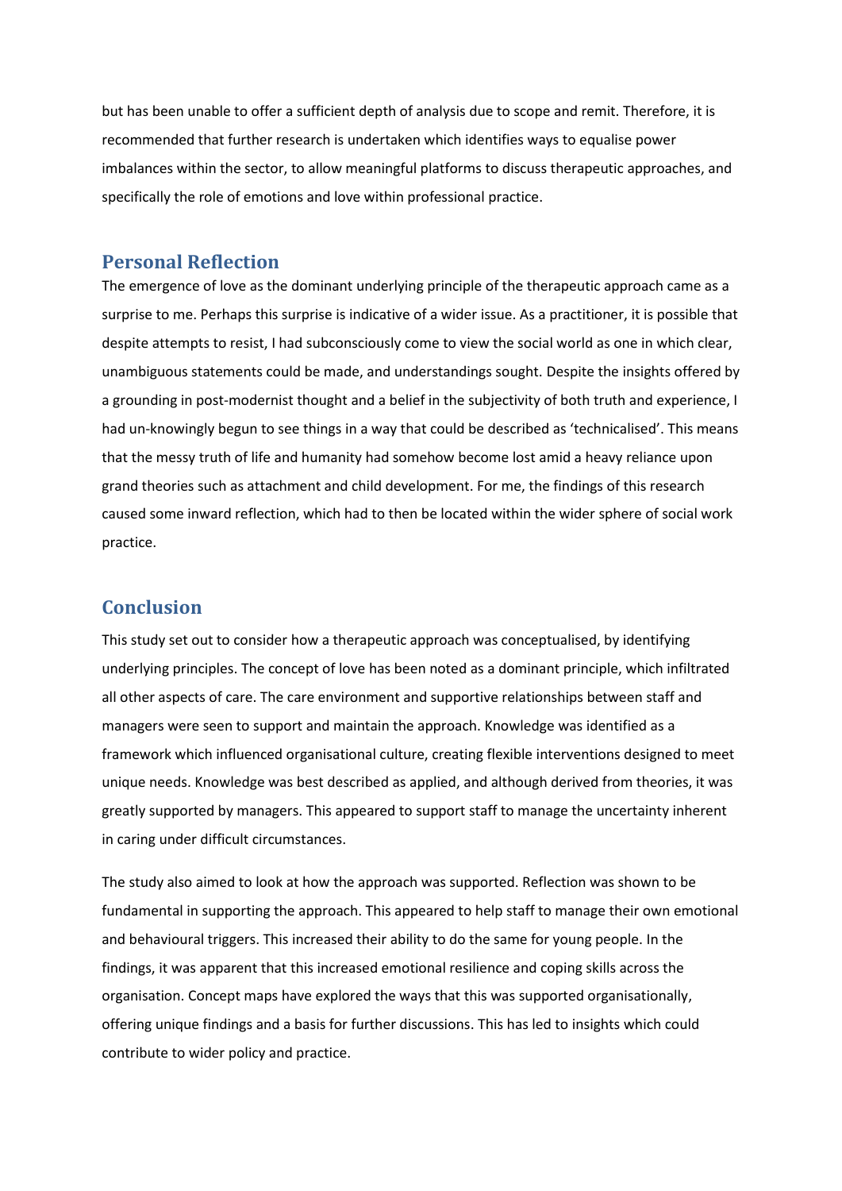but has been unable to offer a sufficient depth of analysis due to scope and remit. Therefore, it is recommended that further research is undertaken which identifies ways to equalise power imbalances within the sector, to allow meaningful platforms to discuss therapeutic approaches, and specifically the role of emotions and love within professional practice.

## Personal Reflection

The emergence of love as the dominant underlying principle of the therapeutic approach came as a surprise to me. Perhaps this surprise is indicative of a wider issue. As a practitioner, it is possible that despite attempts to resist, I had subconsciously come to view the social world as one in which clear, unambiguous statements could be made, and understandings sought. Despite the insights offered by a grounding in post-modernist thought and a belief in the subjectivity of both truth and experience, I had un-knowingly begun to see things in a way that could be described as 'technicalised'. This means that the messy truth of life and humanity had somehow become lost amid a heavy reliance upon grand theories such as attachment and child development. For me, the findings of this research caused some inward reflection, which had to then be located within the wider sphere of social work practice.

## Conclusion

This study set out to consider how a therapeutic approach was conceptualised, by identifying underlying principles. The concept of love has been noted as a dominant principle, which infiltrated all other aspects of care. The care environment and supportive relationships between staff and managers were seen to support and maintain the approach. Knowledge was identified as a framework which influenced organisational culture, creating flexible interventions designed to meet unique needs. Knowledge was best described as applied, and although derived from theories, it was greatly supported by managers. This appeared to support staff to manage the uncertainty inherent in caring under difficult circumstances.

The study also aimed to look at how the approach was supported. Reflection was shown to be fundamental in supporting the approach. This appeared to help staff to manage their own emotional and behavioural triggers. This increased their ability to do the same for young people. In the findings, it was apparent that this increased emotional resilience and coping skills across the organisation. Concept maps have explored the ways that this was supported organisationally, offering unique findings and a basis for further discussions. This has led to insights which could contribute to wider policy and practice.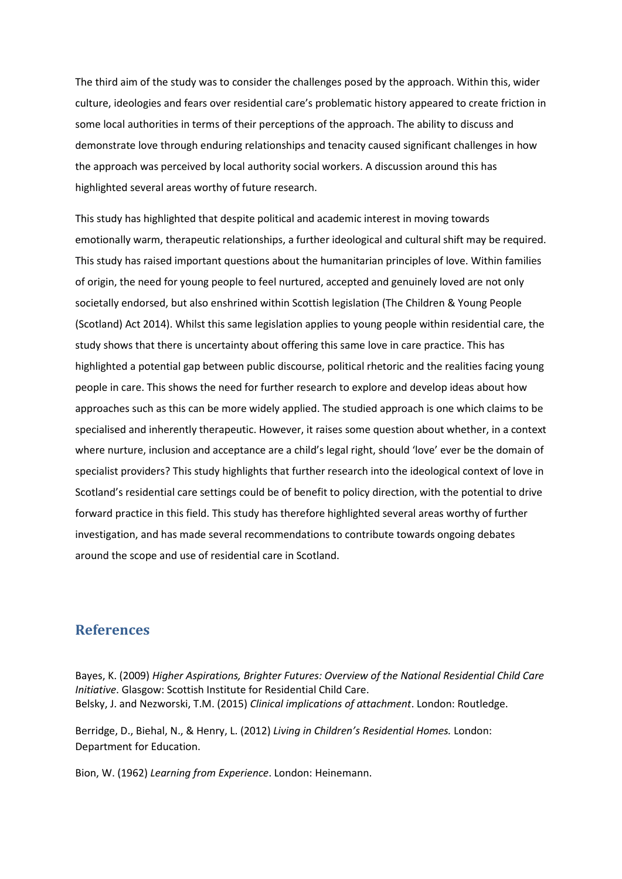The third aim of the study was to consider the challenges posed by the approach. Within this, wider culture, ideologies and fears over residential care's problematic history appeared to create friction in some local authorities in terms of their perceptions of the approach. The ability to discuss and demonstrate love through enduring relationships and tenacity caused significant challenges in how the approach was perceived by local authority social workers. A discussion around this has highlighted several areas worthy of future research.

This study has highlighted that despite political and academic interest in moving towards emotionally warm, therapeutic relationships, a further ideological and cultural shift may be required. This study has raised important questions about the humanitarian principles of love. Within families of origin, the need for young people to feel nurtured, accepted and genuinely loved are not only societally endorsed, but also enshrined within Scottish legislation (The Children & Young People (Scotland) Act 2014). Whilst this same legislation applies to young people within residential care, the study shows that there is uncertainty about offering this same love in care practice. This has highlighted a potential gap between public discourse, political rhetoric and the realities facing young people in care. This shows the need for further research to explore and develop ideas about how approaches such as this can be more widely applied. The studied approach is one which claims to be specialised and inherently therapeutic. However, it raises some question about whether, in a context where nurture, inclusion and acceptance are a child's legal right, should 'love' ever be the domain of specialist providers? This study highlights that further research into the ideological context of love in Scotland's residential care settings could be of benefit to policy direction, with the potential to drive forward practice in this field. This study has therefore highlighted several areas worthy of further investigation, and has made several recommendations to contribute towards ongoing debates around the scope and use of residential care in Scotland.

## References

Bayes, K. (2009) *Higher Aspirations, Brighter Futures: Overview of the National Residential Child Care Initiative*. Glasgow: Scottish Institute for Residential Child Care.

Belsky, J. and Nezworski, T.M. (2015) *Clinical implications of attachment*. London: Routledge.

Berridge, D., Biehal, N., & Henry, L. (2012) *Living in Children's Residential Homes.* London: Department for Education.

Bion, W. (1962) *Learning from Experience*. London: Heinemann.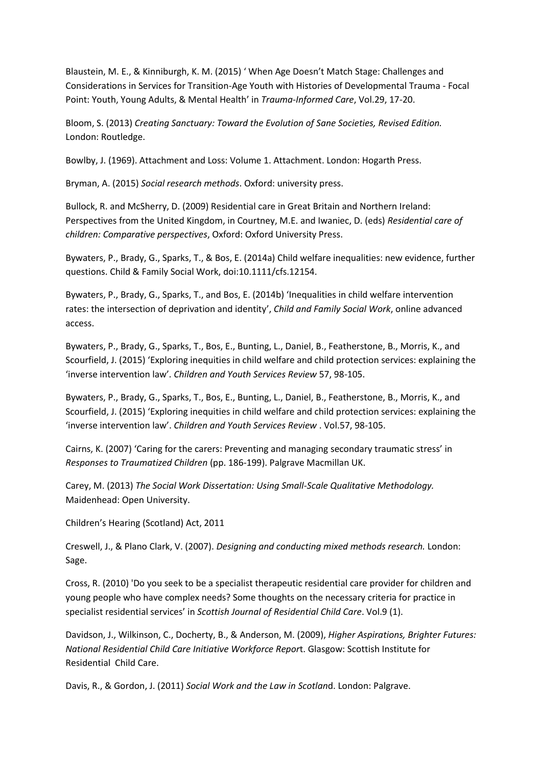Blaustein, M. E., & Kinniburgh, K. M. (2015) ' When Age Doesn't Match Stage: Challenges and Considerations in Services for Transition-Age Youth with Histories of Developmental Trauma - Focal Point: Youth, Young Adults, & Mental Health' in *Trauma-Informed Care*, Vol.29, 17-20.

Bloom, S. (2013) *Creating Sanctuary: Toward the Evolution of Sane Societies, Revised Edition.* London: Routledge.

Bowlby, J. (1969). Attachment and Loss: Volume 1. Attachment. London: Hogarth Press.

Bryman, A. (2015) *Social research methods*. Oxford: university press.

Bullock, R. and McSherry, D. (2009) Residential care in Great Britain and Northern Ireland: Perspectives from the United Kingdom, in Courtney, M.E. and Iwaniec, D. (eds) *Residential care of children: Comparative perspectives*, Oxford: Oxford University Press.

Bywaters, P., Brady, G., Sparks, T., & Bos, E. (2014a) Child welfare inequalities: new evidence, further questions. Child & Family Social Work, doi:10.1111/cfs.12154.

Bywaters, P., Brady, G., Sparks, T., and Bos, E. (2014b) 'Inequalities in child welfare intervention rates: the intersection of deprivation and identity', *Child and Family Social Work*, online advanced access.

Bywaters, P., Brady, G., Sparks, T., Bos, E., Bunting, L., Daniel, B., Featherstone, B., Morris, K., and Scourfield, J. (2015) 'Exploring inequities in child welfare and child protection services: explaining the 'inverse intervention law'. *Children and Youth Services Review* 57, 98-105.

Bywaters, P., Brady, G., Sparks, T., Bos, E., Bunting, L., Daniel, B., Featherstone, B., Morris, K., and Scourfield, J. (2015) 'Exploring inequities in child welfare and child protection services: explaining the 'inverse intervention law'. *Children and Youth Services Review* . Vol.57, 98-105.

Cairns, K. (2007) 'Caring for the carers: Preventing and managing secondary traumatic stress' in *Responses to Traumatized Children* (pp. 186-199). Palgrave Macmillan UK.

Carey, M. (2013) *The Social Work Dissertation: Using Small-Scale Qualitative Methodology.* Maidenhead: Open University.

Children's Hearing (Scotland) Act, 2011

Creswell, J., & Plano Clark, V. (2007). *Designing and conducting mixed methods research.* London: Sage.

Cross, R. (2010) 'Do you seek to be a specialist therapeutic residential care provider for children and young people who have complex needs? Some thoughts on the necessary criteria for practice in specialist residential services' in *Scottish Journal of Residential Child Care*. Vol.9 (1).

Davidson, J., Wilkinson, C., Docherty, B., & Anderson, M. (2009), *Higher Aspirations, Brighter Futures: National Residential Child Care Initiative Workforce Report*. Glasgow: Scottish Institute for Residential Child Care.

Davis, R., & Gordon, J. (2011) *Social Work and the Law in Scotland*. London: Palgrave.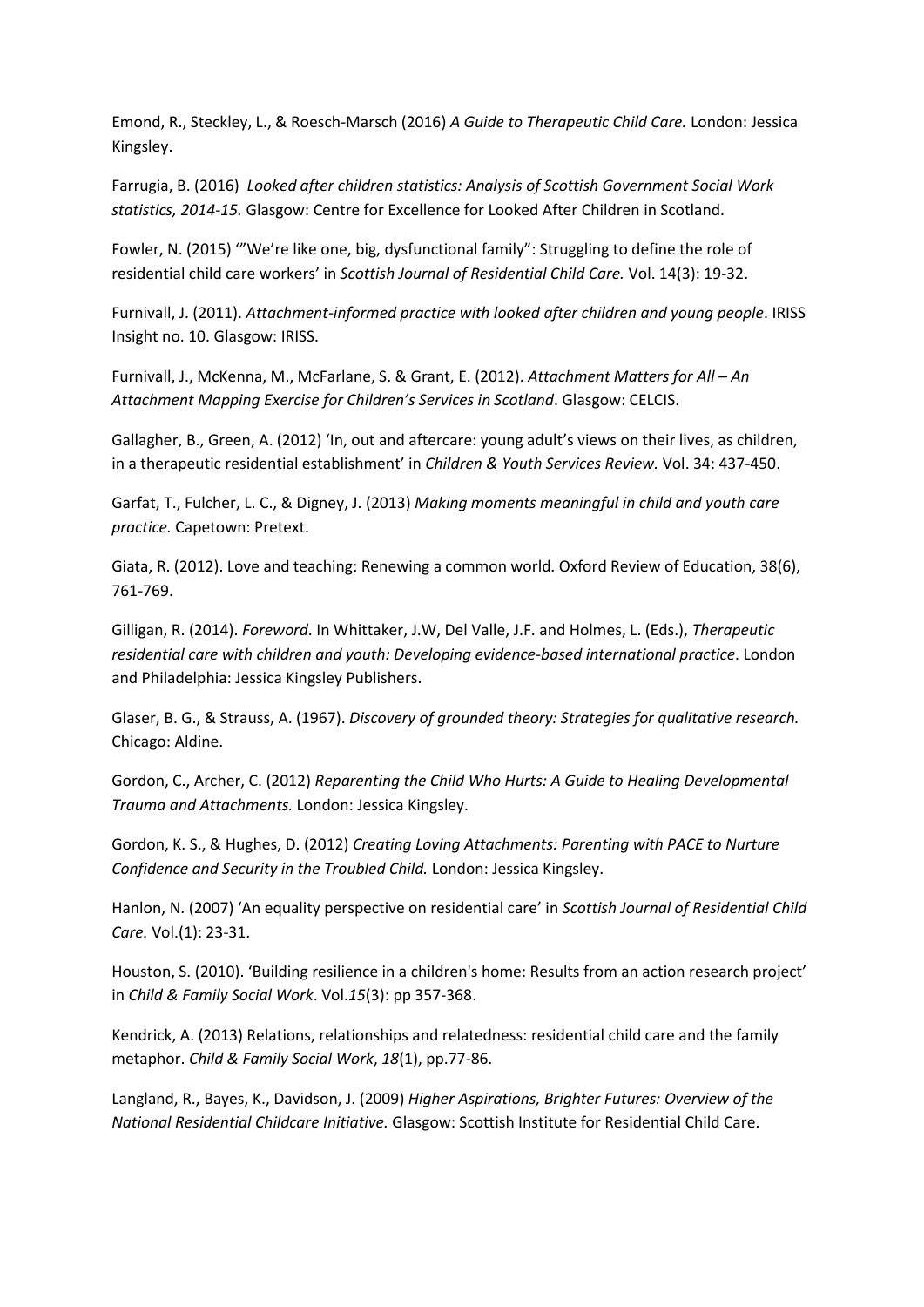Emond, R., Steckley, L., & Roesch-Marsch (2016) *A Guide to Therapeutic Child Care.* London: Jessica Kingsley.

Farrugia, B. (2016) *Looked after children statistics: Analysis of Scottish Government Social Work statistics, 2014-15.* Glasgow: Centre for Excellence for Looked After Children in Scotland.

Fowler, N. (2015) '"We're like one, big, dysfunctional family": Struggling to define the role of residential child care workers' in *Scottish Journal of Residential Child Care.* Vol. 14(3): 19-32.

Furnivall, J. (2011). *Attachment-informed practice with looked after children and young people*. IRISS Insight no. 10. Glasgow: IRISS.

Furnivall, J., McKenna, M., McFarlane, S. & Grant, E. (2012). *Attachment Matters for All – An Attachment Mapping Exercise for Children's Services in Scotland*. Glasgow: CELCIS.

Gallagher, B., Green, A. (2012) 'In, out and aftercare: young adult's views on their lives, as children, in a therapeutic residential establishment' in *Children & Youth Services Review.* Vol. 34: 437-450.

Garfat, T., Fulcher, L. C., & Digney, J. (2013) *Making moments meaningful in child and youth care practice.* Capetown: Pretext.

Giata, R. (2012). Love and teaching: Renewing a common world. Oxford Review of Education, 38(6), 761-769.

Gilligan, R. (2014). *Foreword*. In Whittaker, J.W, Del Valle, J.F. and Holmes, L. (Eds.), *Therapeutic residential care with children and youth: Developing evidence-based international practice*. London and Philadelphia: Jessica Kingsley Publishers.

Glaser, B. G., & Strauss, A. (1967). *Discovery of grounded theory: Strategies for qualitative research.* Chicago: Aldine.

Gordon, C., Archer, C. (2012) *Reparenting the Child Who Hurts: A Guide to Healing Developmental Trauma and Attachments.* London: Jessica Kingsley.

Gordon, K. S., & Hughes, D. (2012) *Creating Loving Attachments: Parenting with PACE to Nurture Confidence and Security in the Troubled Child.* London: Jessica Kingsley.

Hanlon, N. (2007) 'An equality perspective on residential care' in *Scottish Journal of Residential Child Care.* Vol.(1): 23-31.

Houston, S. (2010). 'Building resilience in a children's home: Results from an action research project' in *Child & Family Social Work*. Vol.*15*(3): pp 357-368.

Kendrick, A. (2013) Relations, relationships and relatedness: residential child care and the family metaphor. *Child & Family Social Work*, *18*(1), pp.77-86.

Langland, R., Bayes, K., Davidson, J. (2009) *Higher Aspirations, Brighter Futures: Overview of the National Residential Childcare Initiative.* Glasgow: Scottish Institute for Residential Child Care.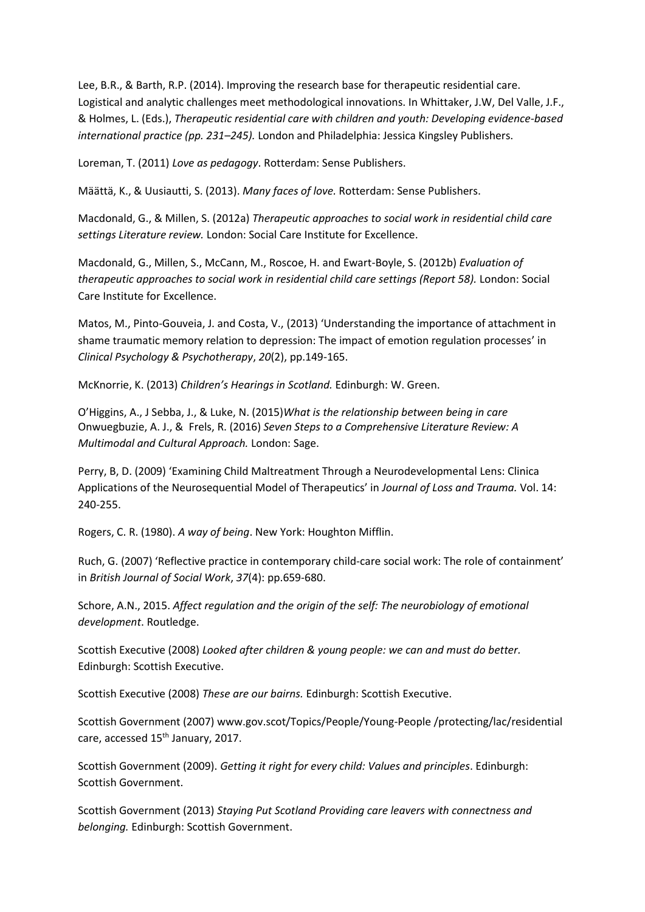Lee, B.R., & Barth, R.P. (2014). Improving the research base for therapeutic residential care. Logistical and analytic challenges meet methodological innovations. In Whittaker, J.W, Del Valle, J.F., & Holmes, L. (Eds.), *Therapeutic residential care with children and youth: Developing evidence-based international practice (pp. 231–245).* London and Philadelphia: Jessica Kingsley Publishers.

Loreman, T. (2011) *Love as pedagogy*. Rotterdam: Sense Publishers.

Määttä, K., & Uusiautti, S. (2013). *Many faces of love.* Rotterdam: Sense Publishers.

Macdonald, G., & Millen, S. (2012a) *Therapeutic approaches to social work in residential child care settings Literature review.* London: Social Care Institute for Excellence.

Macdonald, G., Millen, S., McCann, M., Roscoe, H. and Ewart-Boyle, S. (2012b) *Evaluation of therapeutic approaches to social work in residential child care settings (Report 58).* London: Social Care Institute for Excellence.

Matos, M., Pinto-Gouveia, J. and Costa, V., (2013) 'Understanding the importance of attachment in shame traumatic memory relation to depression: The impact of emotion regulation processes' in *Clinical Psychology & Psychotherapy*, *20*(2), pp.149-165.

McKnorrie, K. (2013) *Children's Hearings in Scotland.* Edinburgh: W. Green.

O'Higgins, A., J Sebba, J., & Luke, N. (2015)*What is the relationship between being in care* Onwuegbuzie, A. J., & Frels, R. (2016) *Seven Steps to a Comprehensive Literature Review: A Multimodal and Cultural Approach.* London: Sage.

Perry, B, D. (2009) 'Examining Child Maltreatment Through a Neurodevelopmental Lens: Clinica Applications of the Neurosequential Model of Therapeutics' in *Journal of Loss and Trauma.* Vol. 14: 240-255.

Rogers, C. R. (1980). *A way of being*. New York: Houghton Mifflin.

Ruch, G. (2007) 'Reflective practice in contemporary child-care social work: The role of containment' in *British Journal of Social Work*, *37*(4): pp.659-680.

Schore, A.N., 2015. *Affect regulation and the origin of the self: The neurobiology of emotional development*. Routledge.

Scottish Executive (2008) *Looked after children & young people: we can and must do better.* Edinburgh: Scottish Executive.

Scottish Executive (2008) *These are our bairns.* Edinburgh: Scottish Executive.

Scottish Government (2007) www.gov.scot/Topics/People/Young-People /protecting/lac/residential care, accessed 15th January, 2017.

Scottish Government (2009). *Getting it right for every child: Values and principles*. Edinburgh: Scottish Government.

Scottish Government (2013) *Staying Put Scotland Providing care leavers with connectness and belonging.* Edinburgh: Scottish Government.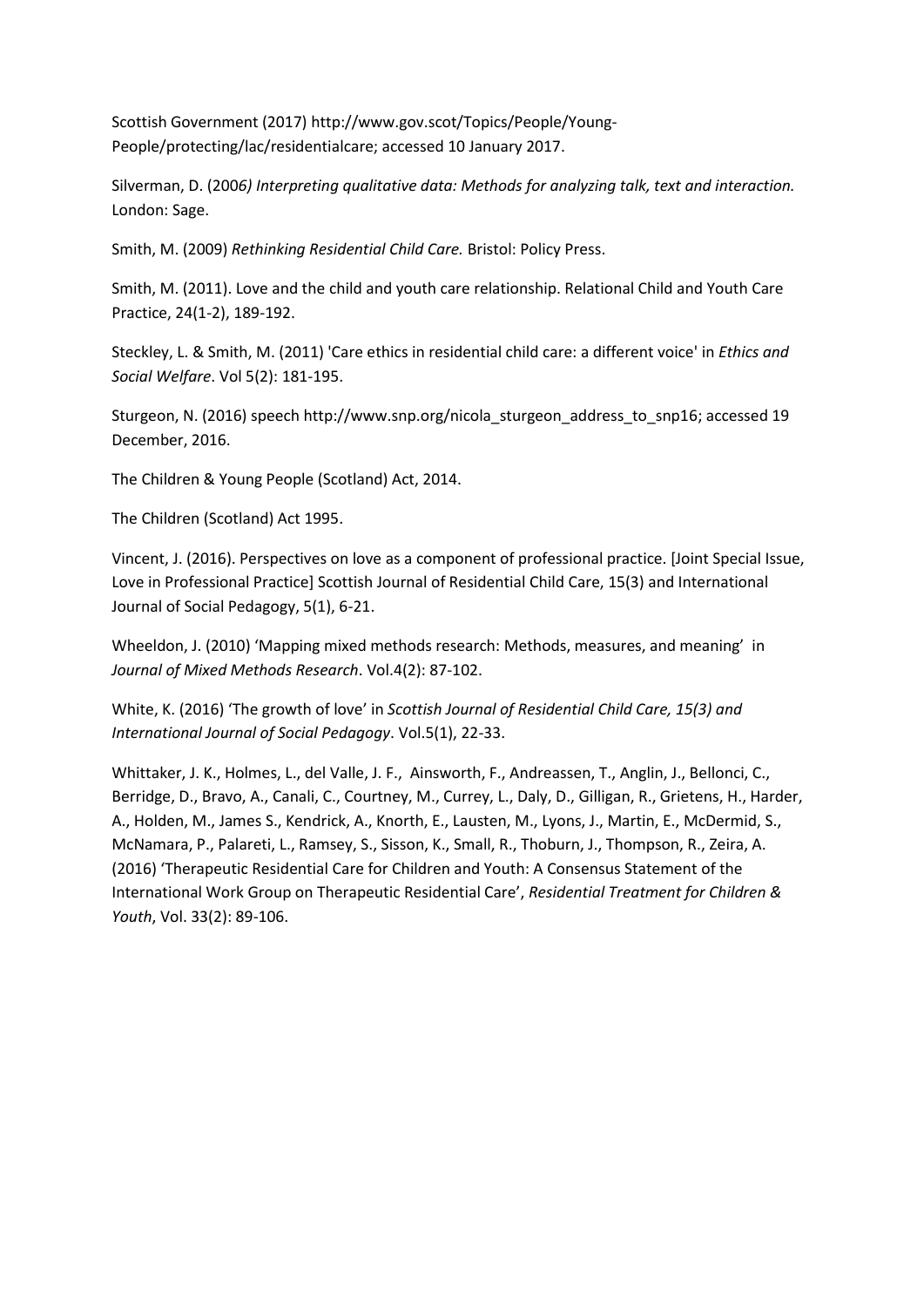Scottish Government (2017) http://www.gov.scot/Topics/People/Young-People/protecting/lac/residentialcare; accessed 10 January 2017.

Silverman, D. (200*6) Interpreting qualitative data: Methods for analyzing talk, text and interaction.* London: Sage.

Smith, M. (2009) *Rethinking Residential Child Care.* Bristol: Policy Press.

Smith, M. (2011). Love and the child and youth care relationship. Relational Child and Youth Care Practice, 24(1-2), 189-192.

Steckley, L. & Smith, M. (2011) 'Care ethics in residential child care: a different voice' in *Ethics and Social Welfare*. Vol 5(2): 181-195.

Sturgeon, N. (2016) speech http://www.snp.org/nicola_sturgeon_address_to_snp16; accessed 19 December, 2016.

The Children & Young People (Scotland) Act, 2014.

The Children (Scotland) Act 1995.

Vincent, J. (2016). Perspectives on love as a component of professional practice. [Joint Special Issue, Love in Professional Practice] Scottish Journal of Residential Child Care, 15(3) and International Journal of Social Pedagogy, 5(1), 6-21.

Wheeldon, J. (2010) 'Mapping mixed methods research: Methods, measures, and meaning' in *Journal of Mixed Methods Research*. Vol.4(2): 87-102.

White, K. (2016) 'The growth of love' in *Scottish Journal of Residential Child Care, 15(3) and International Journal of Social Pedagogy*. Vol.5(1), 22-33.

Whittaker, J. K., Holmes, L., del Valle, J. F., Ainsworth, F., Andreassen, T., Anglin, J., Bellonci, C., Berridge, D., Bravo, A., Canali, C., Courtney, M., Currey, L., Daly, D., Gilligan, R., Grietens, H., Harder, A., Holden, M., James S., Kendrick, A., Knorth, E., Lausten, M., Lyons, J., Martin, E., McDermid, S., McNamara, P., Palareti, L., Ramsey, S., Sisson, K., Small, R., Thoburn, J., Thompson, R., Zeira, A. (2016) 'Therapeutic Residential Care for Children and Youth: A Consensus Statement of the International Work Group on Therapeutic Residential Care', *Residential Treatment for Children & Youth*, Vol. 33(2): 89-106.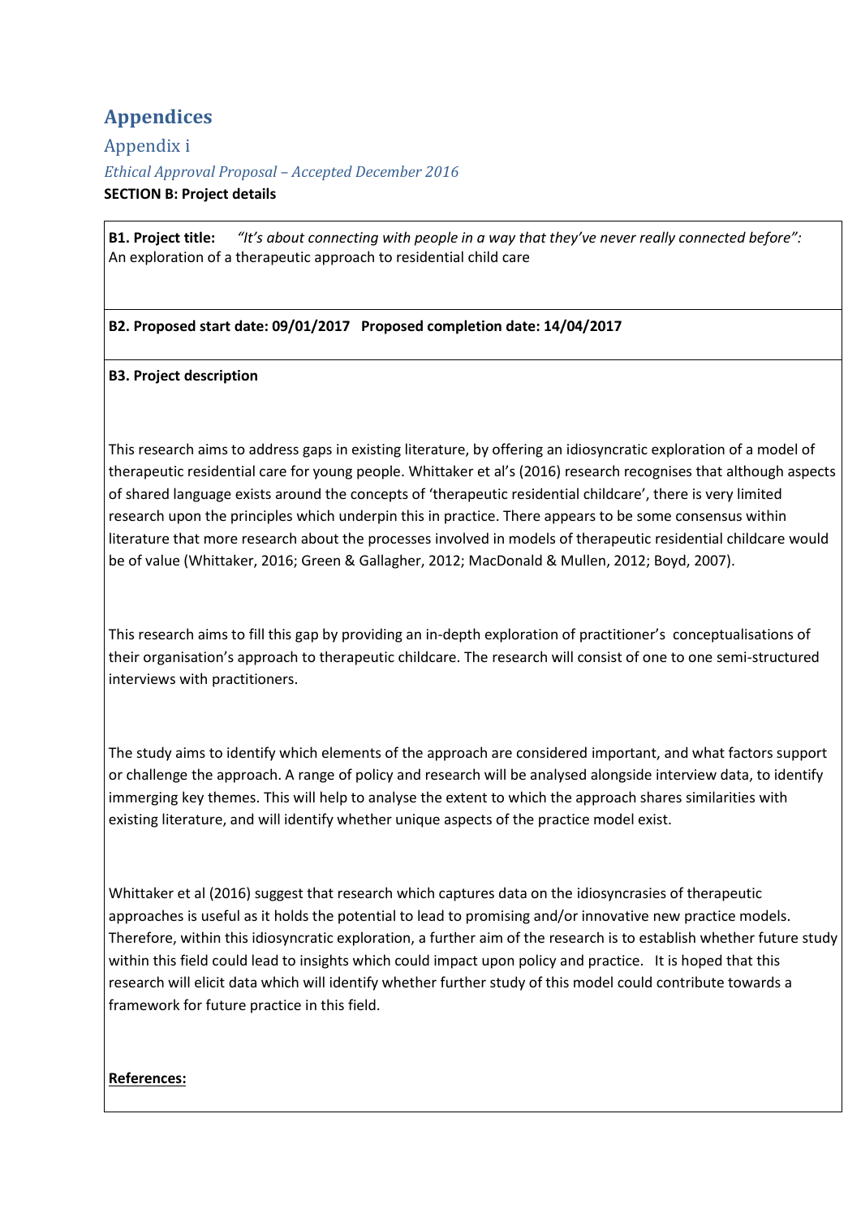# Appendices

## Appendix i

### *Ethical Approval Proposal – Accepted December 2016*

**SECTION B: Project details**

**B1. Project title:** *"It's about connecting with people in a way that they've never really connected before":* An exploration of a therapeutic approach to residential child care

**B2. Proposed start date: 09/01/2017 Proposed completion date: 14/04/2017**

**B3. Project description**

This research aims to address gaps in existing literature, by offering an idiosyncratic exploration of a model of therapeutic residential care for young people. Whittaker et al's (2016) research recognises that although aspects of shared language exists around the concepts of 'therapeutic residential childcare', there is very limited research upon the principles which underpin this in practice. There appears to be some consensus within literature that more research about the processes involved in models of therapeutic residential childcare would be of value (Whittaker, 2016; Green & Gallagher, 2012; MacDonald & Mullen, 2012; Boyd, 2007).

This research aims to fill this gap by providing an in-depth exploration of practitioner's conceptualisations of their organisation's approach to therapeutic childcare. The research will consist of one to one semi-structured interviews with practitioners.

The study aims to identify which elements of the approach are considered important, and what factors support or challenge the approach. A range of policy and research will be analysed alongside interview data, to identify immerging key themes. This will help to analyse the extent to which the approach shares similarities with existing literature, and will identify whether unique aspects of the practice model exist.

Whittaker et al (2016) suggest that research which captures data on the idiosyncrasies of therapeutic approaches is useful as it holds the potential to lead to promising and/or innovative new practice models. Therefore, within this idiosyncratic exploration, a further aim of the research is to establish whether future study within this field could lead to insights which could impact upon policy and practice. It is hoped that this research will elicit data which will identify whether further study of this model could contribute towards a framework for future practice in this field.

**References:**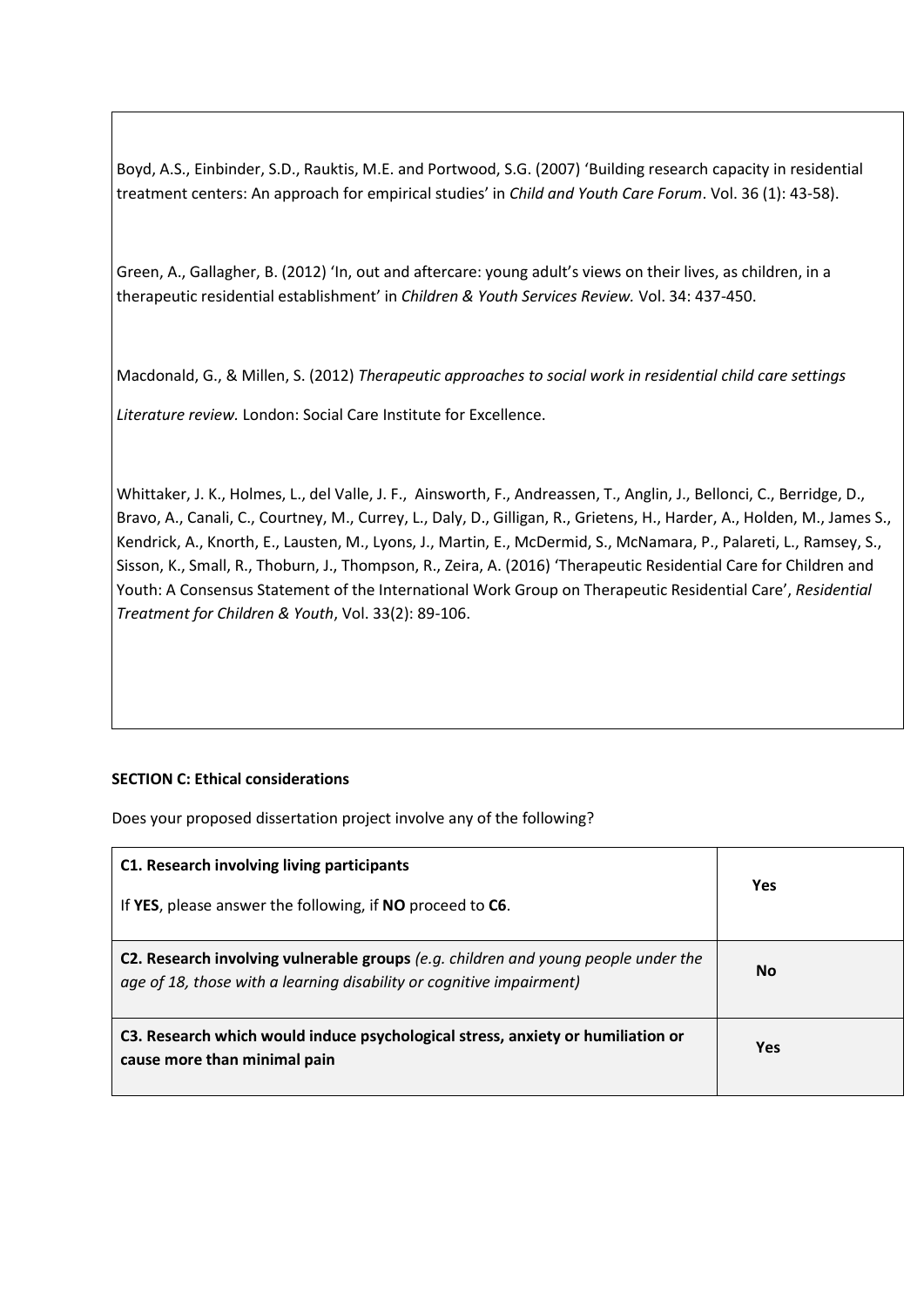Boyd, A.S., Einbinder, S.D., Rauktis, M.E. and Portwood, S.G. (2007) 'Building research capacity in residential treatment centers: An approach for empirical studies' in *Child and Youth Care Forum*. Vol. 36 (1): 43-58).

Green, A., Gallagher, B. (2012) 'In, out and aftercare: young adult's views on their lives, as children, in a therapeutic residential establishment' in *Children & Youth Services Review.* Vol. 34: 437-450.

Macdonald, G., & Millen, S. (2012) *Therapeutic approaches to social work in residential child care settings*

*Literature review.* London: Social Care Institute for Excellence.

Whittaker, J. K., Holmes, L., del Valle, J. F., Ainsworth, F., Andreassen, T., Anglin, J., Bellonci, C., Berridge, D., Bravo, A., Canali, C., Courtney, M., Currey, L., Daly, D., Gilligan, R., Grietens, H., Harder, A., Holden, M., James S., Kendrick, A., Knorth, E., Lausten, M., Lyons, J., Martin, E., McDermid, S., McNamara, P., Palareti, L., Ramsey, S., Sisson, K., Small, R., Thoburn, J., Thompson, R., Zeira, A. (2016) 'Therapeutic Residential Care for Children and Youth: A Consensus Statement of the International Work Group on Therapeutic Residential Care', *Residential Treatment for Children & Youth*, Vol. 33(2): 89-106.

**SECTION C: Ethical considerations**

Does your proposed dissertation project involve any of the following?

| | |
|---|---|
| **C1. Research involving living participants**<br>If **YES**, please answer the following, if **NO** proceed to **C6**. | **Yes** |
| **C2. Research involving vulnerable groups** *(e.g. children and young people under the age of 18, those with a learning disability or cognitive impairment)* | **No** |
| **C3. Research which would induce psychological stress, anxiety or humiliation or cause more than minimal pain** | **Yes** |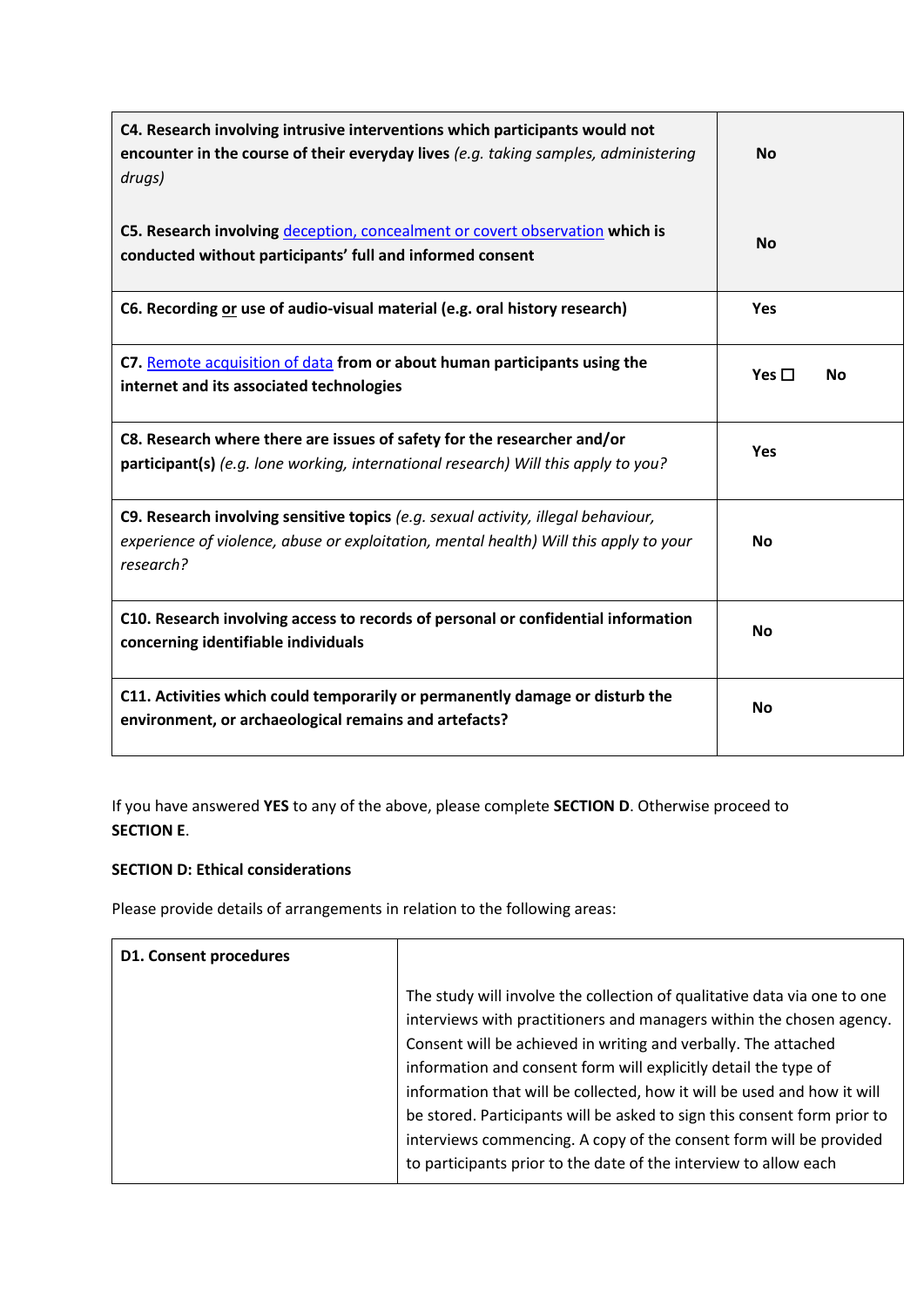| | |
|---|---|
| **C4. Research involving intrusive interventions which participants would not encounter in the course of their everyday lives** *(e.g. taking samples, administering drugs)* | **No** |
| **C5. Research involving** [deception, concealment or covert observation]() **which is conducted without participants' full and informed consent** | **No** |
| **C6. Recording or use of audio-visual material (e.g. oral history research)** | **Yes** |
| **C7.** [Remote acquisition of data]() **from or about human participants using the internet and its associated technologies** | **Yes ☐ No** |
| **C8. Research where there are issues of safety for the researcher and/or participant(s)** *(e.g. lone working, international research) Will this apply to you?* | **Yes** |
| **C9. Research involving sensitive topics** *(e.g. sexual activity, illegal behaviour, experience of violence, abuse or exploitation, mental health) Will this apply to your research?* | **No** |
| **C10. Research involving access to records of personal or confidential information concerning identifiable individuals** | **No** |
| **C11. Activities which could temporarily or permanently damage or disturb the environment, or archaeological remains and artefacts?** | **No** |

If you have answered **YES** to any of the above, please complete **SECTION D**. Otherwise proceed to **SECTION E**.

**SECTION D: Ethical considerations**

Please provide details of arrangements in relation to the following areas:

| | |
|---|---|
| **D1. Consent procedures** | The study will involve the collection of qualitative data via one to one interviews with practitioners and managers within the chosen agency. Consent will be achieved in writing and verbally. The attached information and consent form will explicitly detail the type of information that will be collected, how it will be used and how it will be stored. Participants will be asked to sign this consent form prior to interviews commencing. A copy of the consent form will be provided to participants prior to the date of the interview to allow each |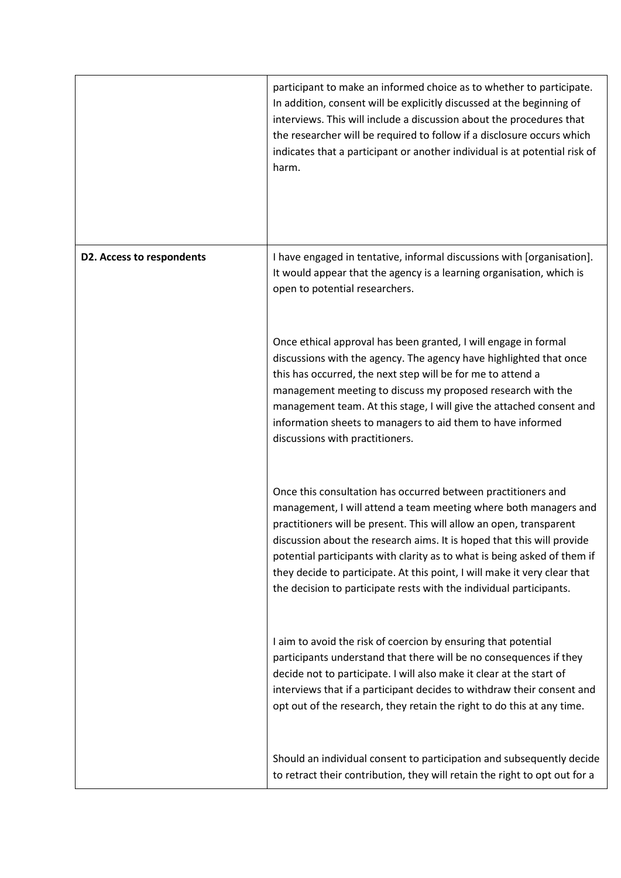| | |
|---|---|
| | participant to make an informed choice as to whether to participate. In addition, consent will be explicitly discussed at the beginning of interviews. This will include a discussion about the procedures that the researcher will be required to follow if a disclosure occurs which indicates that a participant or another individual is at potential risk of harm. |
| **D2. Access to respondents** | I have engaged in tentative, informal discussions with [organisation]. It would appear that the agency is a learning organisation, which is open to potential researchers.<br><br>Once ethical approval has been granted, I will engage in formal discussions with the agency. The agency have highlighted that once this has occurred, the next step will be for me to attend a management meeting to discuss my proposed research with the management team. At this stage, I will give the attached consent and information sheets to managers to aid them to have informed discussions with practitioners.<br><br>Once this consultation has occurred between practitioners and management, I will attend a team meeting where both managers and practitioners will be present. This will allow an open, transparent discussion about the research aims. It is hoped that this will provide potential participants with clarity as to what is being asked of them if they decide to participate. At this point, I will make it very clear that the decision to participate rests with the individual participants.<br><br>I aim to avoid the risk of coercion by ensuring that potential participants understand that there will be no consequences if they decide not to participate. I will also make it clear at the start of interviews that if a participant decides to withdraw their consent and opt out of the research, they retain the right to do this at any time.<br><br>Should an individual consent to participation and subsequently decide to retract their contribution, they will retain the right to opt out for a |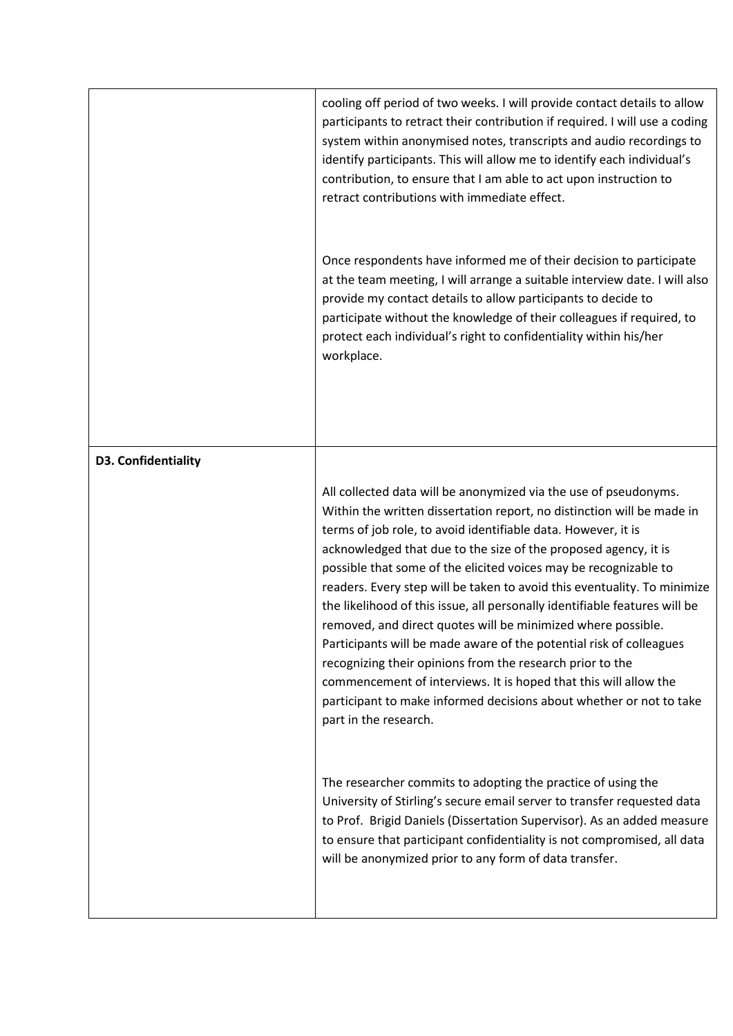| | |
|---|---|
| | cooling off period of two weeks. I will provide contact details to allow participants to retract their contribution if required. I will use a coding system within anonymised notes, transcripts and audio recordings to identify participants. This will allow me to identify each individual's contribution, to ensure that I am able to act upon instruction to retract contributions with immediate effect.<br><br>Once respondents have informed me of their decision to participate at the team meeting, I will arrange a suitable interview date. I will also provide my contact details to allow participants to decide to participate without the knowledge of their colleagues if required, to protect each individual's right to confidentiality within his/her workplace. |
| **D3. Confidentiality** | All collected data will be anonymized via the use of pseudonyms. Within the written dissertation report, no distinction will be made in terms of job role, to avoid identifiable data. However, it is acknowledged that due to the size of the proposed agency, it is possible that some of the elicited voices may be recognizable to readers. Every step will be taken to avoid this eventuality. To minimize the likelihood of this issue, all personally identifiable features will be removed, and direct quotes will be minimized where possible. Participants will be made aware of the potential risk of colleagues recognizing their opinions from the research prior to the commencement of interviews. It is hoped that this will allow the participant to make informed decisions about whether or not to take part in the research.<br><br>The researcher commits to adopting the practice of using the University of Stirling's secure email server to transfer requested data to Prof. Brigid Daniels (Dissertation Supervisor). As an added measure to ensure that participant confidentiality is not compromised, all data will be anonymized prior to any form of data transfer. |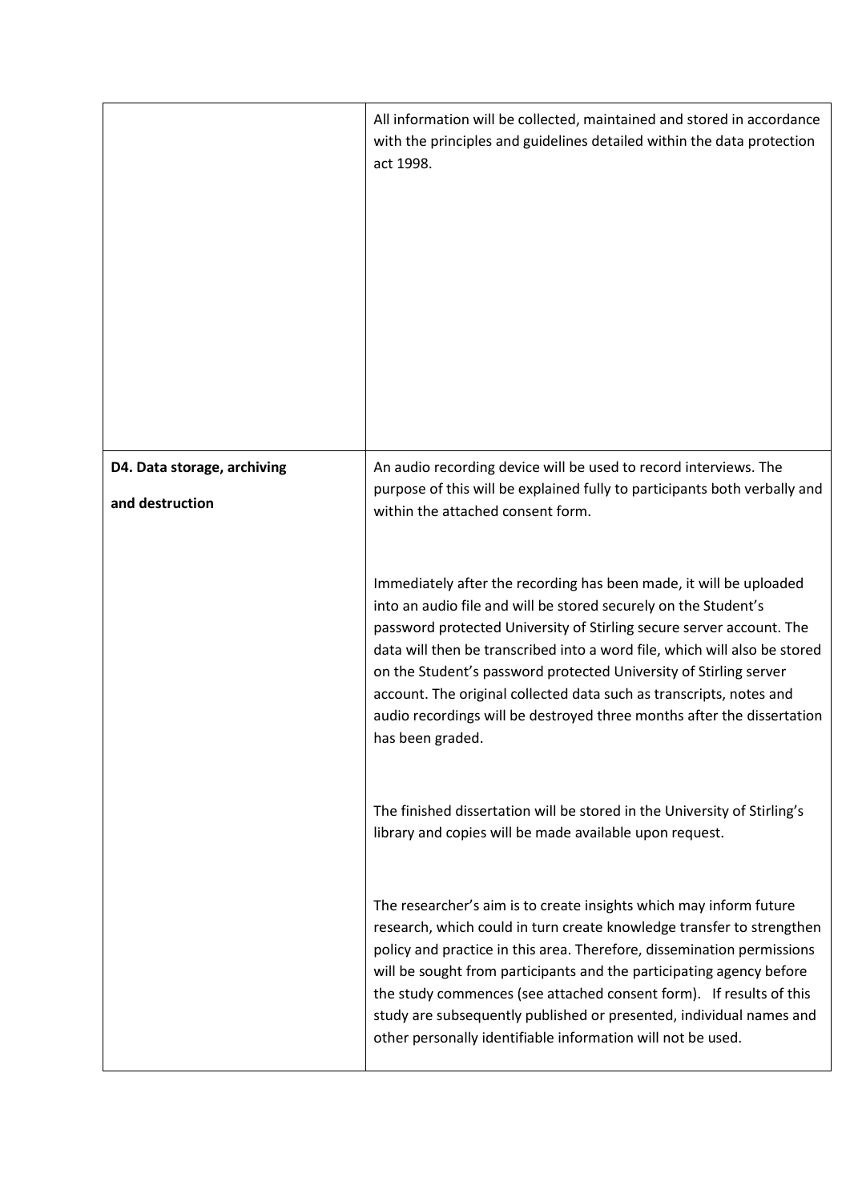| | |
|---|---|
| | All information will be collected, maintained and stored in accordance with the principles and guidelines detailed within the data protection act 1998. |
| **D4. Data storage, archiving and destruction** | An audio recording device will be used to record interviews. The purpose of this will be explained fully to participants both verbally and within the attached consent form.<br><br>Immediately after the recording has been made, it will be uploaded into an audio file and will be stored securely on the Student's password protected University of Stirling secure server account. The data will then be transcribed into a word file, which will also be stored on the Student's password protected University of Stirling server account. The original collected data such as transcripts, notes and audio recordings will be destroyed three months after the dissertation has been graded.<br><br>The finished dissertation will be stored in the University of Stirling's library and copies will be made available upon request.<br><br>The researcher's aim is to create insights which may inform future research, which could in turn create knowledge transfer to strengthen policy and practice in this area. Therefore, dissemination permissions will be sought from participants and the participating agency before the study commences (see attached consent form). If results of this study are subsequently published or presented, individual names and other personally identifiable information will not be used. |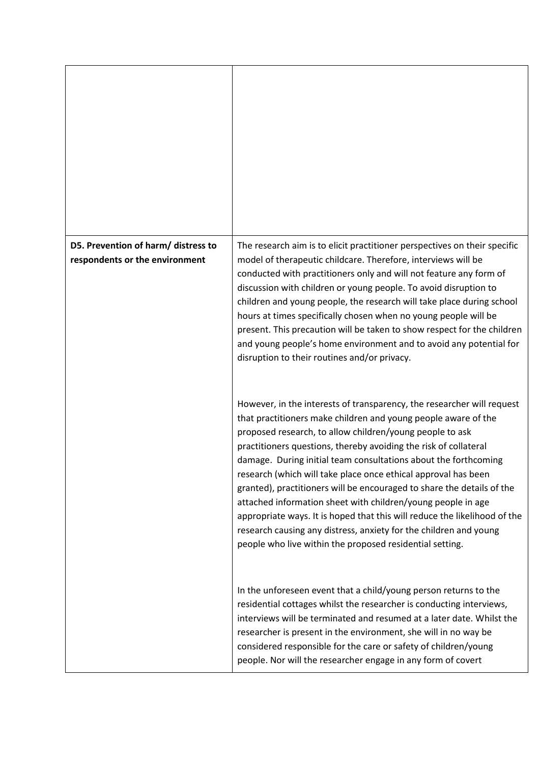| | |
|---|---|
| | |
| **D5. Prevention of harm/ distress to respondents or the environment** | The research aim is to elicit practitioner perspectives on their specific model of therapeutic childcare. Therefore, interviews will be conducted with practitioners only and will not feature any form of discussion with children or young people. To avoid disruption to children and young people, the research will take place during school hours at times specifically chosen when no young people will be present. This precaution will be taken to show respect for the children and young people's home environment and to avoid any potential for disruption to their routines and/or privacy.<br><br>However, in the interests of transparency, the researcher will request that practitioners make children and young people aware of the proposed research, to allow children/young people to ask practitioners questions, thereby avoiding the risk of collateral damage. During initial team consultations about the forthcoming research (which will take place once ethical approval has been granted), practitioners will be encouraged to share the details of the attached information sheet with children/young people in age appropriate ways. It is hoped that this will reduce the likelihood of the research causing any distress, anxiety for the children and young people who live within the proposed residential setting.<br><br>In the unforeseen event that a child/young person returns to the residential cottages whilst the researcher is conducting interviews, interviews will be terminated and resumed at a later date. Whilst the researcher is present in the environment, she will in no way be considered responsible for the care or safety of children/young people. Nor will the researcher engage in any form of covert |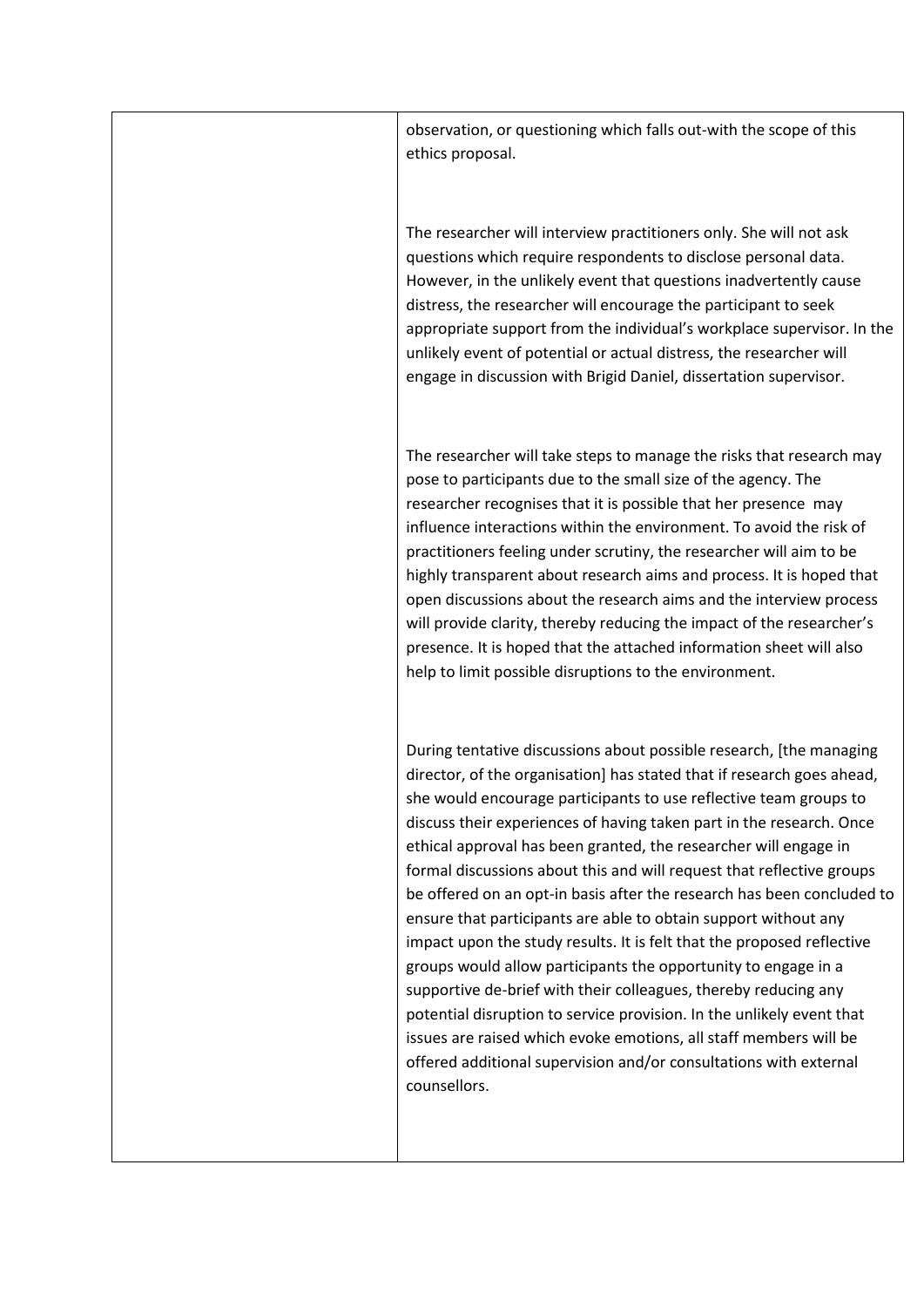| | |
|---|---|
| | observation, or questioning which falls out-with the scope of this ethics proposal.<br><br>The researcher will interview practitioners only. She will not ask questions which require respondents to disclose personal data. However, in the unlikely event that questions inadvertently cause distress, the researcher will encourage the participant to seek appropriate support from the individual's workplace supervisor. In the unlikely event of potential or actual distress, the researcher will engage in discussion with Brigid Daniel, dissertation supervisor.<br><br>The researcher will take steps to manage the risks that research may pose to participants due to the small size of the agency. The researcher recognises that it is possible that her presence may influence interactions within the environment. To avoid the risk of practitioners feeling under scrutiny, the researcher will aim to be highly transparent about research aims and process. It is hoped that open discussions about the research aims and the interview process will provide clarity, thereby reducing the impact of the researcher's presence. It is hoped that the attached information sheet will also help to limit possible disruptions to the environment.<br><br>During tentative discussions about possible research, [the managing director, of the organisation] has stated that if research goes ahead, she would encourage participants to use reflective team groups to discuss their experiences of having taken part in the research. Once ethical approval has been granted, the researcher will engage in formal discussions about this and will request that reflective groups be offered on an opt-in basis after the research has been concluded to ensure that participants are able to obtain support without any impact upon the study results. It is felt that the proposed reflective groups would allow participants the opportunity to engage in a supportive de-brief with their colleagues, thereby reducing any potential disruption to service provision. In the unlikely event that issues are raised which evoke emotions, all staff members will be offered additional supervision and/or consultations with external counsellors. |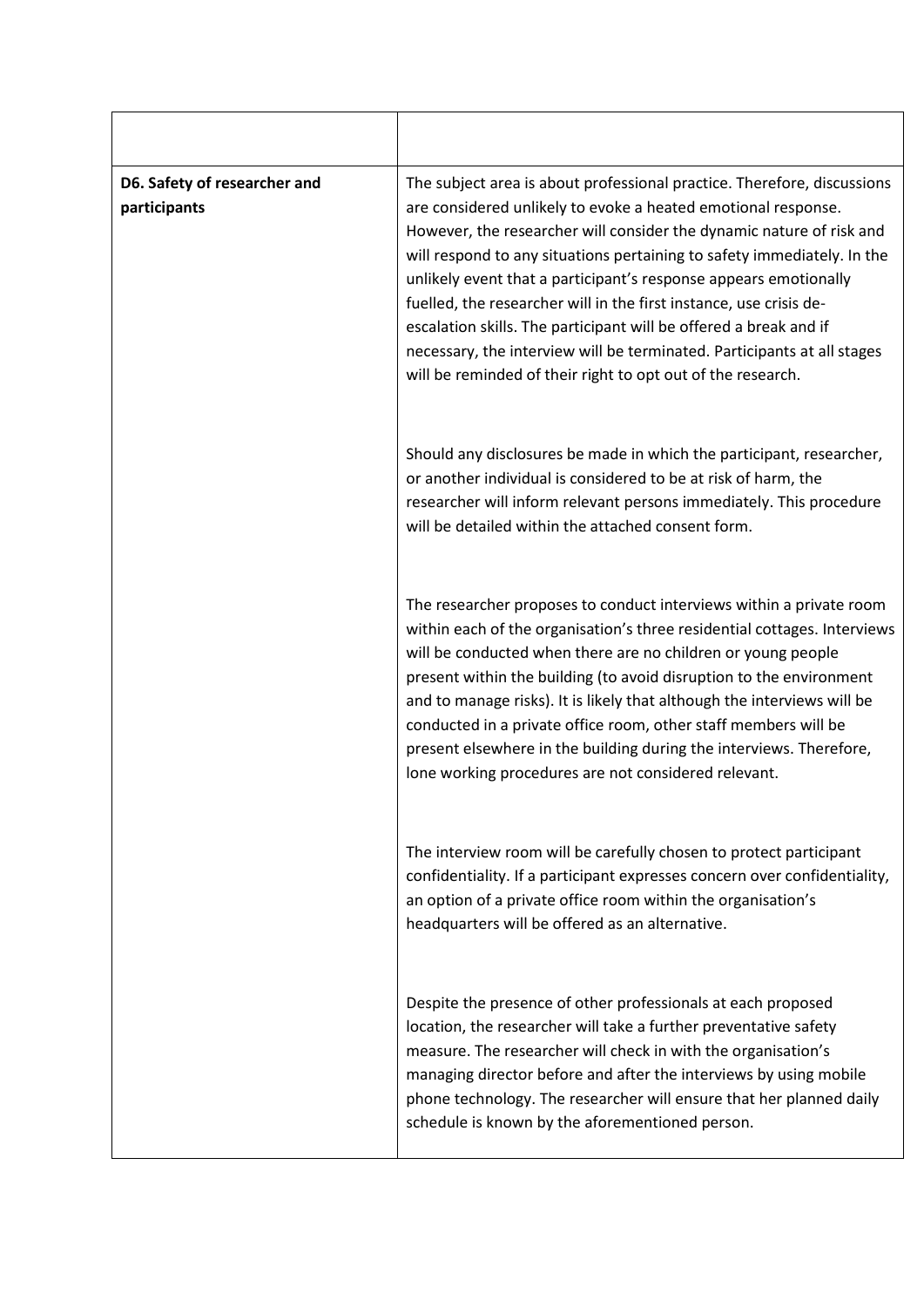| | |
|---|---|
| **D6. Safety of researcher and participants** | The subject area is about professional practice. Therefore, discussions are considered unlikely to evoke a heated emotional response. However, the researcher will consider the dynamic nature of risk and will respond to any situations pertaining to safety immediately. In the unlikely event that a participant's response appears emotionally fuelled, the researcher will in the first instance, use crisis de-escalation skills. The participant will be offered a break and if necessary, the interview will be terminated. Participants at all stages will be reminded of their right to opt out of the research.<br><br>Should any disclosures be made in which the participant, researcher, or another individual is considered to be at risk of harm, the researcher will inform relevant persons immediately. This procedure will be detailed within the attached consent form.<br><br>The researcher proposes to conduct interviews within a private room within each of the organisation's three residential cottages. Interviews will be conducted when there are no children or young people present within the building (to avoid disruption to the environment and to manage risks). It is likely that although the interviews will be conducted in a private office room, other staff members will be present elsewhere in the building during the interviews. Therefore, lone working procedures are not considered relevant.<br><br>The interview room will be carefully chosen to protect participant confidentiality. If a participant expresses concern over confidentiality, an option of a private office room within the organisation's headquarters will be offered as an alternative.<br><br>Despite the presence of other professionals at each proposed location, the researcher will take a further preventative safety measure. The researcher will check in with the organisation's managing director before and after the interviews by using mobile phone technology. The researcher will ensure that her planned daily schedule is known by the aforementioned person. |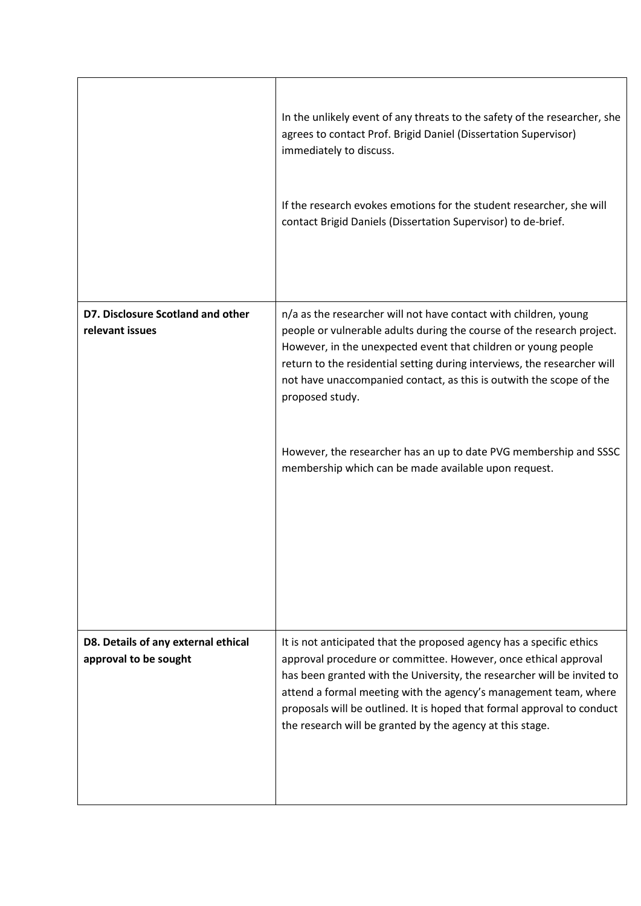|  |  |
| --- | --- |
|  | In the unlikely event of any threats to the safety of the researcher, she agrees to contact Prof. Brigid Daniel (Dissertation Supervisor) immediately to discuss.<br><br>If the research evokes emotions for the student researcher, she will contact Brigid Daniels (Dissertation Supervisor) to de-brief. |
| **D7. Disclosure Scotland and other relevant issues** | n/a as the researcher will not have contact with children, young people or vulnerable adults during the course of the research project. However, in the unexpected event that children or young people return to the residential setting during interviews, the researcher will not have unaccompanied contact, as this is outwith the scope of the proposed study.<br><br>However, the researcher has an up to date PVG membership and SSSC membership which can be made available upon request. |
| **D8. Details of any external ethical approval to be sought** | It is not anticipated that the proposed agency has a specific ethics approval procedure or committee. However, once ethical approval has been granted with the University, the researcher will be invited to attend a formal meeting with the agency's management team, where proposals will be outlined. It is hoped that formal approval to conduct the research will be granted by the agency at this stage. |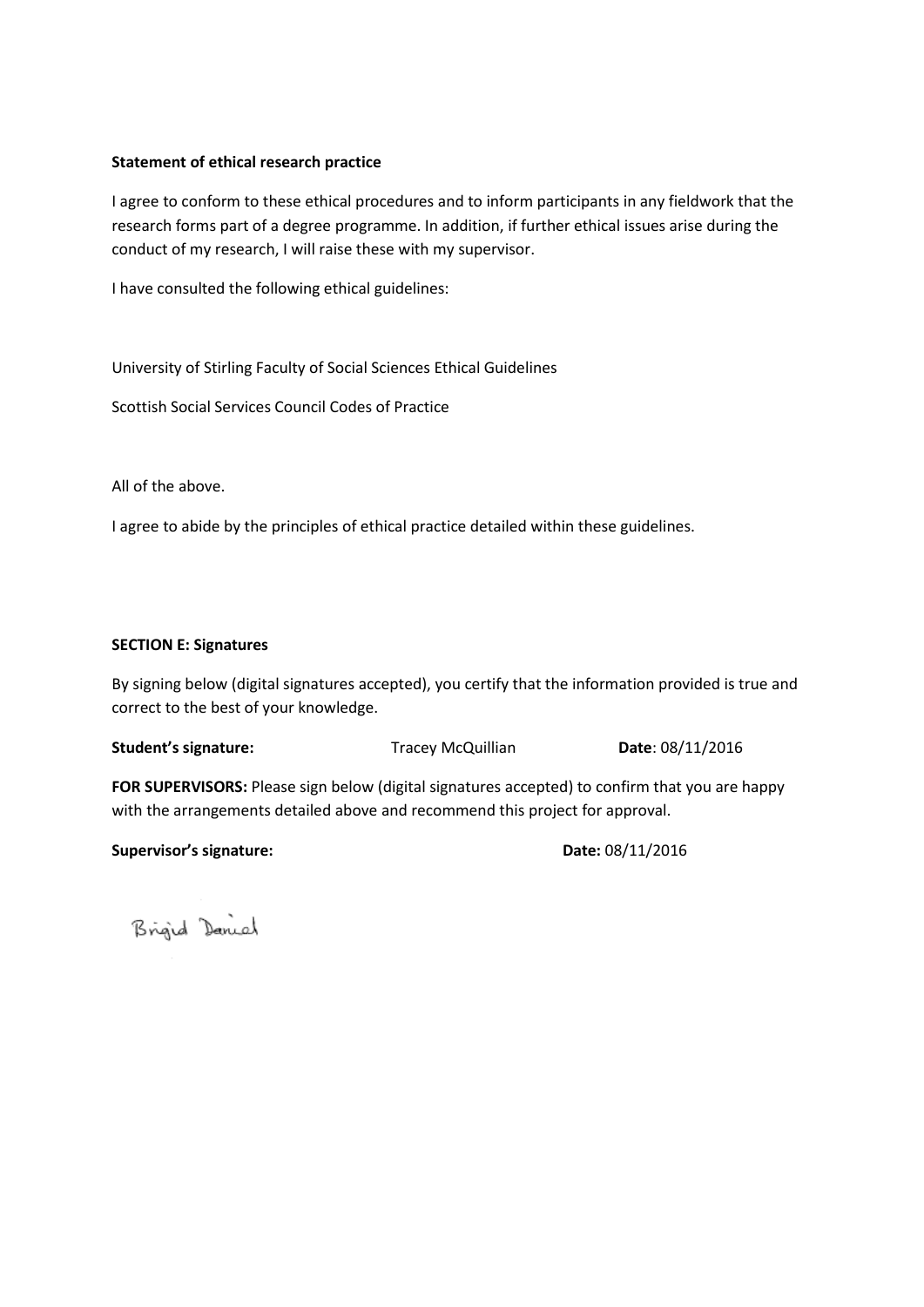**Statement of ethical research practice**

I agree to conform to these ethical procedures and to inform participants in any fieldwork that the research forms part of a degree programme. In addition, if further ethical issues arise during the conduct of my research, I will raise these with my supervisor.

I have consulted the following ethical guidelines:

University of Stirling Faculty of Social Sciences Ethical Guidelines

Scottish Social Services Council Codes of Practice

All of the above.

I agree to abide by the principles of ethical practice detailed within these guidelines.

**SECTION E: Signatures**

By signing below (digital signatures accepted), you certify that the information provided is true and correct to the best of your knowledge.

**Student's signature:** Tracey McQuillian **Date**: 08/11/2016

**FOR SUPERVISORS:** Please sign below (digital signatures accepted) to confirm that you are happy with the arrangements detailed above and recommend this project for approval.

**Supervisor's signature:** **Date:** 08/11/2016

Brigid Daniel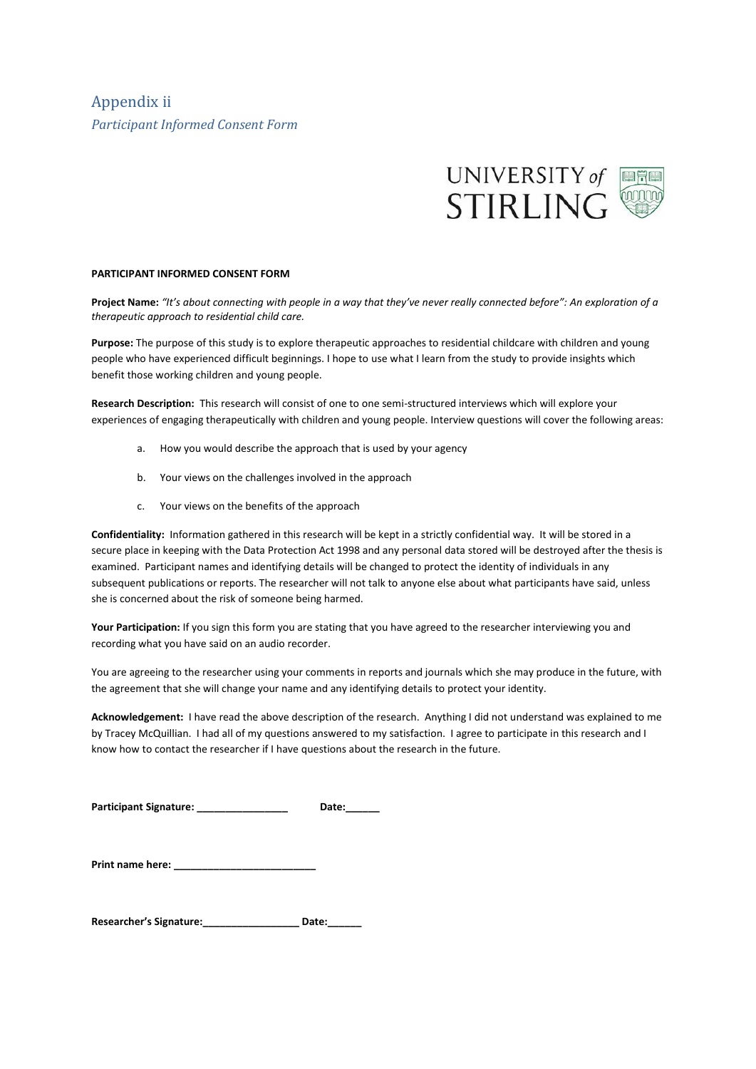# Appendix ii

*Participant Informed Consent Form*

**PARTICIPANT INFORMED CONSENT FORM**

**Project Name:** *"It's about connecting with people in a way that they've never really connected before": An exploration of a therapeutic approach to residential child care.*

**Purpose:** The purpose of this study is to explore therapeutic approaches to residential childcare with children and young people who have experienced difficult beginnings. I hope to use what I learn from the study to provide insights which benefit those working children and young people.

**Research Description:** This research will consist of one to one semi-structured interviews which will explore your experiences of engaging therapeutically with children and young people. Interview questions will cover the following areas:

a. How you would describe the approach that is used by your agency

b. Your views on the challenges involved in the approach

c. Your views on the benefits of the approach

**Confidentiality:** Information gathered in this research will be kept in a strictly confidential way. It will be stored in a secure place in keeping with the Data Protection Act 1998 and any personal data stored will be destroyed after the thesis is examined. Participant names and identifying details will be changed to protect the identity of individuals in any subsequent publications or reports. The researcher will not talk to anyone else about what participants have said, unless she is concerned about the risk of someone being harmed.

**Your Participation:** If you sign this form you are stating that you have agreed to the researcher interviewing you and recording what you have said on an audio recorder.

You are agreeing to the researcher using your comments in reports and journals which she may produce in the future, with the agreement that she will change your name and any identifying details to protect your identity.

**Acknowledgement:** I have read the above description of the research. Anything I did not understand was explained to me by Tracey McQuillian. I had all of my questions answered to my satisfaction. I agree to participate in this research and I know how to contact the researcher if I have questions about the research in the future.

**Participant Signature: ________________ Date:______**

**Print name here: _________________________**

**Researcher's Signature:_________________ Date:______**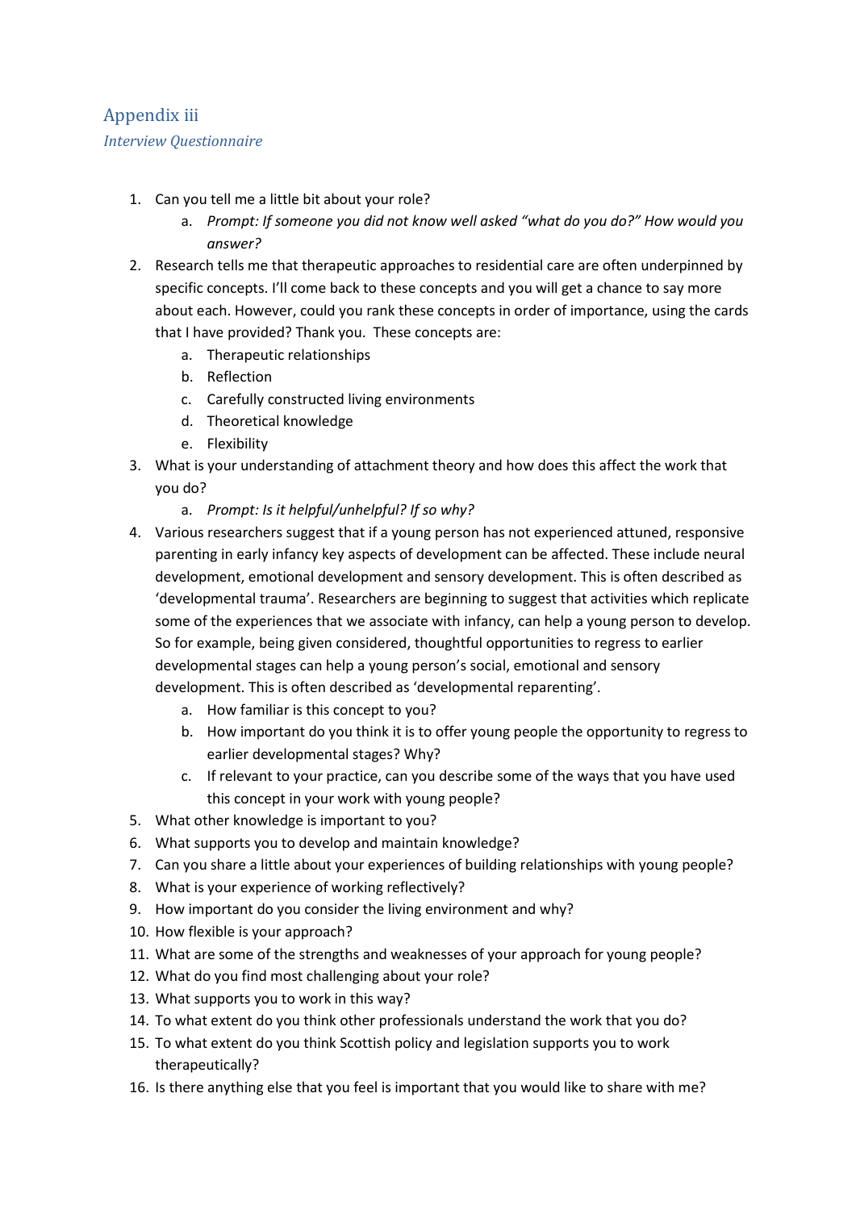## Appendix iii

*Interview Questionnaire*

1. Can you tell me a little bit about your role?
   a. *Prompt: If someone you did not know well asked "what do you do?" How would you answer?*
2. Research tells me that therapeutic approaches to residential care are often underpinned by specific concepts. I'll come back to these concepts and you will get a chance to say more about each. However, could you rank these concepts in order of importance, using the cards that I have provided? Thank you. These concepts are:
   a. Therapeutic relationships
   b. Reflection
   c. Carefully constructed living environments
   d. Theoretical knowledge
   e. Flexibility
3. What is your understanding of attachment theory and how does this affect the work that you do?
   a. *Prompt: Is it helpful/unhelpful? If so why?*
4. Various researchers suggest that if a young person has not experienced attuned, responsive parenting in early infancy key aspects of development can be affected. These include neural development, emotional development and sensory development. This is often described as 'developmental trauma'. Researchers are beginning to suggest that activities which replicate some of the experiences that we associate with infancy, can help a young person to develop. So for example, being given considered, thoughtful opportunities to regress to earlier developmental stages can help a young person's social, emotional and sensory development. This is often described as 'developmental reparenting'.
   a. How familiar is this concept to you?
   b. How important do you think it is to offer young people the opportunity to regress to earlier developmental stages? Why?
   c. If relevant to your practice, can you describe some of the ways that you have used this concept in your work with young people?
5. What other knowledge is important to you?
6. What supports you to develop and maintain knowledge?
7. Can you share a little about your experiences of building relationships with young people?
8. What is your experience of working reflectively?
9. How important do you consider the living environment and why?
10. How flexible is your approach?
11. What are some of the strengths and weaknesses of your approach for young people?
12. What do you find most challenging about your role?
13. What supports you to work in this way?
14. To what extent do you think other professionals understand the work that you do?
15. To what extent do you think Scottish policy and legislation supports you to work therapeutically?
16. Is there anything else that you feel is important that you would like to share with me?